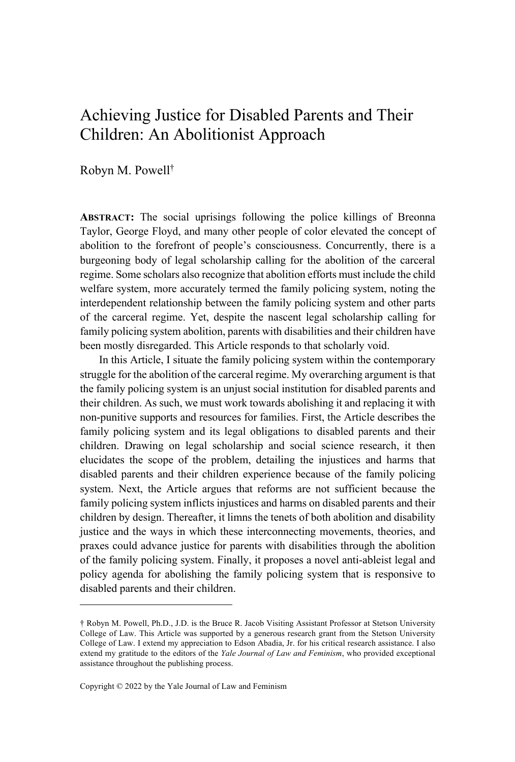# Achieving Justice for Disabled Parents and Their Children: An Abolitionist Approach

Robyn M. Powell†

**ABSTRACT:** The social uprisings following the police killings of Breonna Taylor, George Floyd, and many other people of color elevated the concept of abolition to the forefront of people's consciousness. Concurrently, there is a burgeoning body of legal scholarship calling for the abolition of the carceral regime. Some scholars also recognize that abolition efforts must include the child welfare system, more accurately termed the family policing system, noting the interdependent relationship between the family policing system and other parts of the carceral regime. Yet, despite the nascent legal scholarship calling for family policing system abolition, parents with disabilities and their children have been mostly disregarded. This Article responds to that scholarly void.

In this Article, I situate the family policing system within the contemporary struggle for the abolition of the carceral regime. My overarching argument is that the family policing system is an unjust social institution for disabled parents and their children. As such, we must work towards abolishing it and replacing it with non-punitive supports and resources for families. First, the Article describes the family policing system and its legal obligations to disabled parents and their children. Drawing on legal scholarship and social science research, it then elucidates the scope of the problem, detailing the injustices and harms that disabled parents and their children experience because of the family policing system. Next, the Article argues that reforms are not sufficient because the family policing system inflicts injustices and harms on disabled parents and their children by design. Thereafter, it limns the tenets of both abolition and disability justice and the ways in which these interconnecting movements, theories, and praxes could advance justice for parents with disabilities through the abolition of the family policing system. Finally, it proposes a novel anti-ableist legal and policy agenda for abolishing the family policing system that is responsive to disabled parents and their children.

---

† Robyn M. Powell, Ph.D., J.D. is the Bruce R. Jacob Visiting Assistant Professor at Stetson University College of Law. This Article was supported by a generous research grant from the Stetson University College of Law. I extend my appreciation to Edson Abadia, Jr. for his critical research assistance. I also extend my gratitude to the editors of the *Yale Journal of Law and Feminism*, who provided exceptional assistance throughout the publishing process.

Copyright © 2022 by the Yale Journal of Law and Feminism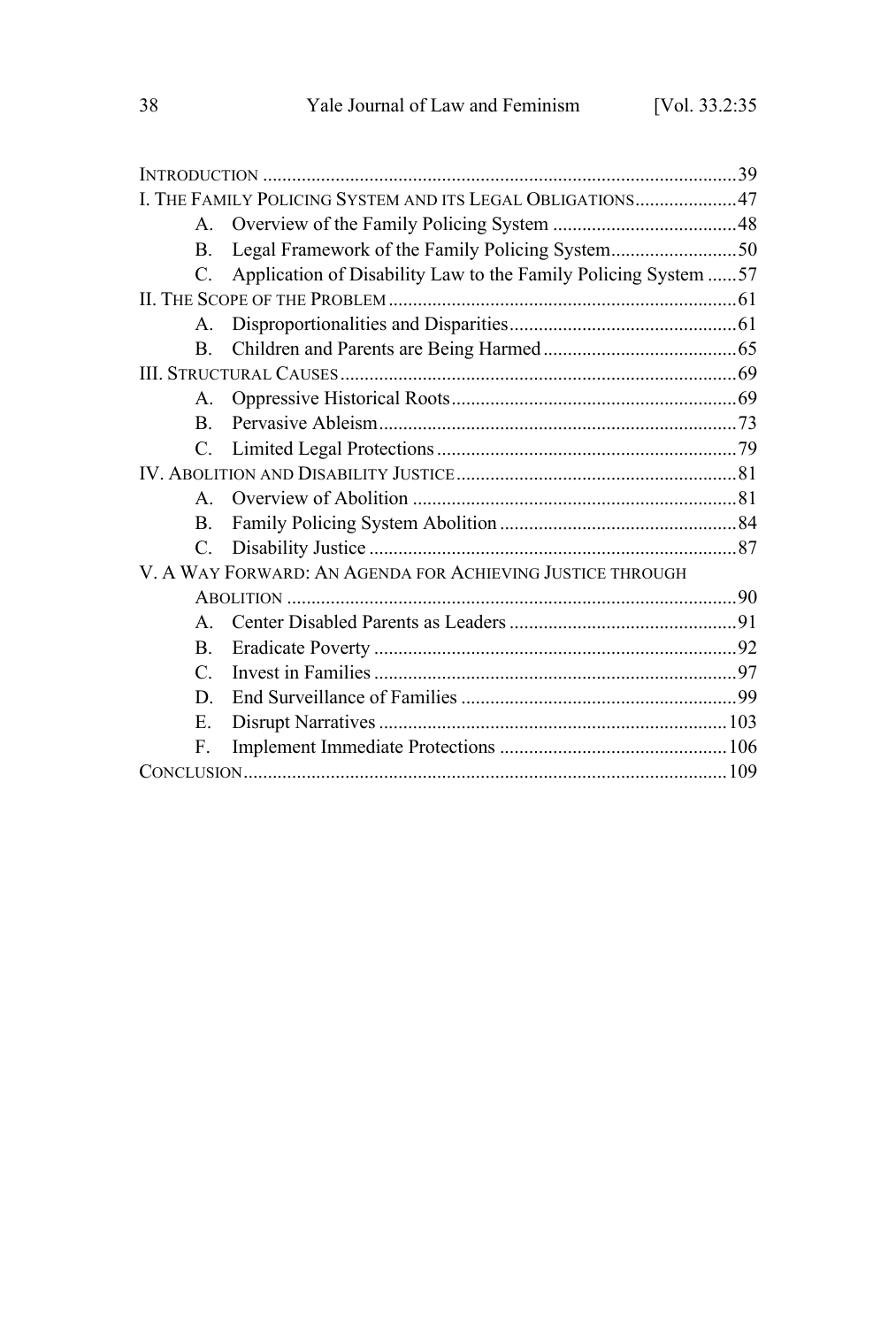INTRODUCTION .................................................................................................39

I. THE FAMILY POLICING SYSTEM AND ITS LEGAL OBLIGATIONS.....................47

- A. Overview of the Family Policing System ......................................48
- B. Legal Framework of the Family Policing System..........................50
- C. Application of Disability Law to the Family Policing System ......57

II. THE SCOPE OF THE PROBLEM.......................................................................61

- A. Disproportionalities and Disparities...............................................61
- B. Children and Parents are Being Harmed........................................65

III. STRUCTURAL CAUSES..................................................................................69

- A. Oppressive Historical Roots...........................................................69
- B. Pervasive Ableism..........................................................................73
- C. Limited Legal Protections..............................................................79

IV. ABOLITION AND DISABILITY JUSTICE..........................................................81

- A. Overview of Abolition ...................................................................81
- B. Family Policing System Abolition.................................................84
- C. Disability Justice ............................................................................87

V. A WAY FORWARD: AN AGENDA FOR ACHIEVING JUSTICE THROUGH ABOLITION .............................................................................................90

- A. Center Disabled Parents as Leaders ...............................................91
- B. Eradicate Poverty ...........................................................................92
- C. Invest in Families ...........................................................................97
- D. End Surveillance of Families .........................................................99
- E. Disrupt Narratives ........................................................................103
- F. Implement Immediate Protections ...............................................106

CONCLUSION....................................................................................................109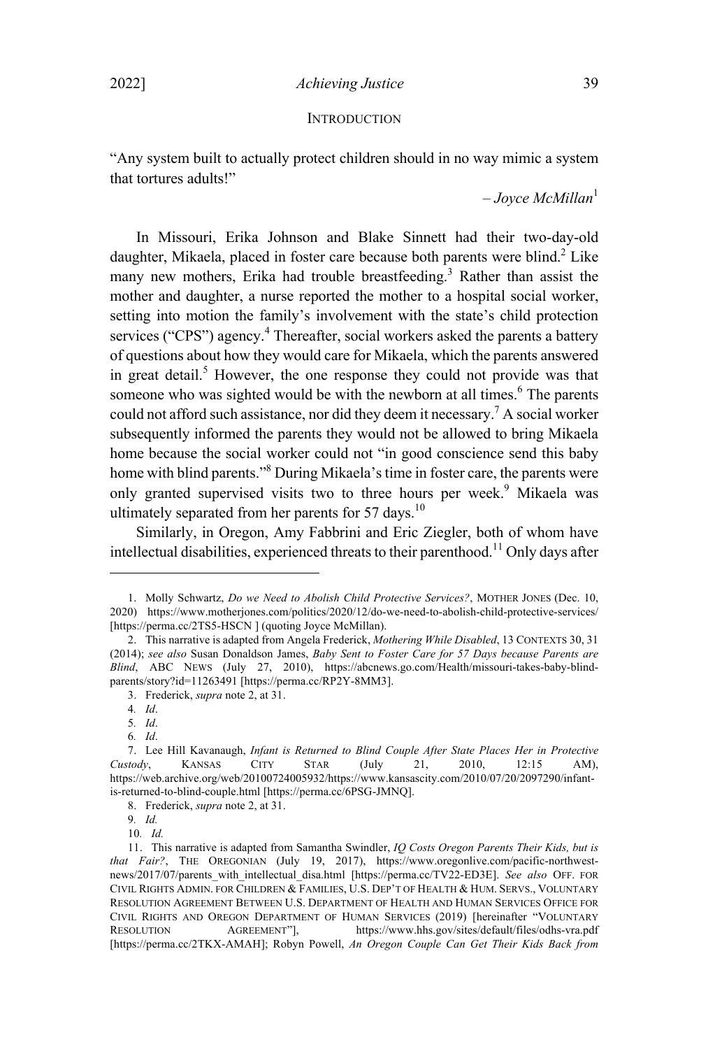## INTRODUCTION

"Any system built to actually protect children should in no way mimic a system that tortures adults!"

– *Joyce McMillan*[1]

In Missouri, Erika Johnson and Blake Sinnett had their two-day-old daughter, Mikaela, placed in foster care because both parents were blind.[2] Like many new mothers, Erika had trouble breastfeeding.[3] Rather than assist the mother and daughter, a nurse reported the mother to a hospital social worker, setting into motion the family's involvement with the state's child protection services ("CPS") agency.[4] Thereafter, social workers asked the parents a battery of questions about how they would care for Mikaela, which the parents answered in great detail.[5] However, the one response they could not provide was that someone who was sighted would be with the newborn at all times.[6] The parents could not afford such assistance, nor did they deem it necessary.[7] A social worker subsequently informed the parents they would not be allowed to bring Mikaela home because the social worker could not "in good conscience send this baby home with blind parents."[8] During Mikaela's time in foster care, the parents were only granted supervised visits two to three hours per week.[9] Mikaela was ultimately separated from her parents for 57 days.[10]

Similarly, in Oregon, Amy Fabbrini and Eric Ziegler, both of whom have intellectual disabilities, experienced threats to their parenthood.[11] Only days after

---

1. Molly Schwartz, *Do we Need to Abolish Child Protective Services?*, MOTHER JONES (Dec. 10, 2020) https://www.motherjones.com/politics/2020/12/do-we-need-to-abolish-child-protective-services/ [https://perma.cc/2TS5-HSCN ] (quoting Joyce McMillan).

2. This narrative is adapted from Angela Frederick, *Mothering While Disabled*, 13 CONTEXTS 30, 31 (2014); *see also* Susan Donaldson James, *Baby Sent to Foster Care for 57 Days because Parents are Blind*, ABC NEWS (July 27, 2010), https://abcnews.go.com/Health/missouri-takes-baby-blind-parents/story?id=11263491 [https://perma.cc/RP2Y-8MM3].

3. Frederick, *supra* note 2, at 31.

4. *Id*.

5. *Id*.

6. *Id*.

7. Lee Hill Kavanaugh, *Infant is Returned to Blind Couple After State Places Her in Protective Custody*, KANSAS CITY STAR (July 21, 2010, 12:15 AM), https://web.archive.org/web/20100724005932/https://www.kansascity.com/2010/07/20/2097290/infant-is-returned-to-blind-couple.html [https://perma.cc/6PSG-JMNQ].

8. Frederick, *supra* note 2, at 31.

9. *Id.*

10. *Id.*

11. This narrative is adapted from Samantha Swindler, *IQ Costs Oregon Parents Their Kids, but is that Fair?*, THE OREGONIAN (July 19, 2017), https://www.oregonlive.com/pacific-northwest-news/2017/07/parents_with_intellectual_disa.html [https://perma.cc/TV22-ED3E]. *See also* OFF. FOR CIVIL RIGHTS ADMIN. FOR CHILDREN & FAMILIES, U.S. DEP'T OF HEALTH & HUM. SERVS., VOLUNTARY RESOLUTION AGREEMENT BETWEEN U.S. DEPARTMENT OF HEALTH AND HUMAN SERVICES OFFICE FOR CIVIL RIGHTS AND OREGON DEPARTMENT OF HUMAN SERVICES (2019) [hereinafter "VOLUNTARY RESOLUTION AGREEMENT"], https://www.hhs.gov/sites/default/files/odhs-vra.pdf [https://perma.cc/2TKX-AMAH]; Robyn Powell, *An Oregon Couple Can Get Their Kids Back from*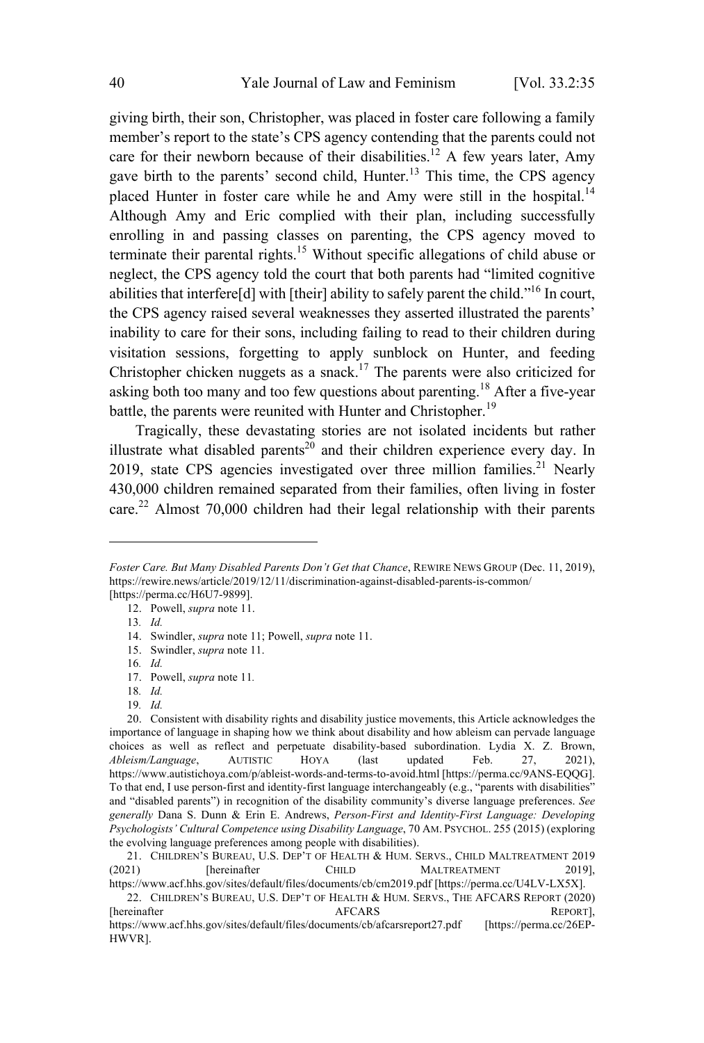giving birth, their son, Christopher, was placed in foster care following a family member's report to the state's CPS agency contending that the parents could not care for their newborn because of their disabilities.[12] A few years later, Amy gave birth to the parents' second child, Hunter.[13] This time, the CPS agency placed Hunter in foster care while he and Amy were still in the hospital.[14] Although Amy and Eric complied with their plan, including successfully enrolling in and passing classes on parenting, the CPS agency moved to terminate their parental rights.[15] Without specific allegations of child abuse or neglect, the CPS agency told the court that both parents had "limited cognitive abilities that interfere[d] with [their] ability to safely parent the child."[16] In court, the CPS agency raised several weaknesses they asserted illustrated the parents' inability to care for their sons, including failing to read to their children during visitation sessions, forgetting to apply sunblock on Hunter, and feeding Christopher chicken nuggets as a snack.[17] The parents were also criticized for asking both too many and too few questions about parenting.[18] After a five-year battle, the parents were reunited with Hunter and Christopher.[19]

Tragically, these devastating stories are not isolated incidents but rather illustrate what disabled parents[20] and their children experience every day. In 2019, state CPS agencies investigated over three million families.[21] Nearly 430,000 children remained separated from their families, often living in foster care.[22] Almost 70,000 children had their legal relationship with their parents

---

*Foster Care. But Many Disabled Parents Don't Get that Chance*, REWIRE NEWS GROUP (Dec. 11, 2019), https://rewire.news/article/2019/12/11/discrimination-against-disabled-parents-is-common/ [https://perma.cc/H6U7-9899].

12. Powell, *supra* note 11.

13. *Id.*

14. Swindler, *supra* note 11; Powell, *supra* note 11.

15. Swindler, *supra* note 11.

16. *Id.*

17. Powell, *supra* note 11.

18. *Id.*

19. *Id.*

20. Consistent with disability rights and disability justice movements, this Article acknowledges the importance of language in shaping how we think about disability and how ableism can pervade language choices as well as reflect and perpetuate disability-based subordination. Lydia X. Z. Brown, *Ableism/Language*, AUTISTIC HOYA (last updated Feb. 27, 2021), https://www.autistichoya.com/p/ableist-words-and-terms-to-avoid.html [https://perma.cc/9ANS-EQQG]. To that end, I use person-first and identity-first language interchangeably (e.g., "parents with disabilities" and "disabled parents") in recognition of the disability community's diverse language preferences. *See generally* Dana S. Dunn & Erin E. Andrews, *Person-First and Identity-First Language: Developing Psychologists' Cultural Competence using Disability Language*, 70 AM. PSYCHOL. 255 (2015) (exploring the evolving language preferences among people with disabilities).

21. CHILDREN'S BUREAU, U.S. DEP'T OF HEALTH & HUM. SERVS., CHILD MALTREATMENT 2019 (2021) [hereinafter CHILD MALTREATMENT 2019], https://www.acf.hhs.gov/sites/default/files/documents/cb/cm2019.pdf [https://perma.cc/U4LV-LX5X].

22. CHILDREN'S BUREAU, U.S. DEP'T OF HEALTH & HUM. SERVS., THE AFCARS REPORT (2020) [hereinafter AFCARS REPORT], https://www.acf.hhs.gov/sites/default/files/documents/cb/afcarsreport27.pdf [https://perma.cc/26EP-HWVR].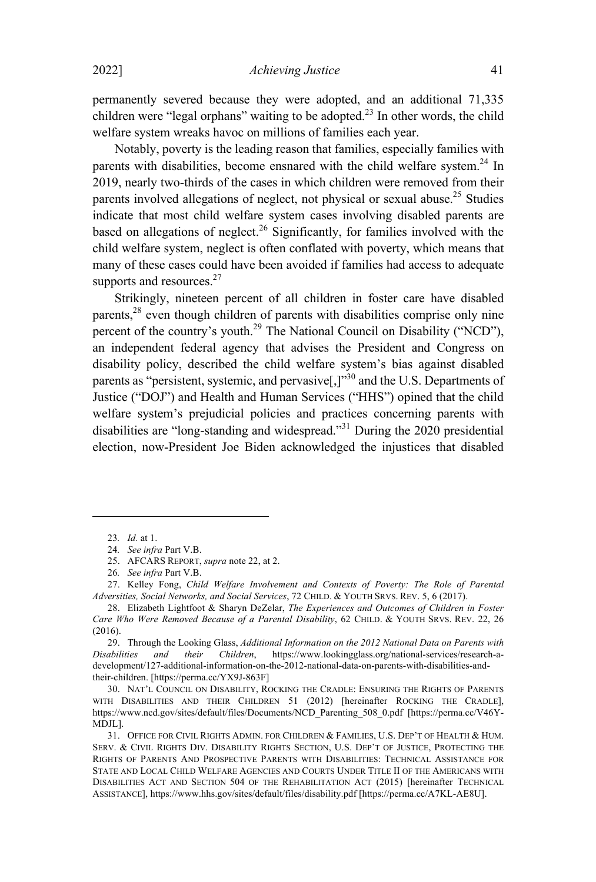permanently severed because they were adopted, and an additional 71,335 children were "legal orphans" waiting to be adopted.[23] In other words, the child welfare system wreaks havoc on millions of families each year.

Notably, poverty is the leading reason that families, especially families with parents with disabilities, become ensnared with the child welfare system.[24] In 2019, nearly two-thirds of the cases in which children were removed from their parents involved allegations of neglect, not physical or sexual abuse.[25] Studies indicate that most child welfare system cases involving disabled parents are based on allegations of neglect.[26] Significantly, for families involved with the child welfare system, neglect is often conflated with poverty, which means that many of these cases could have been avoided if families had access to adequate supports and resources.[27]

Strikingly, nineteen percent of all children in foster care have disabled parents,[28] even though children of parents with disabilities comprise only nine percent of the country's youth.[29] The National Council on Disability ("NCD"), an independent federal agency that advises the President and Congress on disability policy, described the child welfare system's bias against disabled parents as "persistent, systemic, and pervasive[,]"[30] and the U.S. Departments of Justice ("DOJ") and Health and Human Services ("HHS") opined that the child welfare system's prejudicial policies and practices concerning parents with disabilities are "long-standing and widespread."[31] During the 2020 presidential election, now-President Joe Biden acknowledged the injustices that disabled

---

23. *Id.* at 1.

24. *See infra* Part V.B.

25. AFCARS REPORT, *supra* note 22, at 2.

26. *See infra* Part V.B.

27. Kelley Fong, *Child Welfare Involvement and Contexts of Poverty: The Role of Parental Adversities, Social Networks, and Social Services*, 72 CHILD. & YOUTH SRVS. REV. 5, 6 (2017).

28. Elizabeth Lightfoot & Sharyn DeZelar, *The Experiences and Outcomes of Children in Foster Care Who Were Removed Because of a Parental Disability*, 62 CHILD. & YOUTH SRVS. REV. 22, 26 (2016).

29. Through the Looking Glass, *Additional Information on the 2012 National Data on Parents with Disabilities and their Children*, https://www.lookingglass.org/national-services/research-a-development/127-additional-information-on-the-2012-national-data-on-parents-with-disabilities-and-their-children. [https://perma.cc/YX9J-863F]

30. NAT'L COUNCIL ON DISABILITY, ROCKING THE CRADLE: ENSURING THE RIGHTS OF PARENTS WITH DISABILITIES AND THEIR CHILDREN 51 (2012) [hereinafter ROCKING THE CRADLE], https://www.ncd.gov/sites/default/files/Documents/NCD_Parenting_508_0.pdf [https://perma.cc/V46Y-MDJL].

31. OFFICE FOR CIVIL RIGHTS ADMIN. FOR CHILDREN & FAMILIES, U.S. DEP'T OF HEALTH & HUM. SERV. & CIVIL RIGHTS DIV. DISABILITY RIGHTS SECTION, U.S. DEP'T OF JUSTICE, PROTECTING THE RIGHTS OF PARENTS AND PROSPECTIVE PARENTS WITH DISABILITIES: TECHNICAL ASSISTANCE FOR STATE AND LOCAL CHILD WELFARE AGENCIES AND COURTS UNDER TITLE II OF THE AMERICANS WITH DISABILITIES ACT AND SECTION 504 OF THE REHABILITATION ACT (2015) [hereinafter TECHNICAL ASSISTANCE], https://www.hhs.gov/sites/default/files/disability.pdf [https://perma.cc/A7KL-AE8U].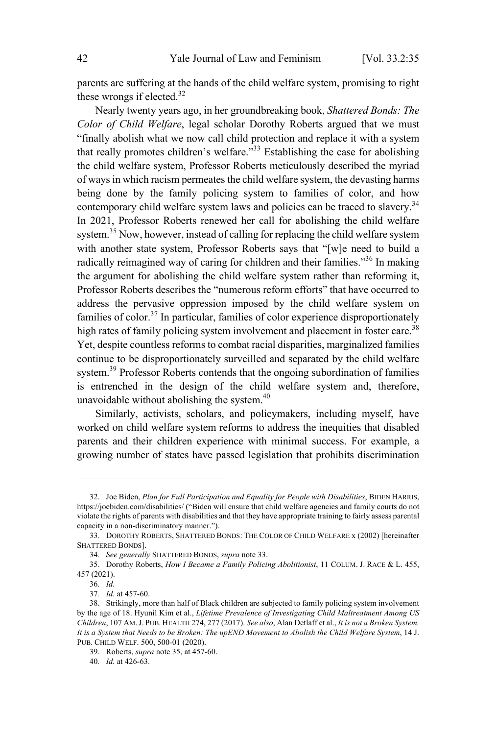parents are suffering at the hands of the child welfare system, promising to right these wrongs if elected.[32]

Nearly twenty years ago, in her groundbreaking book, *Shattered Bonds: The Color of Child Welfare*, legal scholar Dorothy Roberts argued that we must "finally abolish what we now call child protection and replace it with a system that really promotes children's welfare."[33] Establishing the case for abolishing the child welfare system, Professor Roberts meticulously described the myriad of ways in which racism permeates the child welfare system, the devasting harms being done by the family policing system to families of color, and how contemporary child welfare system laws and policies can be traced to slavery.[34] In 2021, Professor Roberts renewed her call for abolishing the child welfare system.[35] Now, however, instead of calling for replacing the child welfare system with another state system, Professor Roberts says that "[w]e need to build a radically reimagined way of caring for children and their families."[36] In making the argument for abolishing the child welfare system rather than reforming it, Professor Roberts describes the "numerous reform efforts" that have occurred to address the pervasive oppression imposed by the child welfare system on families of color.[37] In particular, families of color experience disproportionately high rates of family policing system involvement and placement in foster care.[38] Yet, despite countless reforms to combat racial disparities, marginalized families continue to be disproportionately surveilled and separated by the child welfare system.[39] Professor Roberts contends that the ongoing subordination of families is entrenched in the design of the child welfare system and, therefore, unavoidable without abolishing the system.[40]

Similarly, activists, scholars, and policymakers, including myself, have worked on child welfare system reforms to address the inequities that disabled parents and their children experience with minimal success. For example, a growing number of states have passed legislation that prohibits discrimination

---

32. Joe Biden, *Plan for Full Participation and Equality for People with Disabilities*, BIDEN HARRIS, https://joebiden.com/disabilities/ ("Biden will ensure that child welfare agencies and family courts do not violate the rights of parents with disabilities and that they have appropriate training to fairly assess parental capacity in a non-discriminatory manner.").

33. DOROTHY ROBERTS, SHATTERED BONDS: THE COLOR OF CHILD WELFARE x (2002) [hereinafter SHATTERED BONDS].

34. *See generally* SHATTERED BONDS, *supra* note 33.

35. Dorothy Roberts, *How I Became a Family Policing Abolitionist*, 11 COLUM. J. RACE & L. 455, 457 (2021).

36. *Id.*

37. *Id.* at 457-60.

38. Strikingly, more than half of Black children are subjected to family policing system involvement by the age of 18. Hyunil Kim et al., *Lifetime Prevalence of Investigating Child Maltreatment Among US Children*, 107 AM. J. PUB. HEALTH 274, 277 (2017). *See also*, Alan Detlaff et al., *It is not a Broken System, It is a System that Needs to be Broken: The upEND Movement to Abolish the Child Welfare System*, 14 J. PUB. CHILD WELF. 500, 500-01 (2020).

39. Roberts, *supra* note 35, at 457-60.

40. *Id.* at 426-63.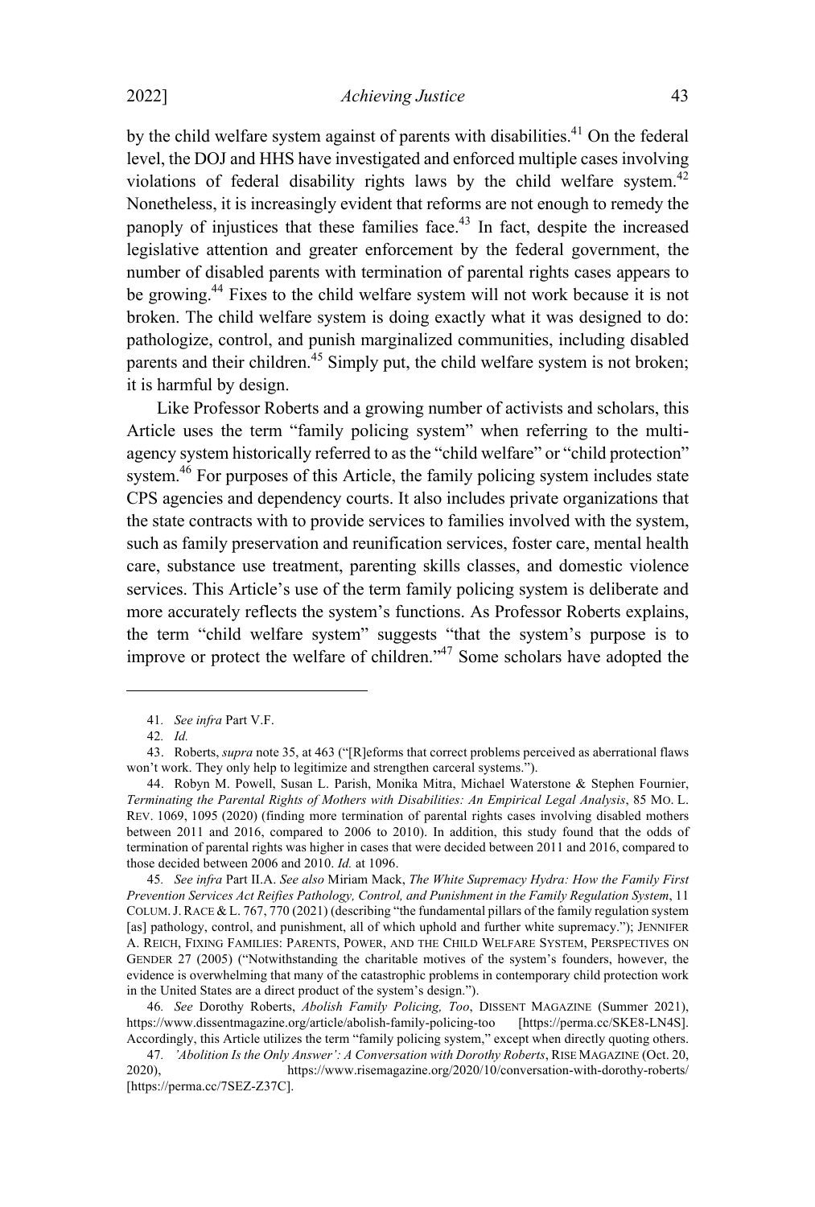by the child welfare system against of parents with disabilities.[41] On the federal level, the DOJ and HHS have investigated and enforced multiple cases involving violations of federal disability rights laws by the child welfare system.[42] Nonetheless, it is increasingly evident that reforms are not enough to remedy the panoply of injustices that these families face.[43] In fact, despite the increased legislative attention and greater enforcement by the federal government, the number of disabled parents with termination of parental rights cases appears to be growing.[44] Fixes to the child welfare system will not work because it is not broken. The child welfare system is doing exactly what it was designed to do: pathologize, control, and punish marginalized communities, including disabled parents and their children.[45] Simply put, the child welfare system is not broken; it is harmful by design.

Like Professor Roberts and a growing number of activists and scholars, this Article uses the term "family policing system" when referring to the multi-agency system historically referred to as the "child welfare" or "child protection" system.[46] For purposes of this Article, the family policing system includes state CPS agencies and dependency courts. It also includes private organizations that the state contracts with to provide services to families involved with the system, such as family preservation and reunification services, foster care, mental health care, substance use treatment, parenting skills classes, and domestic violence services. This Article's use of the term family policing system is deliberate and more accurately reflects the system's functions. As Professor Roberts explains, the term "child welfare system" suggests "that the system's purpose is to improve or protect the welfare of children."[47] Some scholars have adopted the

---

41. *See infra* Part V.F.

42. *Id.*

43. Roberts, *supra* note 35, at 463 ("[R]eforms that correct problems perceived as aberrational flaws won't work. They only help to legitimize and strengthen carceral systems.").

44. Robyn M. Powell, Susan L. Parish, Monika Mitra, Michael Waterstone & Stephen Fournier, *Terminating the Parental Rights of Mothers with Disabilities: An Empirical Legal Analysis*, 85 MO. L. REV. 1069, 1095 (2020) (finding more termination of parental rights cases involving disabled mothers between 2011 and 2016, compared to 2006 to 2010). In addition, this study found that the odds of termination of parental rights was higher in cases that were decided between 2011 and 2016, compared to those decided between 2006 and 2010. *Id.* at 1096.

45. *See infra* Part II.A. *See also* Miriam Mack, *The White Supremacy Hydra: How the Family First Prevention Services Act Reifies Pathology, Control, and Punishment in the Family Regulation System*, 11 COLUM. J. RACE & L. 767, 770 (2021) (describing "the fundamental pillars of the family regulation system [as] pathology, control, and punishment, all of which uphold and further white supremacy."); JENNIFER A. REICH, FIXING FAMILIES: PARENTS, POWER, AND THE CHILD WELFARE SYSTEM, PERSPECTIVES ON GENDER 27 (2005) ("Notwithstanding the charitable motives of the system's founders, however, the evidence is overwhelming that many of the catastrophic problems in contemporary child protection work in the United States are a direct product of the system's design.").

46. *See* Dorothy Roberts, *Abolish Family Policing, Too*, DISSENT MAGAZINE (Summer 2021), https://www.dissentmagazine.org/article/abolish-family-policing-too [https://perma.cc/SKE8-LN4S]. Accordingly, this Article utilizes the term "family policing system," except when directly quoting others.

47. *'Abolition Is the Only Answer': A Conversation with Dorothy Roberts*, RISE MAGAZINE (Oct. 20, 2020), https://www.risemagazine.org/2020/10/conversation-with-dorothy-roberts/ [https://perma.cc/7SEZ-Z37C].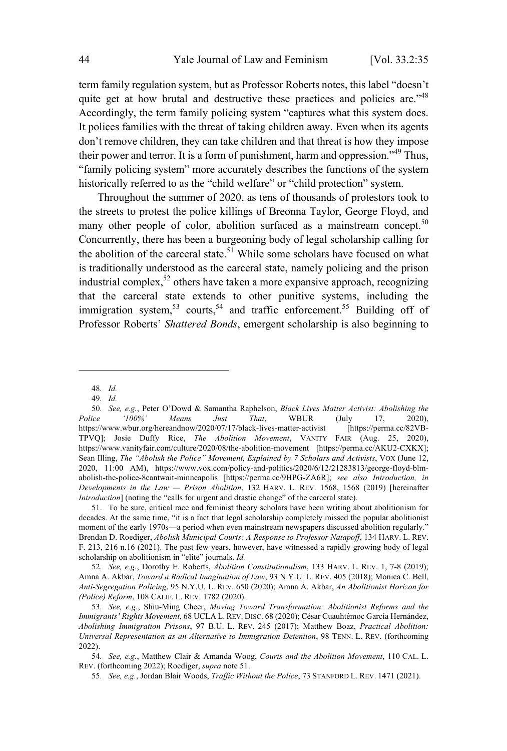term family regulation system, but as Professor Roberts notes, this label "doesn't quite get at how brutal and destructive these practices and policies are."[48] Accordingly, the term family policing system "captures what this system does. It polices families with the threat of taking children away. Even when its agents don't remove children, they can take children and that threat is how they impose their power and terror. It is a form of punishment, harm and oppression."[49] Thus, "family policing system" more accurately describes the functions of the system historically referred to as the "child welfare" or "child protection" system.

Throughout the summer of 2020, as tens of thousands of protestors took to the streets to protest the police killings of Breonna Taylor, George Floyd, and many other people of color, abolition surfaced as a mainstream concept.[50] Concurrently, there has been a burgeoning body of legal scholarship calling for the abolition of the carceral state.[51] While some scholars have focused on what is traditionally understood as the carceral state, namely policing and the prison industrial complex,[52] others have taken a more expansive approach, recognizing that the carceral state extends to other punitive systems, including the immigration system,[53] courts,[54] and traffic enforcement.[55] Building off of Professor Roberts' *Shattered Bonds*, emergent scholarship is also beginning to

---

48. *Id.*

49. *Id.*

50. *See, e.g.*, Peter O'Dowd & Samantha Raphelson, *Black Lives Matter Activist: Abolishing the Police '100%' Means Just That*, WBUR (July 17, 2020), https://www.wbur.org/hereandnow/2020/07/17/black-lives-matter-activist [https://perma.cc/82VB-TPVQ]; Josie Duffy Rice, *The Abolition Movement*, VANITY FAIR (Aug. 25, 2020), https://www.vanityfair.com/culture/2020/08/the-abolition-movement [https://perma.cc/AKU2-CXKX]; Sean Illing, *The "Abolish the Police" Movement, Explained by 7 Scholars and Activists*, VOX (June 12, 2020, 11:00 AM), https://www.vox.com/policy-and-politics/2020/6/12/21283813/george-floyd-blm-abolish-the-police-8cantwait-minneapolis [https://perma.cc/9HPG-ZA6R]; *see also Introduction, in Developments in the Law — Prison Abolition*, 132 HARV. L. REV. 1568, 1568 (2019) [hereinafter *Introduction*] (noting the "calls for urgent and drastic change" of the carceral state).

51. To be sure, critical race and feminist theory scholars have been writing about abolitionism for decades. At the same time, "it is a fact that legal scholarship completely missed the popular abolitionist moment of the early 1970s—a period when even mainstream newspapers discussed abolition regularly." Brendan D. Roediger, *Abolish Municipal Courts: A Response to Professor Natapoff*, 134 HARV. L. REV. F. 213, 216 n.16 (2021). The past few years, however, have witnessed a rapidly growing body of legal scholarship on abolitionism in "elite" journals. *Id.*

52. *See, e.g.*, Dorothy E. Roberts, *Abolition Constitutionalism*, 133 HARV. L. REV. 1, 7-8 (2019); Amna A. Akbar, *Toward a Radical Imagination of Law*, 93 N.Y.U. L. REV. 405 (2018); Monica C. Bell, *Anti-Segregation Policing*, 95 N.Y.U. L. REV. 650 (2020); Amna A. Akbar, *An Abolitionist Horizon for (Police) Reform*, 108 CALIF. L. REV. 1782 (2020).

53. *See, e.g.*, Shiu-Ming Cheer, *Moving Toward Transformation: Abolitionist Reforms and the Immigrants' Rights Movement*, 68 UCLA L. REV. DISC. 68 (2020); César Cuauhtémoc García Hernández, *Abolishing Immigration Prisons*, 97 B.U. L. REV. 245 (2017); Matthew Boaz, *Practical Abolition: Universal Representation as an Alternative to Immigration Detention*, 98 TENN. L. REV. (forthcoming 2022).

54. *See, e.g.*, Matthew Clair & Amanda Woog, *Courts and the Abolition Movement*, 110 CAL. L. REV. (forthcoming 2022); Roediger, *supra* note 51.

55. *See, e.g.*, Jordan Blair Woods, *Traffic Without the Police*, 73 STANFORD L. REV. 1471 (2021).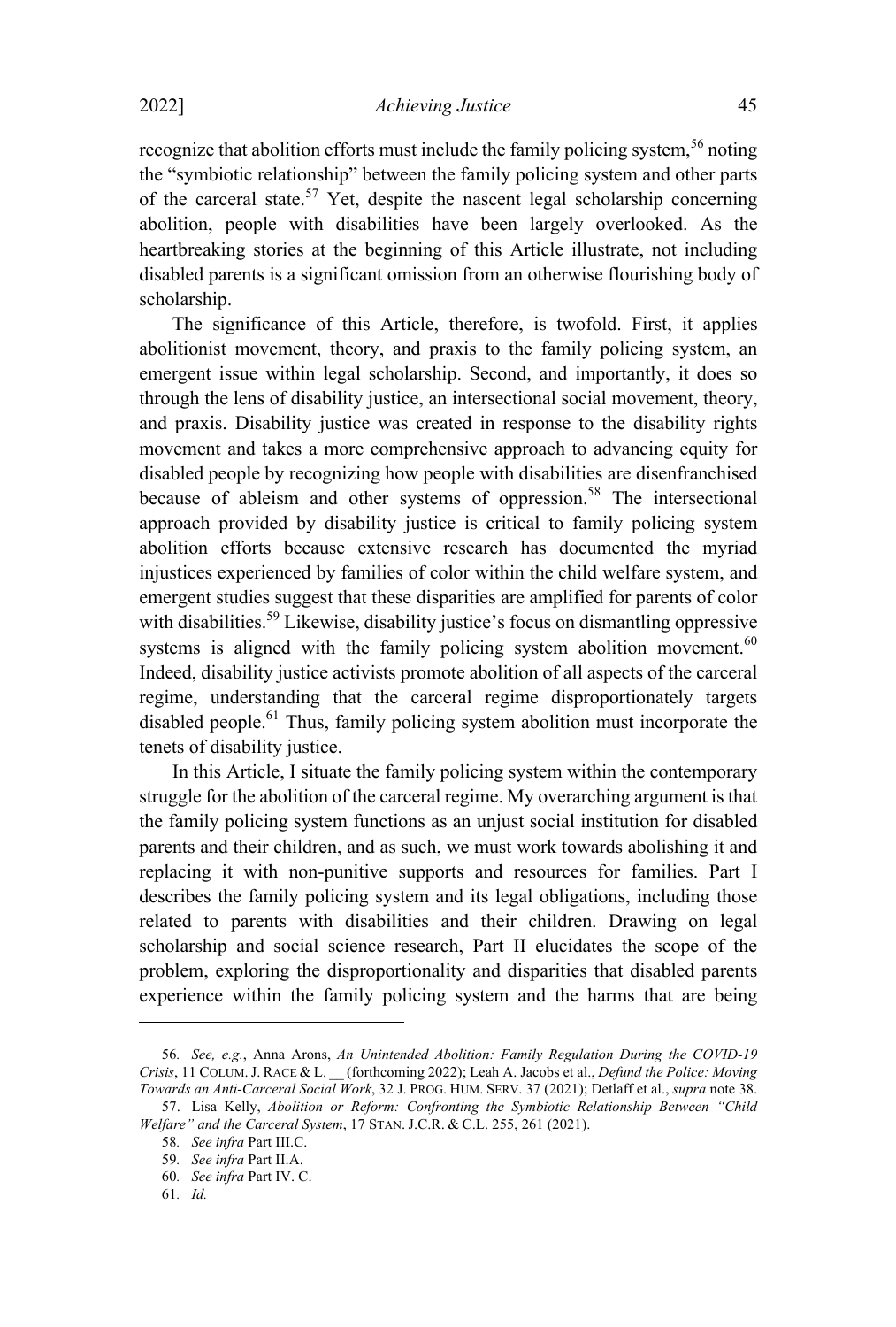recognize that abolition efforts must include the family policing system,[56] noting the "symbiotic relationship" between the family policing system and other parts of the carceral state.[57] Yet, despite the nascent legal scholarship concerning abolition, people with disabilities have been largely overlooked. As the heartbreaking stories at the beginning of this Article illustrate, not including disabled parents is a significant omission from an otherwise flourishing body of scholarship.

The significance of this Article, therefore, is twofold. First, it applies abolitionist movement, theory, and praxis to the family policing system, an emergent issue within legal scholarship. Second, and importantly, it does so through the lens of disability justice, an intersectional social movement, theory, and praxis. Disability justice was created in response to the disability rights movement and takes a more comprehensive approach to advancing equity for disabled people by recognizing how people with disabilities are disenfranchised because of ableism and other systems of oppression.[58] The intersectional approach provided by disability justice is critical to family policing system abolition efforts because extensive research has documented the myriad injustices experienced by families of color within the child welfare system, and emergent studies suggest that these disparities are amplified for parents of color with disabilities.[59] Likewise, disability justice's focus on dismantling oppressive systems is aligned with the family policing system abolition movement.[60] Indeed, disability justice activists promote abolition of all aspects of the carceral regime, understanding that the carceral regime disproportionately targets disabled people.[61] Thus, family policing system abolition must incorporate the tenets of disability justice.

In this Article, I situate the family policing system within the contemporary struggle for the abolition of the carceral regime. My overarching argument is that the family policing system functions as an unjust social institution for disabled parents and their children, and as such, we must work towards abolishing it and replacing it with non-punitive supports and resources for families. Part I describes the family policing system and its legal obligations, including those related to parents with disabilities and their children. Drawing on legal scholarship and social science research, Part II elucidates the scope of the problem, exploring the disproportionality and disparities that disabled parents experience within the family policing system and the harms that are being

---

56. *See, e.g.*, Anna Arons, *An Unintended Abolition: Family Regulation During the COVID-19 Crisis*, 11 COLUM. J. RACE & L. __ (forthcoming 2022); Leah A. Jacobs et al., *Defund the Police: Moving Towards an Anti-Carceral Social Work*, 32 J. PROG. HUM. SERV. 37 (2021); Detlaff et al., *supra* note 38.

57. Lisa Kelly, *Abolition or Reform: Confronting the Symbiotic Relationship Between "Child Welfare" and the Carceral System*, 17 STAN. J.C.R. & C.L. 255, 261 (2021).

58. *See infra* Part III.C.

59. *See infra* Part II.A.

60. *See infra* Part IV. C.

61. *Id.*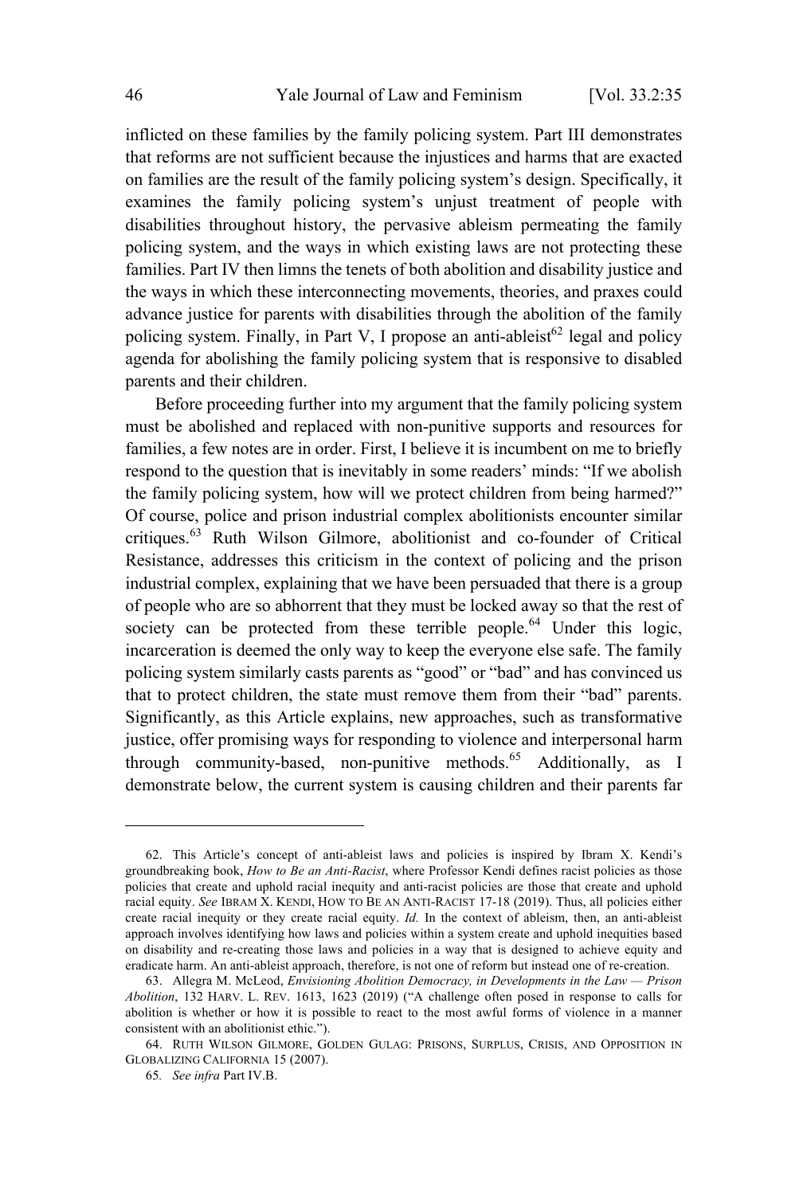inflicted on these families by the family policing system. Part III demonstrates that reforms are not sufficient because the injustices and harms that are exacted on families are the result of the family policing system's design. Specifically, it examines the family policing system's unjust treatment of people with disabilities throughout history, the pervasive ableism permeating the family policing system, and the ways in which existing laws are not protecting these families. Part IV then limns the tenets of both abolition and disability justice and the ways in which these interconnecting movements, theories, and praxes could advance justice for parents with disabilities through the abolition of the family policing system. Finally, in Part V, I propose an anti-ableist[62] legal and policy agenda for abolishing the family policing system that is responsive to disabled parents and their children.

Before proceeding further into my argument that the family policing system must be abolished and replaced with non-punitive supports and resources for families, a few notes are in order. First, I believe it is incumbent on me to briefly respond to the question that is inevitably in some readers' minds: "If we abolish the family policing system, how will we protect children from being harmed?" Of course, police and prison industrial complex abolitionists encounter similar critiques.[63] Ruth Wilson Gilmore, abolitionist and co-founder of Critical Resistance, addresses this criticism in the context of policing and the prison industrial complex, explaining that we have been persuaded that there is a group of people who are so abhorrent that they must be locked away so that the rest of society can be protected from these terrible people.[64] Under this logic, incarceration is deemed the only way to keep the everyone else safe. The family policing system similarly casts parents as "good" or "bad" and has convinced us that to protect children, the state must remove them from their "bad" parents. Significantly, as this Article explains, new approaches, such as transformative justice, offer promising ways for responding to violence and interpersonal harm through community-based, non-punitive methods.[65] Additionally, as I demonstrate below, the current system is causing children and their parents far

---

62. This Article's concept of anti-ableist laws and policies is inspired by Ibram X. Kendi's groundbreaking book, *How to Be an Anti-Racist*, where Professor Kendi defines racist policies as those policies that create and uphold racial inequity and anti-racist policies are those that create and uphold racial equity. *See* IBRAM X. KENDI, HOW TO BE AN ANTI-RACIST 17-18 (2019). Thus, all policies either create racial inequity or they create racial equity. *Id.* In the context of ableism, then, an anti-ableist approach involves identifying how laws and policies within a system create and uphold inequities based on disability and re-creating those laws and policies in a way that is designed to achieve equity and eradicate harm. An anti-ableist approach, therefore, is not one of reform but instead one of re-creation.

63. Allegra M. McLeod, *Envisioning Abolition Democracy, in Developments in the Law — Prison Abolition*, 132 HARV. L. REV. 1613, 1623 (2019) ("A challenge often posed in response to calls for abolition is whether or how it is possible to react to the most awful forms of violence in a manner consistent with an abolitionist ethic.").

64. RUTH WILSON GILMORE, GOLDEN GULAG: PRISONS, SURPLUS, CRISIS, AND OPPOSITION IN GLOBALIZING CALIFORNIA 15 (2007).

65. *See infra* Part IV.B.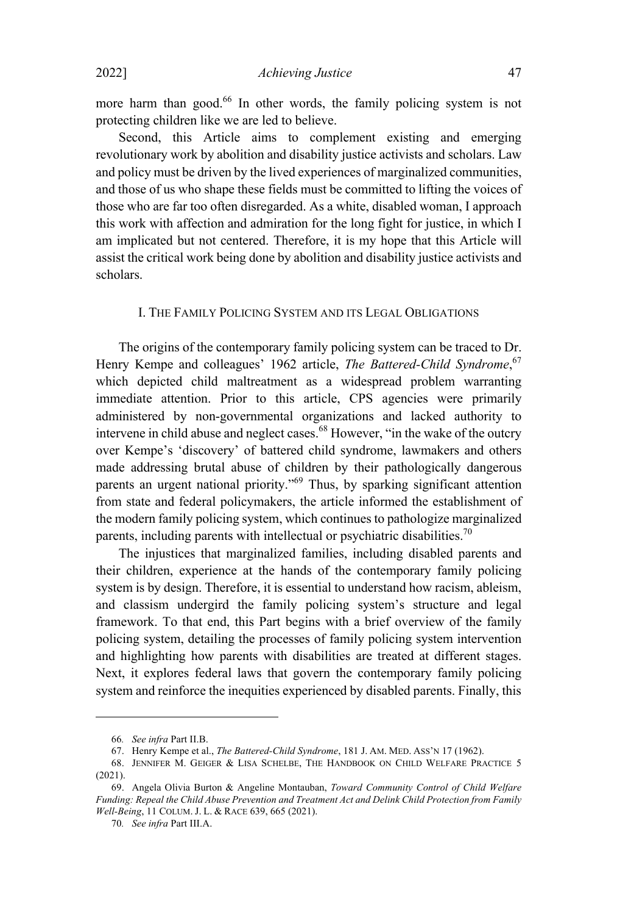more harm than good.[66] In other words, the family policing system is not protecting children like we are led to believe.

Second, this Article aims to complement existing and emerging revolutionary work by abolition and disability justice activists and scholars. Law and policy must be driven by the lived experiences of marginalized communities, and those of us who shape these fields must be committed to lifting the voices of those who are far too often disregarded. As a white, disabled woman, I approach this work with affection and admiration for the long fight for justice, in which I am implicated but not centered. Therefore, it is my hope that this Article will assist the critical work being done by abolition and disability justice activists and scholars.

## I. The Family Policing System and its Legal Obligations

The origins of the contemporary family policing system can be traced to Dr. Henry Kempe and colleagues' 1962 article, *The Battered-Child Syndrome*,[67] which depicted child maltreatment as a widespread problem warranting immediate attention. Prior to this article, CPS agencies were primarily administered by non-governmental organizations and lacked authority to intervene in child abuse and neglect cases.[68] However, "in the wake of the outcry over Kempe's 'discovery' of battered child syndrome, lawmakers and others made addressing brutal abuse of children by their pathologically dangerous parents an urgent national priority."[69] Thus, by sparking significant attention from state and federal policymakers, the article informed the establishment of the modern family policing system, which continues to pathologize marginalized parents, including parents with intellectual or psychiatric disabilities.[70]

The injustices that marginalized families, including disabled parents and their children, experience at the hands of the contemporary family policing system is by design. Therefore, it is essential to understand how racism, ableism, and classism undergird the family policing system's structure and legal framework. To that end, this Part begins with a brief overview of the family policing system, detailing the processes of family policing system intervention and highlighting how parents with disabilities are treated at different stages. Next, it explores federal laws that govern the contemporary family policing system and reinforce the inequities experienced by disabled parents. Finally, this

---

66. *See infra* Part II.B.

67. Henry Kempe et al., *The Battered-Child Syndrome*, 181 J. AM. MED. ASS'N 17 (1962).

68. JENNIFER M. GEIGER & LISA SCHELBE, THE HANDBOOK ON CHILD WELFARE PRACTICE 5 (2021).

69. Angela Olivia Burton & Angeline Montauban, *Toward Community Control of Child Welfare Funding: Repeal the Child Abuse Prevention and Treatment Act and Delink Child Protection from Family Well-Being*, 11 COLUM. J. L. & RACE 639, 665 (2021).

70. *See infra* Part III.A.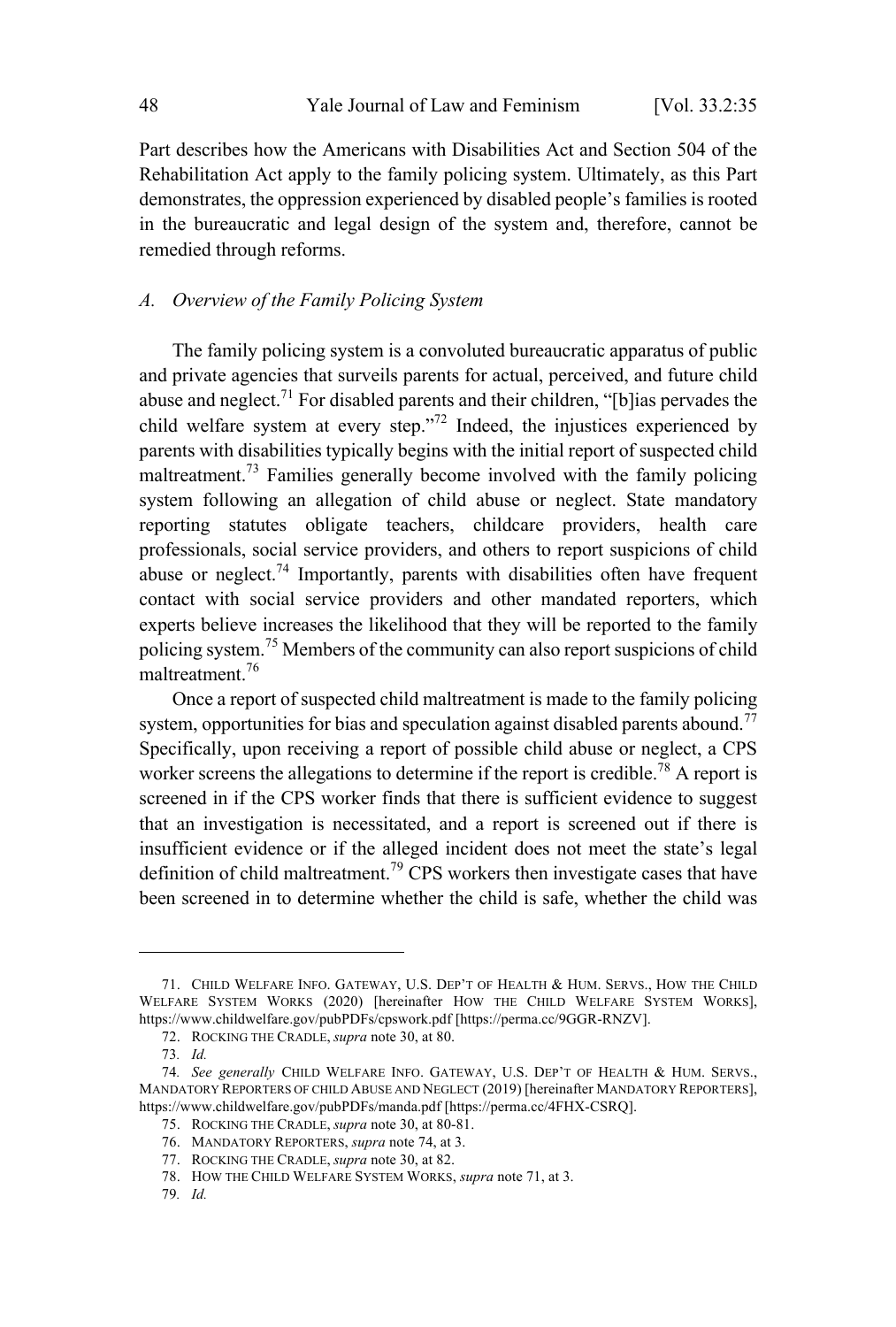Part describes how the Americans with Disabilities Act and Section 504 of the Rehabilitation Act apply to the family policing system. Ultimately, as this Part demonstrates, the oppression experienced by disabled people's families is rooted in the bureaucratic and legal design of the system and, therefore, cannot be remedied through reforms.

### *A. Overview of the Family Policing System*

The family policing system is a convoluted bureaucratic apparatus of public and private agencies that surveils parents for actual, perceived, and future child abuse and neglect.[71] For disabled parents and their children, "[b]ias pervades the child welfare system at every step."[72] Indeed, the injustices experienced by parents with disabilities typically begins with the initial report of suspected child maltreatment.[73] Families generally become involved with the family policing system following an allegation of child abuse or neglect. State mandatory reporting statutes obligate teachers, childcare providers, health care professionals, social service providers, and others to report suspicions of child abuse or neglect.[74] Importantly, parents with disabilities often have frequent contact with social service providers and other mandated reporters, which experts believe increases the likelihood that they will be reported to the family policing system.[75] Members of the community can also report suspicions of child maltreatment.[76]

Once a report of suspected child maltreatment is made to the family policing system, opportunities for bias and speculation against disabled parents abound.[77] Specifically, upon receiving a report of possible child abuse or neglect, a CPS worker screens the allegations to determine if the report is credible.[78] A report is screened in if the CPS worker finds that there is sufficient evidence to suggest that an investigation is necessitated, and a report is screened out if there is insufficient evidence or if the alleged incident does not meet the state's legal definition of child maltreatment.[79] CPS workers then investigate cases that have been screened in to determine whether the child is safe, whether the child was

---

71. CHILD WELFARE INFO. GATEWAY, U.S. DEP'T OF HEALTH & HUM. SERVS., HOW THE CHILD WELFARE SYSTEM WORKS (2020) [hereinafter HOW THE CHILD WELFARE SYSTEM WORKS], https://www.childwelfare.gov/pubPDFs/cpswork.pdf [https://perma.cc/9GGR-RNZV].

72. ROCKING THE CRADLE, *supra* note 30, at 80.

73. *Id.*

74. *See generally* CHILD WELFARE INFO. GATEWAY, U.S. DEP'T OF HEALTH & HUM. SERVS., MANDATORY REPORTERS OF CHILD ABUSE AND NEGLECT (2019) [hereinafter MANDATORY REPORTERS], https://www.childwelfare.gov/pubPDFs/manda.pdf [https://perma.cc/4FHX-CSRQ].

75. ROCKING THE CRADLE, *supra* note 30, at 80-81.

76. MANDATORY REPORTERS, *supra* note 74, at 3.

77. ROCKING THE CRADLE, *supra* note 30, at 82.

78. HOW THE CHILD WELFARE SYSTEM WORKS, *supra* note 71, at 3.

79. *Id.*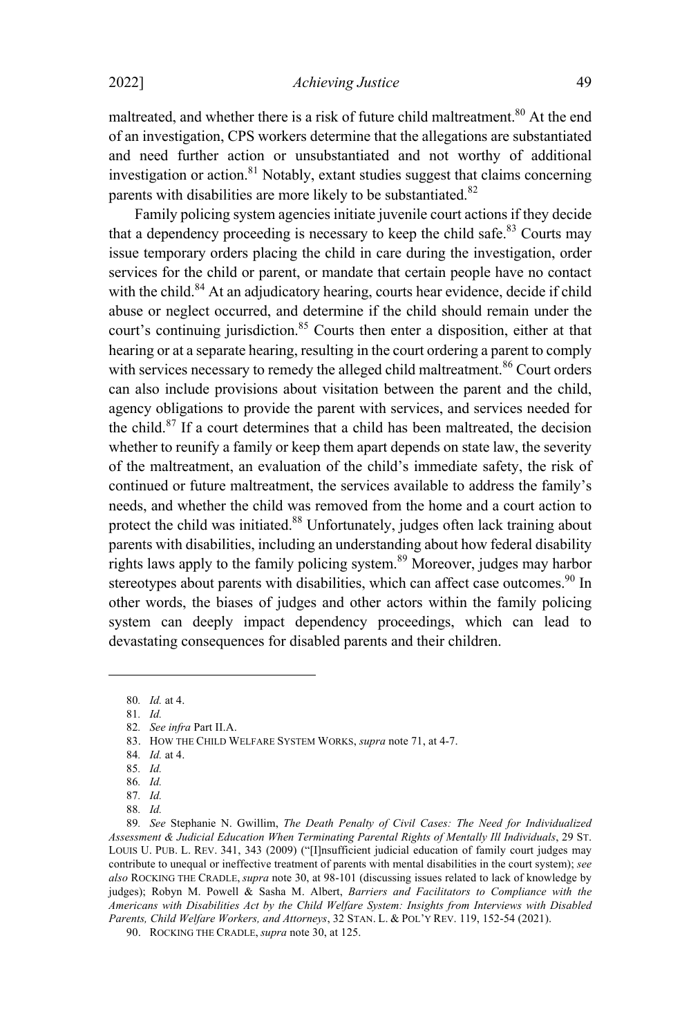maltreated, and whether there is a risk of future child maltreatment.[80] At the end of an investigation, CPS workers determine that the allegations are substantiated and need further action or unsubstantiated and not worthy of additional investigation or action.[81] Notably, extant studies suggest that claims concerning parents with disabilities are more likely to be substantiated.[82]

Family policing system agencies initiate juvenile court actions if they decide that a dependency proceeding is necessary to keep the child safe.[83] Courts may issue temporary orders placing the child in care during the investigation, order services for the child or parent, or mandate that certain people have no contact with the child.[84] At an adjudicatory hearing, courts hear evidence, decide if child abuse or neglect occurred, and determine if the child should remain under the court's continuing jurisdiction.[85] Courts then enter a disposition, either at that hearing or at a separate hearing, resulting in the court ordering a parent to comply with services necessary to remedy the alleged child maltreatment.[86] Court orders can also include provisions about visitation between the parent and the child, agency obligations to provide the parent with services, and services needed for the child.[87] If a court determines that a child has been maltreated, the decision whether to reunify a family or keep them apart depends on state law, the severity of the maltreatment, an evaluation of the child's immediate safety, the risk of continued or future maltreatment, the services available to address the family's needs, and whether the child was removed from the home and a court action to protect the child was initiated.[88] Unfortunately, judges often lack training about parents with disabilities, including an understanding about how federal disability rights laws apply to the family policing system.[89] Moreover, judges may harbor stereotypes about parents with disabilities, which can affect case outcomes.[90] In other words, the biases of judges and other actors within the family policing system can deeply impact dependency proceedings, which can lead to devastating consequences for disabled parents and their children.

---

80. *Id.* at 4.

81. *Id.*

82. *See infra* Part II.A.

83. HOW THE CHILD WELFARE SYSTEM WORKS, *supra* note 71, at 4-7.

84. *Id.* at 4.

85. *Id.*

86. *Id.*

87. *Id.*

88. *Id.*

89. *See* Stephanie N. Gwillim, *The Death Penalty of Civil Cases: The Need for Individualized Assessment & Judicial Education When Terminating Parental Rights of Mentally Ill Individuals*, 29 ST. LOUIS U. PUB. L. REV. 341, 343 (2009) ("[I]nsufficient judicial education of family court judges may contribute to unequal or ineffective treatment of parents with mental disabilities in the court system); *see also* ROCKING THE CRADLE, *supra* note 30, at 98-101 (discussing issues related to lack of knowledge by judges); Robyn M. Powell & Sasha M. Albert, *Barriers and Facilitators to Compliance with the Americans with Disabilities Act by the Child Welfare System: Insights from Interviews with Disabled Parents, Child Welfare Workers, and Attorneys*, 32 STAN. L. & POL'Y REV. 119, 152-54 (2021).

90. ROCKING THE CRADLE, *supra* note 30, at 125.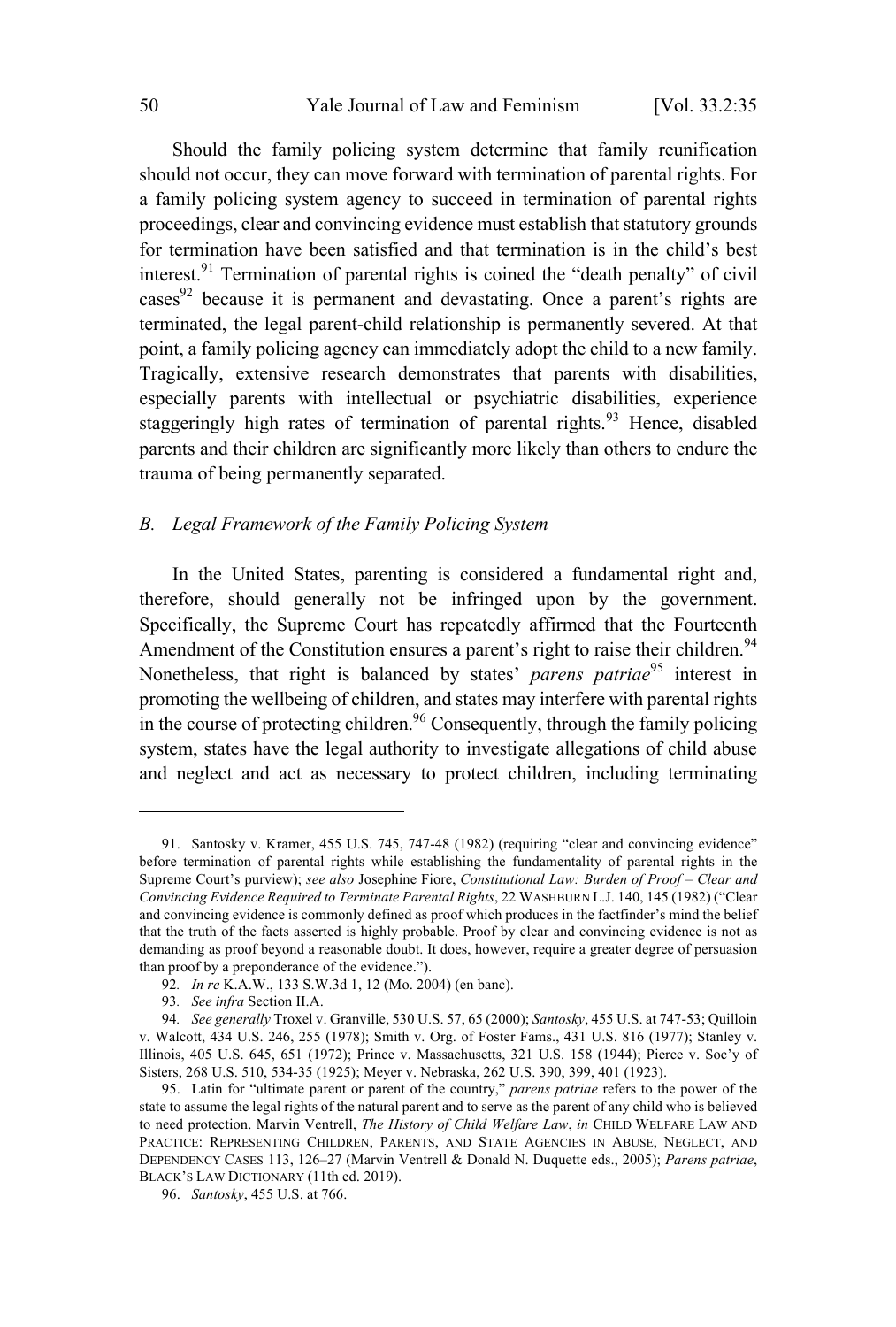Should the family policing system determine that family reunification should not occur, they can move forward with termination of parental rights. For a family policing system agency to succeed in termination of parental rights proceedings, clear and convincing evidence must establish that statutory grounds for termination have been satisfied and that termination is in the child's best interest.[91] Termination of parental rights is coined the "death penalty" of civil cases[92] because it is permanent and devastating. Once a parent's rights are terminated, the legal parent-child relationship is permanently severed. At that point, a family policing agency can immediately adopt the child to a new family. Tragically, extensive research demonstrates that parents with disabilities, especially parents with intellectual or psychiatric disabilities, experience staggeringly high rates of termination of parental rights.[93] Hence, disabled parents and their children are significantly more likely than others to endure the trauma of being permanently separated.

### B. Legal Framework of the Family Policing System

In the United States, parenting is considered a fundamental right and, therefore, should generally not be infringed upon by the government. Specifically, the Supreme Court has repeatedly affirmed that the Fourteenth Amendment of the Constitution ensures a parent's right to raise their children.[94] Nonetheless, that right is balanced by states' *parens patriae*[95] interest in promoting the wellbeing of children, and states may interfere with parental rights in the course of protecting children.[96] Consequently, through the family policing system, states have the legal authority to investigate allegations of child abuse and neglect and act as necessary to protect children, including terminating

---

91. Santosky v. Kramer, 455 U.S. 745, 747-48 (1982) (requiring "clear and convincing evidence" before termination of parental rights while establishing the fundamentality of parental rights in the Supreme Court's purview); *see also* Josephine Fiore, *Constitutional Law: Burden of Proof – Clear and Convincing Evidence Required to Terminate Parental Rights*, 22 WASHBURN L.J. 140, 145 (1982) ("Clear and convincing evidence is commonly defined as proof which produces in the factfinder's mind the belief that the truth of the facts asserted is highly probable. Proof by clear and convincing evidence is not as demanding as proof beyond a reasonable doubt. It does, however, require a greater degree of persuasion than proof by a preponderance of the evidence.").

92. *In re* K.A.W., 133 S.W.3d 1, 12 (Mo. 2004) (en banc).

93. *See infra* Section II.A.

94. *See generally* Troxel v. Granville, 530 U.S. 57, 65 (2000); *Santosky*, 455 U.S. at 747-53; Quilloin v. Walcott, 434 U.S. 246, 255 (1978); Smith v. Org. of Foster Fams., 431 U.S. 816 (1977); Stanley v. Illinois, 405 U.S. 645, 651 (1972); Prince v. Massachusetts, 321 U.S. 158 (1944); Pierce v. Soc'y of Sisters, 268 U.S. 510, 534-35 (1925); Meyer v. Nebraska, 262 U.S. 390, 399, 401 (1923).

95. Latin for "ultimate parent or parent of the country," *parens patriae* refers to the power of the state to assume the legal rights of the natural parent and to serve as the parent of any child who is believed to need protection. Marvin Ventrell, *The History of Child Welfare Law*, *in* CHILD WELFARE LAW AND PRACTICE: REPRESENTING CHILDREN, PARENTS, AND STATE AGENCIES IN ABUSE, NEGLECT, AND DEPENDENCY CASES 113, 126–27 (Marvin Ventrell & Donald N. Duquette eds., 2005); *Parens patriae*, BLACK'S LAW DICTIONARY (11th ed. 2019).

96. *Santosky*, 455 U.S. at 766.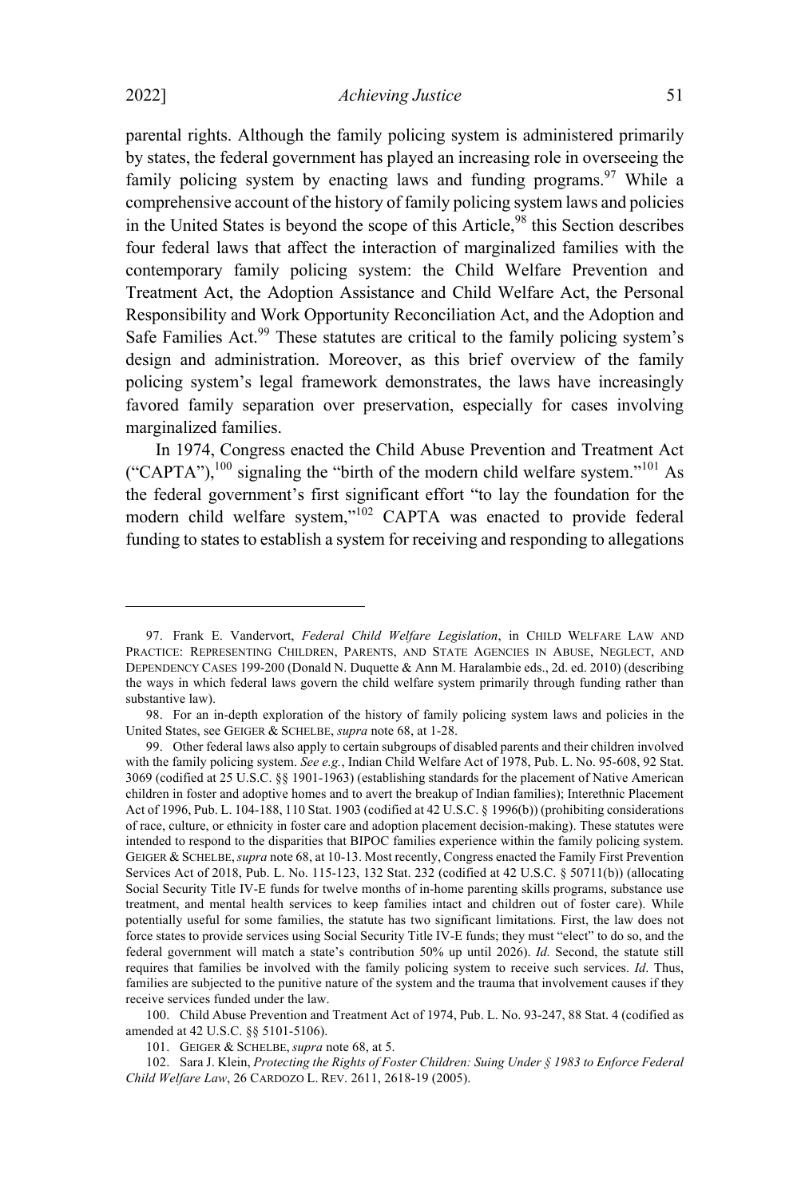parental rights. Although the family policing system is administered primarily by states, the federal government has played an increasing role in overseeing the family policing system by enacting laws and funding programs.[97] While a comprehensive account of the history of family policing system laws and policies in the United States is beyond the scope of this Article,[98] this Section describes four federal laws that affect the interaction of marginalized families with the contemporary family policing system: the Child Welfare Prevention and Treatment Act, the Adoption Assistance and Child Welfare Act, the Personal Responsibility and Work Opportunity Reconciliation Act, and the Adoption and Safe Families Act.[99] These statutes are critical to the family policing system's design and administration. Moreover, as this brief overview of the family policing system's legal framework demonstrates, the laws have increasingly favored family separation over preservation, especially for cases involving marginalized families.

In 1974, Congress enacted the Child Abuse Prevention and Treatment Act ("CAPTA"),[100] signaling the "birth of the modern child welfare system."[101] As the federal government's first significant effort "to lay the foundation for the modern child welfare system,"[102] CAPTA was enacted to provide federal funding to states to establish a system for receiving and responding to allegations

---

97. Frank E. Vandervort, *Federal Child Welfare Legislation*, in CHILD WELFARE LAW AND PRACTICE: REPRESENTING CHILDREN, PARENTS, AND STATE AGENCIES IN ABUSE, NEGLECT, AND DEPENDENCY CASES 199-200 (Donald N. Duquette & Ann M. Haralambie eds., 2d. ed. 2010) (describing the ways in which federal laws govern the child welfare system primarily through funding rather than substantive law).

98. For an in-depth exploration of the history of family policing system laws and policies in the United States, see GEIGER & SCHELBE, *supra* note 68, at 1-28.

99. Other federal laws also apply to certain subgroups of disabled parents and their children involved with the family policing system. *See e.g.*, Indian Child Welfare Act of 1978, Pub. L. No. 95-608, 92 Stat. 3069 (codified at 25 U.S.C. §§ 1901-1963) (establishing standards for the placement of Native American children in foster and adoptive homes and to avert the breakup of Indian families); Interethnic Placement Act of 1996, Pub. L. 104-188, 110 Stat. 1903 (codified at 42 U.S.C. § 1996(b)) (prohibiting considerations of race, culture, or ethnicity in foster care and adoption placement decision-making). These statutes were intended to respond to the disparities that BIPOC families experience within the family policing system. GEIGER & SCHELBE, *supra* note 68, at 10-13. Most recently, Congress enacted the Family First Prevention Services Act of 2018, Pub. L. No. 115-123, 132 Stat. 232 (codified at 42 U.S.C. § 50711(b)) (allocating Social Security Title IV-E funds for twelve months of in-home parenting skills programs, substance use treatment, and mental health services to keep families intact and children out of foster care). While potentially useful for some families, the statute has two significant limitations. First, the law does not force states to provide services using Social Security Title IV-E funds; they must "elect" to do so, and the federal government will match a state's contribution 50% up until 2026). *Id.* Second, the statute still requires that families be involved with the family policing system to receive such services. *Id*. Thus, families are subjected to the punitive nature of the system and the trauma that involvement causes if they receive services funded under the law.

100. Child Abuse Prevention and Treatment Act of 1974, Pub. L. No. 93-247, 88 Stat. 4 (codified as amended at 42 U.S.C. §§ 5101-5106).

101. GEIGER & SCHELBE, *supra* note 68, at 5.

102. Sara J. Klein, *Protecting the Rights of Foster Children: Suing Under § 1983 to Enforce Federal Child Welfare Law*, 26 CARDOZO L. REV. 2611, 2618-19 (2005).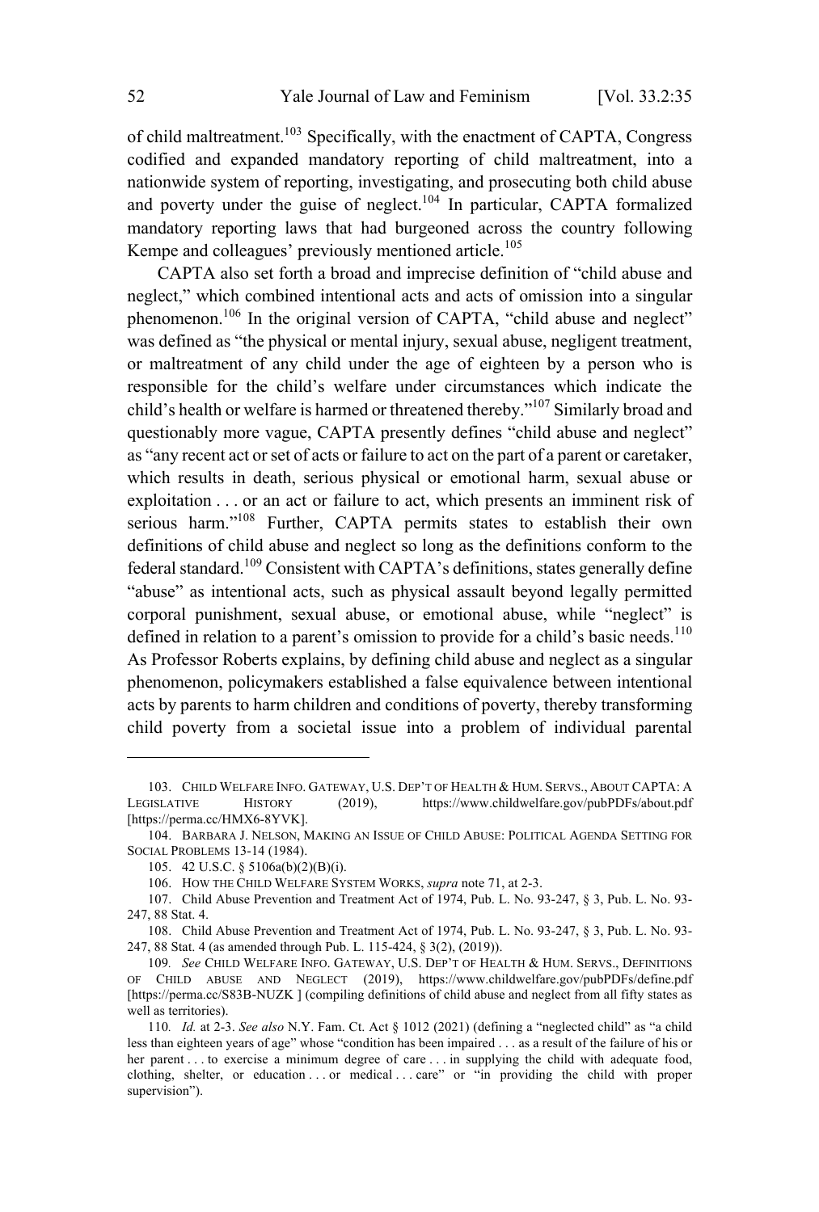of child maltreatment.[103] Specifically, with the enactment of CAPTA, Congress codified and expanded mandatory reporting of child maltreatment, into a nationwide system of reporting, investigating, and prosecuting both child abuse and poverty under the guise of neglect.[104] In particular, CAPTA formalized mandatory reporting laws that had burgeoned across the country following Kempe and colleagues' previously mentioned article.[105]

CAPTA also set forth a broad and imprecise definition of "child abuse and neglect," which combined intentional acts and acts of omission into a singular phenomenon.[106] In the original version of CAPTA, "child abuse and neglect" was defined as "the physical or mental injury, sexual abuse, negligent treatment, or maltreatment of any child under the age of eighteen by a person who is responsible for the child's welfare under circumstances which indicate the child's health or welfare is harmed or threatened thereby."[107] Similarly broad and questionably more vague, CAPTA presently defines "child abuse and neglect" as "any recent act or set of acts or failure to act on the part of a parent or caretaker, which results in death, serious physical or emotional harm, sexual abuse or exploitation . . . or an act or failure to act, which presents an imminent risk of serious harm."[108] Further, CAPTA permits states to establish their own definitions of child abuse and neglect so long as the definitions conform to the federal standard.[109] Consistent with CAPTA's definitions, states generally define "abuse" as intentional acts, such as physical assault beyond legally permitted corporal punishment, sexual abuse, or emotional abuse, while "neglect" is defined in relation to a parent's omission to provide for a child's basic needs.[110] As Professor Roberts explains, by defining child abuse and neglect as a singular phenomenon, policymakers established a false equivalence between intentional acts by parents to harm children and conditions of poverty, thereby transforming child poverty from a societal issue into a problem of individual parental

---

103. CHILD WELFARE INFO. GATEWAY, U.S. DEP'T OF HEALTH & HUM. SERVS., ABOUT CAPTA: A LEGISLATIVE HISTORY (2019), https://www.childwelfare.gov/pubPDFs/about.pdf [https://perma.cc/HMX6-8YVK].

104. BARBARA J. NELSON, MAKING AN ISSUE OF CHILD ABUSE: POLITICAL AGENDA SETTING FOR SOCIAL PROBLEMS 13-14 (1984).

105. 42 U.S.C. § 5106a(b)(2)(B)(i).

106. HOW THE CHILD WELFARE SYSTEM WORKS, *supra* note 71, at 2-3.

107. Child Abuse Prevention and Treatment Act of 1974, Pub. L. No. 93-247, § 3, Pub. L. No. 93-247, 88 Stat. 4.

108. Child Abuse Prevention and Treatment Act of 1974, Pub. L. No. 93-247, § 3, Pub. L. No. 93-247, 88 Stat. 4 (as amended through Pub. L. 115-424, § 3(2), (2019)).

109. *See* CHILD WELFARE INFO. GATEWAY, U.S. DEP'T OF HEALTH & HUM. SERVS., DEFINITIONS OF CHILD ABUSE AND NEGLECT (2019), https://www.childwelfare.gov/pubPDFs/define.pdf [https://perma.cc/S83B-NUZK ] (compiling definitions of child abuse and neglect from all fifty states as well as territories).

110. *Id.* at 2-3. *See also* N.Y. Fam. Ct. Act § 1012 (2021) (defining a "neglected child" as "a child less than eighteen years of age" whose "condition has been impaired . . . as a result of the failure of his or her parent . . . to exercise a minimum degree of care . . . in supplying the child with adequate food, clothing, shelter, or education . . . or medical . . . care" or "in providing the child with proper supervision").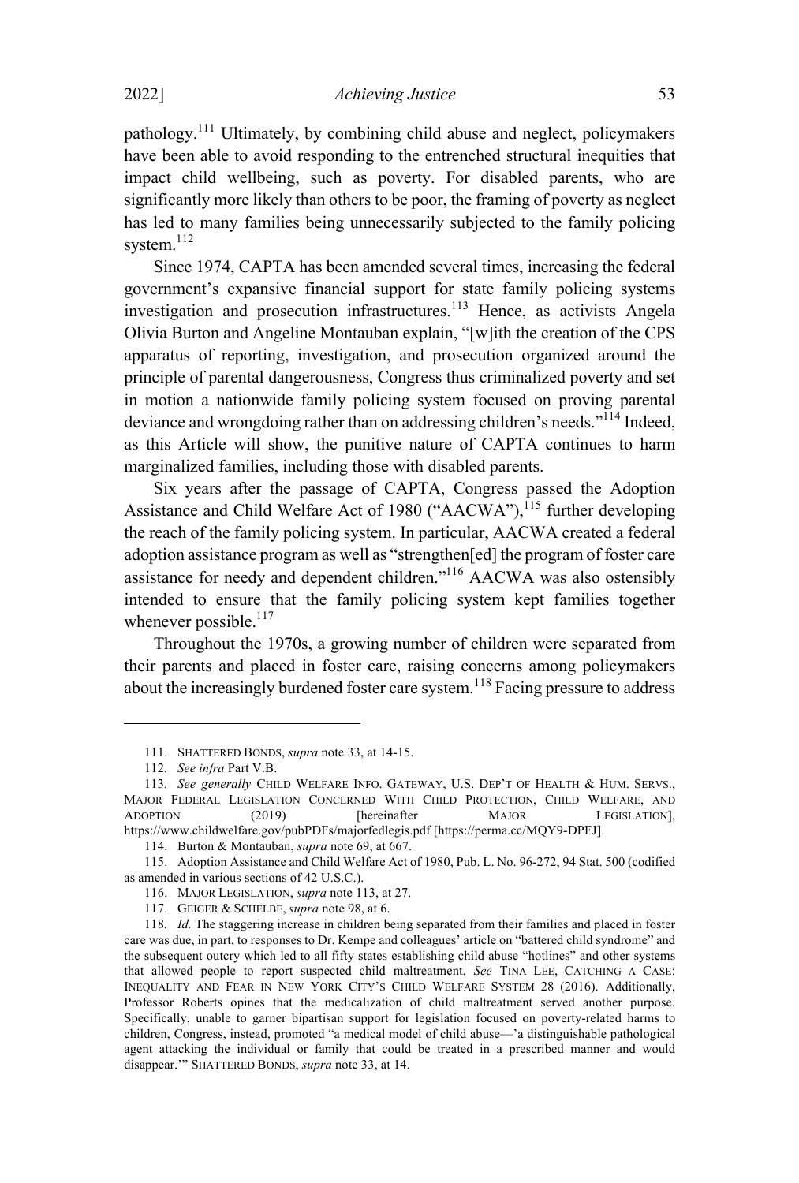pathology.[111] Ultimately, by combining child abuse and neglect, policymakers have been able to avoid responding to the entrenched structural inequities that impact child wellbeing, such as poverty. For disabled parents, who are significantly more likely than others to be poor, the framing of poverty as neglect has led to many families being unnecessarily subjected to the family policing system.[112]

Since 1974, CAPTA has been amended several times, increasing the federal government's expansive financial support for state family policing systems investigation and prosecution infrastructures.[113] Hence, as activists Angela Olivia Burton and Angeline Montauban explain, "[w]ith the creation of the CPS apparatus of reporting, investigation, and prosecution organized around the principle of parental dangerousness, Congress thus criminalized poverty and set in motion a nationwide family policing system focused on proving parental deviance and wrongdoing rather than on addressing children's needs."[114] Indeed, as this Article will show, the punitive nature of CAPTA continues to harm marginalized families, including those with disabled parents.

Six years after the passage of CAPTA, Congress passed the Adoption Assistance and Child Welfare Act of 1980 ("AACWA"),[115] further developing the reach of the family policing system. In particular, AACWA created a federal adoption assistance program as well as "strengthen[ed] the program of foster care assistance for needy and dependent children."[116] AACWA was also ostensibly intended to ensure that the family policing system kept families together whenever possible.[117]

Throughout the 1970s, a growing number of children were separated from their parents and placed in foster care, raising concerns among policymakers about the increasingly burdened foster care system.[118] Facing pressure to address

---

111. SHATTERED BONDS, *supra* note 33, at 14-15.

112. *See infra* Part V.B.

113. *See generally* CHILD WELFARE INFO. GATEWAY, U.S. DEP'T OF HEALTH & HUM. SERVS., MAJOR FEDERAL LEGISLATION CONCERNED WITH CHILD PROTECTION, CHILD WELFARE, AND ADOPTION (2019) [hereinafter MAJOR LEGISLATION], https://www.childwelfare.gov/pubPDFs/majorfedlegis.pdf [https://perma.cc/MQY9-DPFJ].

114. Burton & Montauban, *supra* note 69, at 667.

115. Adoption Assistance and Child Welfare Act of 1980, Pub. L. No. 96-272, 94 Stat. 500 (codified as amended in various sections of 42 U.S.C.).

116. MAJOR LEGISLATION, *supra* note 113, at 27.

117. GEIGER & SCHELBE, *supra* note 98, at 6.

118. *Id.* The staggering increase in children being separated from their families and placed in foster care was due, in part, to responses to Dr. Kempe and colleagues' article on "battered child syndrome" and the subsequent outcry which led to all fifty states establishing child abuse "hotlines" and other systems that allowed people to report suspected child maltreatment. *See* TINA LEE, CATCHING A CASE: INEQUALITY AND FEAR IN NEW YORK CITY'S CHILD WELFARE SYSTEM 28 (2016). Additionally, Professor Roberts opines that the medicalization of child maltreatment served another purpose. Specifically, unable to garner bipartisan support for legislation focused on poverty-related harms to children, Congress, instead, promoted "a medical model of child abuse—'a distinguishable pathological agent attacking the individual or family that could be treated in a prescribed manner and would disappear.'" SHATTERED BONDS, *supra* note 33, at 14.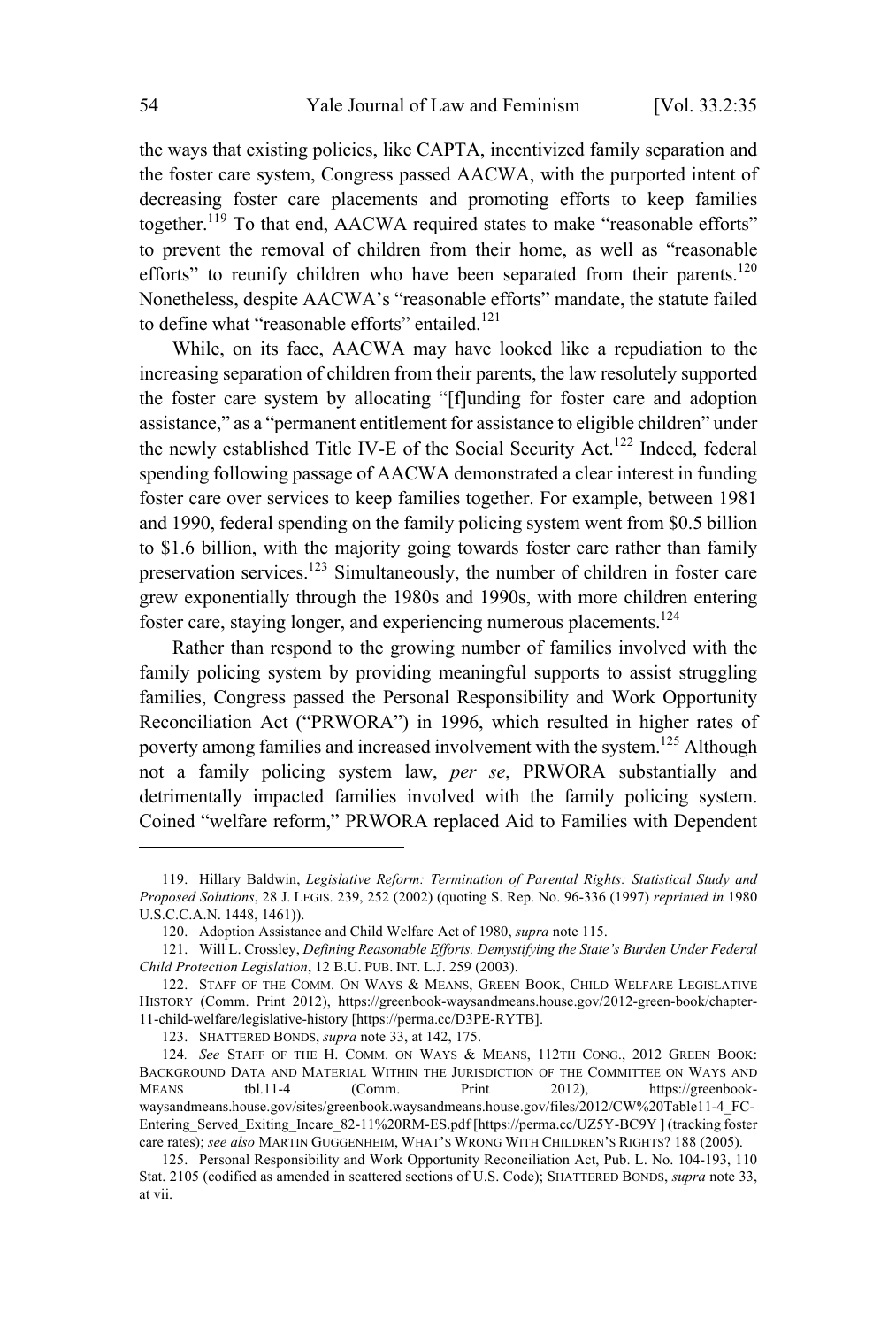the ways that existing policies, like CAPTA, incentivized family separation and the foster care system, Congress passed AACWA, with the purported intent of decreasing foster care placements and promoting efforts to keep families together.[119] To that end, AACWA required states to make "reasonable efforts" to prevent the removal of children from their home, as well as "reasonable efforts" to reunify children who have been separated from their parents.[120] Nonetheless, despite AACWA's "reasonable efforts" mandate, the statute failed to define what "reasonable efforts" entailed.[121]

While, on its face, AACWA may have looked like a repudiation to the increasing separation of children from their parents, the law resolutely supported the foster care system by allocating "[f]unding for foster care and adoption assistance," as a "permanent entitlement for assistance to eligible children" under the newly established Title IV-E of the Social Security Act.[122] Indeed, federal spending following passage of AACWA demonstrated a clear interest in funding foster care over services to keep families together. For example, between 1981 and 1990, federal spending on the family policing system went from $0.5 billion to $1.6 billion, with the majority going towards foster care rather than family preservation services.[123] Simultaneously, the number of children in foster care grew exponentially through the 1980s and 1990s, with more children entering foster care, staying longer, and experiencing numerous placements.[124]

Rather than respond to the growing number of families involved with the family policing system by providing meaningful supports to assist struggling families, Congress passed the Personal Responsibility and Work Opportunity Reconciliation Act ("PRWORA") in 1996, which resulted in higher rates of poverty among families and increased involvement with the system.[125] Although not a family policing system law, *per se*, PRWORA substantially and detrimentally impacted families involved with the family policing system. Coined "welfare reform," PRWORA replaced Aid to Families with Dependent

---

119. Hillary Baldwin, *Legislative Reform: Termination of Parental Rights: Statistical Study and Proposed Solutions*, 28 J. LEGIS. 239, 252 (2002) (quoting S. Rep. No. 96-336 (1997) *reprinted in* 1980 U.S.C.C.A.N. 1448, 1461)).

120. Adoption Assistance and Child Welfare Act of 1980, *supra* note 115.

121. Will L. Crossley, *Defining Reasonable Efforts. Demystifying the State's Burden Under Federal Child Protection Legislation*, 12 B.U. PUB. INT. L.J. 259 (2003).

122. STAFF OF THE COMM. ON WAYS & MEANS, GREEN BOOK, CHILD WELFARE LEGISLATIVE HISTORY (Comm. Print 2012), https://greenbook-waysandmeans.house.gov/2012-green-book/chapter-11-child-welfare/legislative-history [https://perma.cc/D3PE-RYTB].

123. SHATTERED BONDS, *supra* note 33, at 142, 175.

124. *See* STAFF OF THE H. COMM. ON WAYS & MEANS, 112TH CONG., 2012 GREEN BOOK: BACKGROUND DATA AND MATERIAL WITHIN THE JURISDICTION OF THE COMMITTEE ON WAYS AND MEANS tbl.11-4 (Comm. Print 2012), https://greenbook-waysandmeans.house.gov/sites/greenbook.waysandmeans.house.gov/files/2012/CW%20Table11-4_FC-Entering_Served_Exiting_Incare_82-11%20RM-ES.pdf [https://perma.cc/UZ5Y-BC9Y ] (tracking foster care rates); *see also* MARTIN GUGGENHEIM, WHAT'S WRONG WITH CHILDREN'S RIGHTS? 188 (2005).

125. Personal Responsibility and Work Opportunity Reconciliation Act, Pub. L. No. 104-193, 110 Stat. 2105 (codified as amended in scattered sections of U.S. Code); SHATTERED BONDS, *supra* note 33, at vii.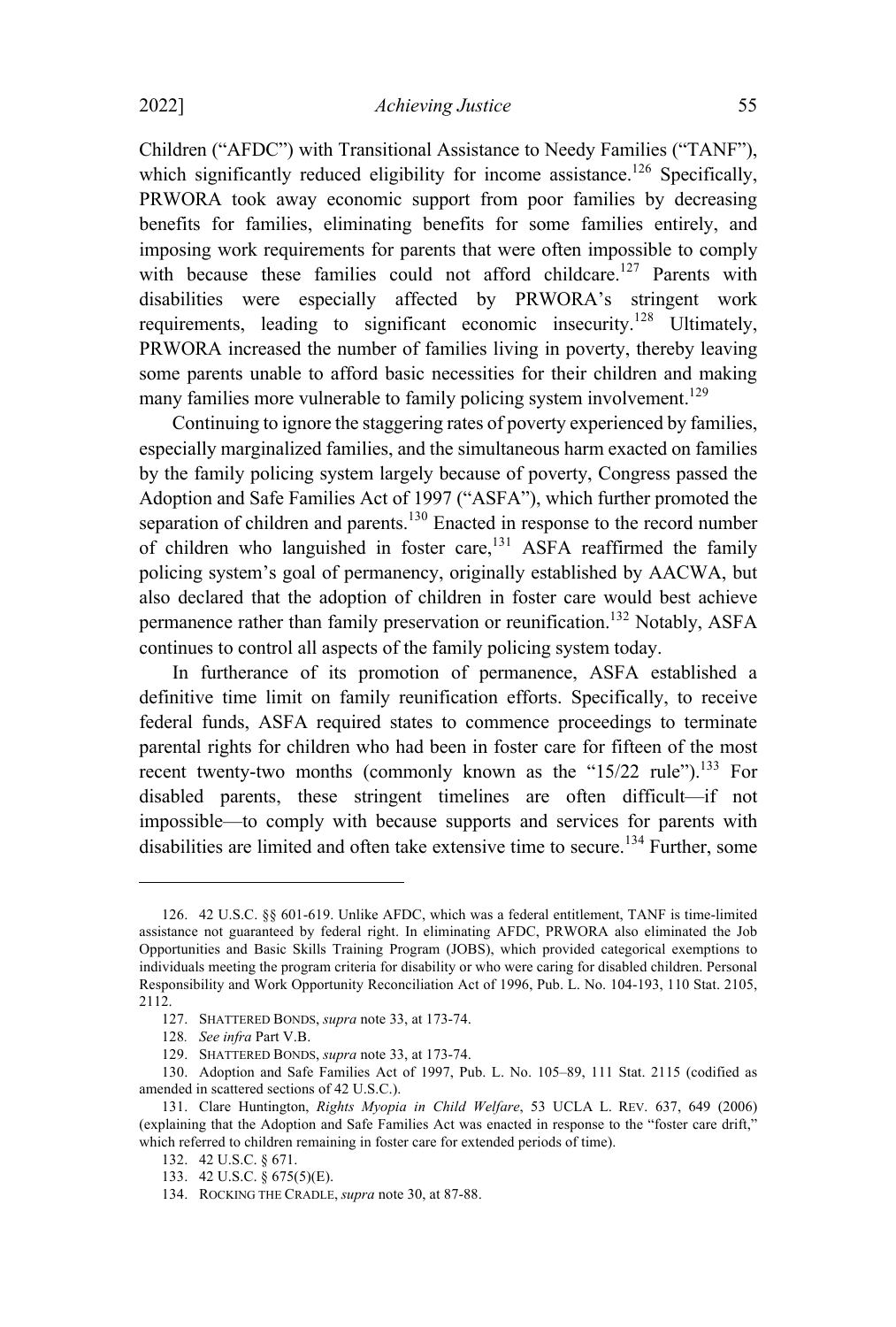Children ("AFDC") with Transitional Assistance to Needy Families ("TANF"), which significantly reduced eligibility for income assistance.[126] Specifically, PRWORA took away economic support from poor families by decreasing benefits for families, eliminating benefits for some families entirely, and imposing work requirements for parents that were often impossible to comply with because these families could not afford childcare.[127] Parents with disabilities were especially affected by PRWORA's stringent work requirements, leading to significant economic insecurity.[128] Ultimately, PRWORA increased the number of families living in poverty, thereby leaving some parents unable to afford basic necessities for their children and making many families more vulnerable to family policing system involvement.[129]

Continuing to ignore the staggering rates of poverty experienced by families, especially marginalized families, and the simultaneous harm exacted on families by the family policing system largely because of poverty, Congress passed the Adoption and Safe Families Act of 1997 ("ASFA"), which further promoted the separation of children and parents.[130] Enacted in response to the record number of children who languished in foster care,[131] ASFA reaffirmed the family policing system's goal of permanency, originally established by AACWA, but also declared that the adoption of children in foster care would best achieve permanence rather than family preservation or reunification.[132] Notably, ASFA continues to control all aspects of the family policing system today.

In furtherance of its promotion of permanence, ASFA established a definitive time limit on family reunification efforts. Specifically, to receive federal funds, ASFA required states to commence proceedings to terminate parental rights for children who had been in foster care for fifteen of the most recent twenty-two months (commonly known as the "15/22 rule").[133] For disabled parents, these stringent timelines are often difficult—if not impossible—to comply with because supports and services for parents with disabilities are limited and often take extensive time to secure.[134] Further, some

---

126. 42 U.S.C. §§ 601-619. Unlike AFDC, which was a federal entitlement, TANF is time-limited assistance not guaranteed by federal right. In eliminating AFDC, PRWORA also eliminated the Job Opportunities and Basic Skills Training Program (JOBS), which provided categorical exemptions to individuals meeting the program criteria for disability or who were caring for disabled children. Personal Responsibility and Work Opportunity Reconciliation Act of 1996, Pub. L. No. 104-193, 110 Stat. 2105, 2112.

127. SHATTERED BONDS, *supra* note 33, at 173-74.

128. *See infra* Part V.B.

129. SHATTERED BONDS, *supra* note 33, at 173-74.

130. Adoption and Safe Families Act of 1997, Pub. L. No. 105–89, 111 Stat. 2115 (codified as amended in scattered sections of 42 U.S.C.).

131. Clare Huntington, *Rights Myopia in Child Welfare*, 53 UCLA L. REV. 637, 649 (2006) (explaining that the Adoption and Safe Families Act was enacted in response to the "foster care drift," which referred to children remaining in foster care for extended periods of time).

132. 42 U.S.C. § 671.

133. 42 U.S.C. § 675(5)(E).

134. ROCKING THE CRADLE, *supra* note 30, at 87-88.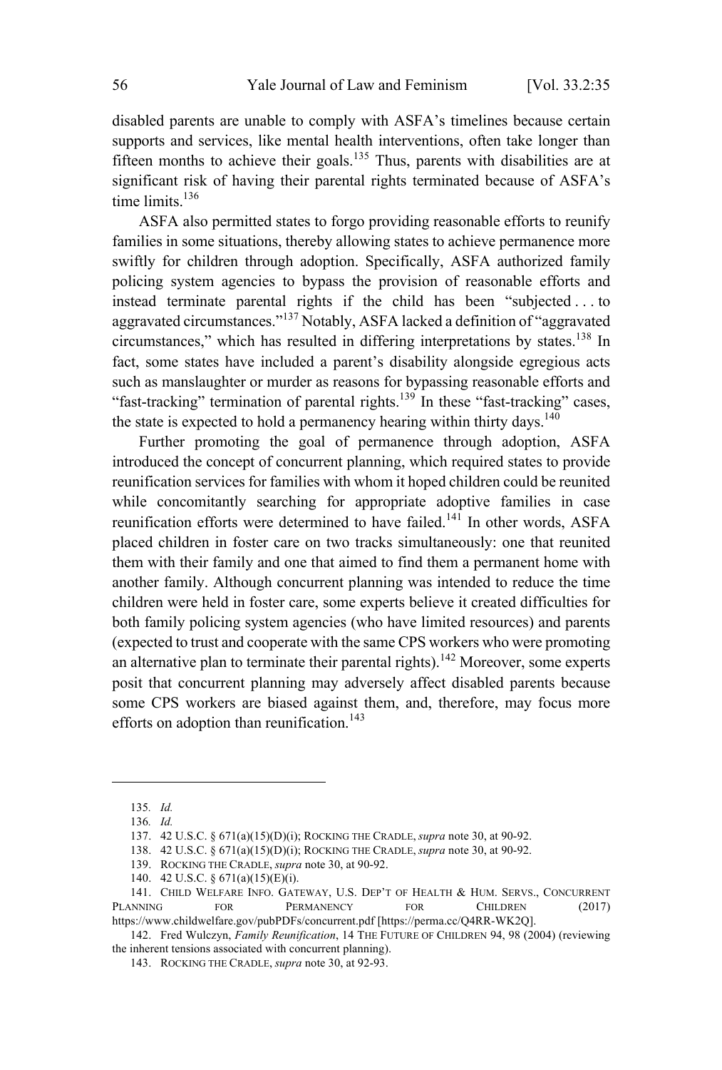disabled parents are unable to comply with ASFA's timelines because certain supports and services, like mental health interventions, often take longer than fifteen months to achieve their goals.[135] Thus, parents with disabilities are at significant risk of having their parental rights terminated because of ASFA's time limits.[136]

ASFA also permitted states to forgo providing reasonable efforts to reunify families in some situations, thereby allowing states to achieve permanence more swiftly for children through adoption. Specifically, ASFA authorized family policing system agencies to bypass the provision of reasonable efforts and instead terminate parental rights if the child has been "subjected . . . to aggravated circumstances."[137] Notably, ASFA lacked a definition of "aggravated circumstances," which has resulted in differing interpretations by states.[138] In fact, some states have included a parent's disability alongside egregious acts such as manslaughter or murder as reasons for bypassing reasonable efforts and "fast-tracking" termination of parental rights.[139] In these "fast-tracking" cases, the state is expected to hold a permanency hearing within thirty days.[140]

Further promoting the goal of permanence through adoption, ASFA introduced the concept of concurrent planning, which required states to provide reunification services for families with whom it hoped children could be reunited while concomitantly searching for appropriate adoptive families in case reunification efforts were determined to have failed.[141] In other words, ASFA placed children in foster care on two tracks simultaneously: one that reunited them with their family and one that aimed to find them a permanent home with another family. Although concurrent planning was intended to reduce the time children were held in foster care, some experts believe it created difficulties for both family policing system agencies (who have limited resources) and parents (expected to trust and cooperate with the same CPS workers who were promoting an alternative plan to terminate their parental rights).[142] Moreover, some experts posit that concurrent planning may adversely affect disabled parents because some CPS workers are biased against them, and, therefore, may focus more efforts on adoption than reunification.[143]

---

135. *Id.*

136. *Id.*

137. 42 U.S.C. § 671(a)(15)(D)(i); ROCKING THE CRADLE, *supra* note 30, at 90-92.

138. 42 U.S.C. § 671(a)(15)(D)(i); ROCKING THE CRADLE, *supra* note 30, at 90-92.

139. ROCKING THE CRADLE, *supra* note 30, at 90-92.

140. 42 U.S.C. § 671(a)(15)(E)(i).

141. CHILD WELFARE INFO. GATEWAY, U.S. DEP'T OF HEALTH & HUM. SERVS., CONCURRENT PLANNING FOR PERMANENCY FOR CHILDREN (2017) https://www.childwelfare.gov/pubPDFs/concurrent.pdf [https://perma.cc/Q4RR-WK2Q].

142. Fred Wulczyn, *Family Reunification*, 14 THE FUTURE OF CHILDREN 94, 98 (2004) (reviewing the inherent tensions associated with concurrent planning).

143. ROCKING THE CRADLE, *supra* note 30, at 92-93.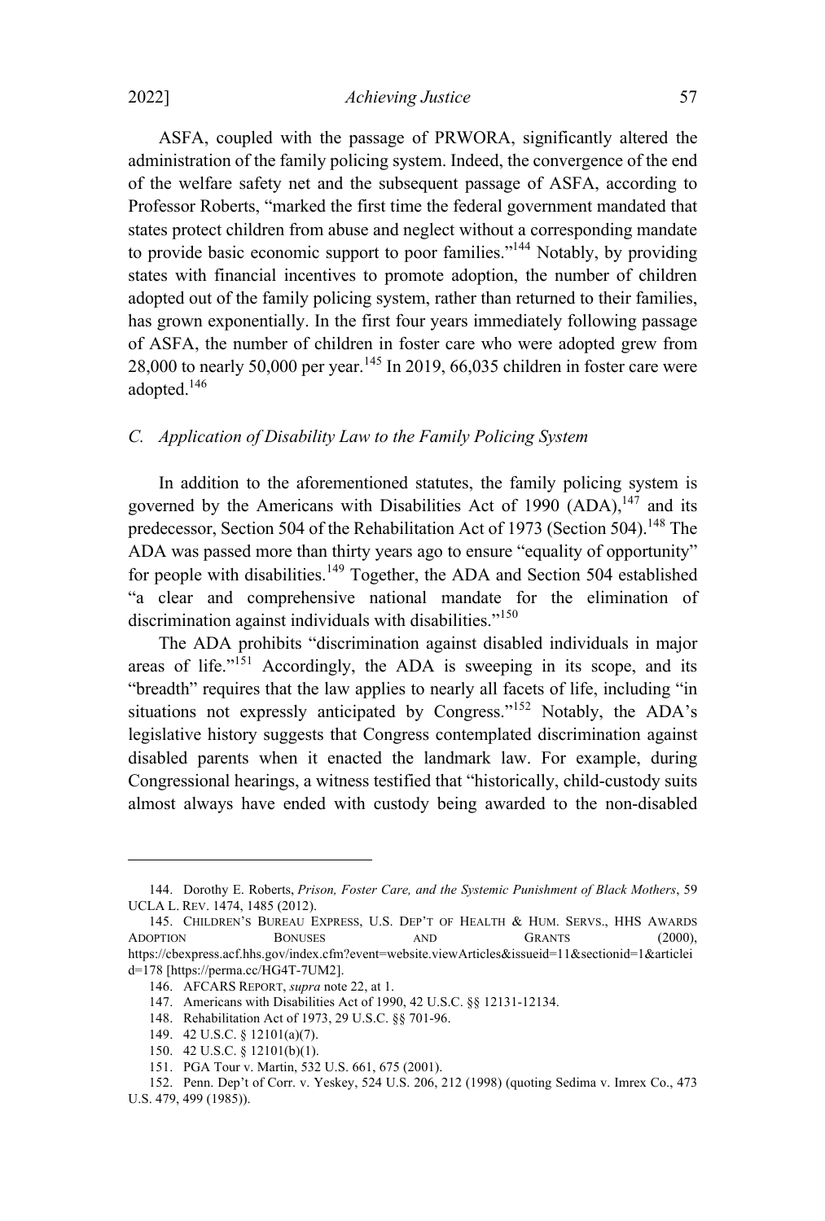ASFA, coupled with the passage of PRWORA, significantly altered the administration of the family policing system. Indeed, the convergence of the end of the welfare safety net and the subsequent passage of ASFA, according to Professor Roberts, "marked the first time the federal government mandated that states protect children from abuse and neglect without a corresponding mandate to provide basic economic support to poor families."[144] Notably, by providing states with financial incentives to promote adoption, the number of children adopted out of the family policing system, rather than returned to their families, has grown exponentially. In the first four years immediately following passage of ASFA, the number of children in foster care who were adopted grew from 28,000 to nearly 50,000 per year.[145] In 2019, 66,035 children in foster care were adopted.[146]

### *C. Application of Disability Law to the Family Policing System*

In addition to the aforementioned statutes, the family policing system is governed by the Americans with Disabilities Act of 1990 (ADA),[147] and its predecessor, Section 504 of the Rehabilitation Act of 1973 (Section 504).[148] The ADA was passed more than thirty years ago to ensure "equality of opportunity" for people with disabilities.[149] Together, the ADA and Section 504 established "a clear and comprehensive national mandate for the elimination of discrimination against individuals with disabilities."[150]

The ADA prohibits "discrimination against disabled individuals in major areas of life."[151] Accordingly, the ADA is sweeping in its scope, and its "breadth" requires that the law applies to nearly all facets of life, including "in situations not expressly anticipated by Congress."[152] Notably, the ADA's legislative history suggests that Congress contemplated discrimination against disabled parents when it enacted the landmark law. For example, during Congressional hearings, a witness testified that "historically, child-custody suits almost always have ended with custody being awarded to the non-disabled

---

144. Dorothy E. Roberts, *Prison, Foster Care, and the Systemic Punishment of Black Mothers*, 59 UCLA L. REV. 1474, 1485 (2012).

145. CHILDREN'S BUREAU EXPRESS, U.S. DEP'T OF HEALTH & HUM. SERVS., HHS AWARDS ADOPTION BONUSES AND GRANTS (2000), https://cbexpress.acf.hhs.gov/index.cfm?event=website.viewArticles&issueid=11&sectionid=1&articleid=178 [https://perma.cc/HG4T-7UM2].

146. AFCARS REPORT, *supra* note 22, at 1.

147. Americans with Disabilities Act of 1990, 42 U.S.C. §§ 12131-12134.

148. Rehabilitation Act of 1973, 29 U.S.C. §§ 701-96.

149. 42 U.S.C. § 12101(a)(7).

150. 42 U.S.C. § 12101(b)(1).

151. PGA Tour v. Martin, 532 U.S. 661, 675 (2001).

152. Penn. Dep't of Corr. v. Yeskey, 524 U.S. 206, 212 (1998) (quoting Sedima v. Imrex Co., 473 U.S. 479, 499 (1985)).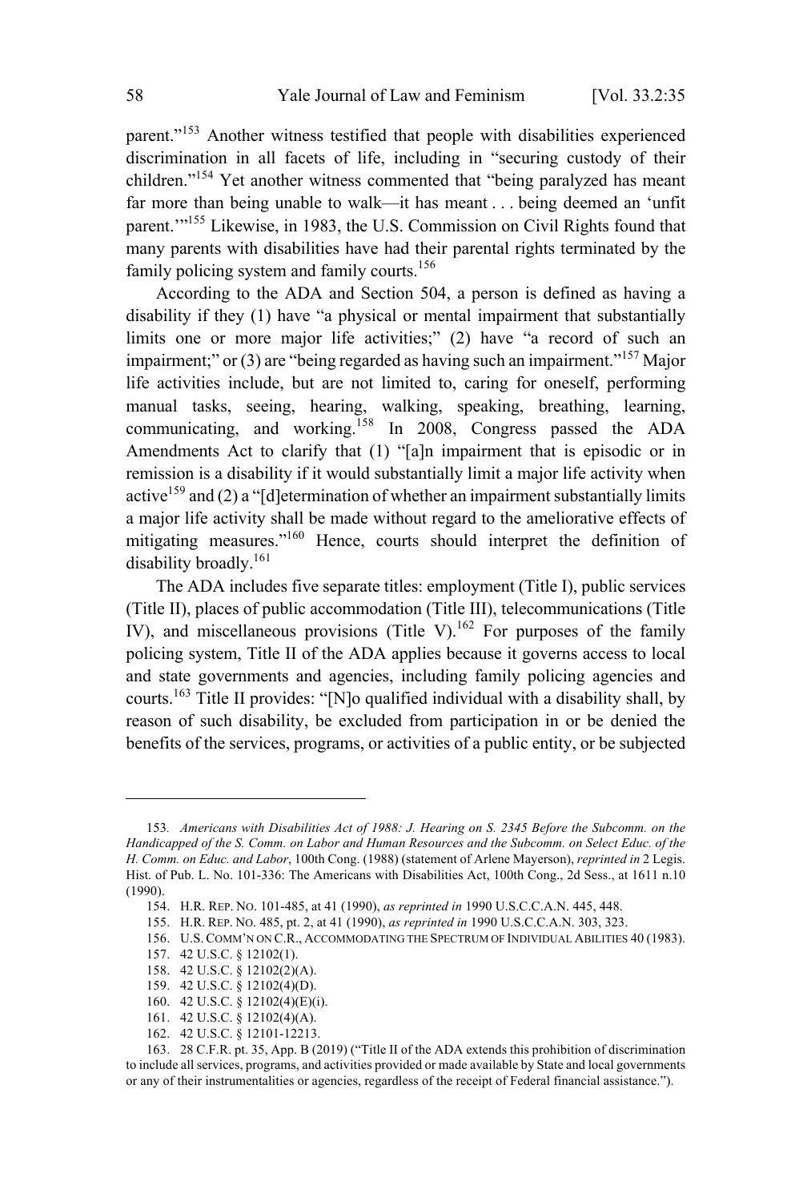parent."[153] Another witness testified that people with disabilities experienced discrimination in all facets of life, including in "securing custody of their children."[154] Yet another witness commented that "being paralyzed has meant far more than being unable to walk—it has meant . . . being deemed an 'unfit parent.'"[155] Likewise, in 1983, the U.S. Commission on Civil Rights found that many parents with disabilities have had their parental rights terminated by the family policing system and family courts.[156]

According to the ADA and Section 504, a person is defined as having a disability if they (1) have "a physical or mental impairment that substantially limits one or more major life activities;" (2) have "a record of such an impairment;" or (3) are "being regarded as having such an impairment."[157] Major life activities include, but are not limited to, caring for oneself, performing manual tasks, seeing, hearing, walking, speaking, breathing, learning, communicating, and working.[158] In 2008, Congress passed the ADA Amendments Act to clarify that (1) "[a]n impairment that is episodic or in remission is a disability if it would substantially limit a major life activity when active[159] and (2) a "[d]etermination of whether an impairment substantially limits a major life activity shall be made without regard to the ameliorative effects of mitigating measures."[160] Hence, courts should interpret the definition of disability broadly.[161]

The ADA includes five separate titles: employment (Title I), public services (Title II), places of public accommodation (Title III), telecommunications (Title IV), and miscellaneous provisions (Title V).[162] For purposes of the family policing system, Title II of the ADA applies because it governs access to local and state governments and agencies, including family policing agencies and courts.[163] Title II provides: "[N]o qualified individual with a disability shall, by reason of such disability, be excluded from participation in or be denied the benefits of the services, programs, or activities of a public entity, or be subjected

---

153. *Americans with Disabilities Act of 1988: J. Hearing on S. 2345 Before the Subcomm. on the Handicapped of the S. Comm. on Labor and Human Resources and the Subcomm. on Select Educ. of the H. Comm. on Educ. and Labor*, 100th Cong. (1988) (statement of Arlene Mayerson), *reprinted in* 2 Legis. Hist. of Pub. L. No. 101-336: The Americans with Disabilities Act, 100th Cong., 2d Sess., at 1611 n.10 (1990).

154. H.R. REP. NO. 101-485, at 41 (1990), *as reprinted in* 1990 U.S.C.C.A.N. 445, 448.

155. H.R. REP. NO. 485, pt. 2, at 41 (1990), *as reprinted in* 1990 U.S.C.C.A.N. 303, 323.

156. U.S. COMM'N ON C.R., ACCOMMODATING THE SPECTRUM OF INDIVIDUAL ABILITIES 40 (1983).

157. 42 U.S.C. § 12102(1).

158. 42 U.S.C. § 12102(2)(A).

159. 42 U.S.C. § 12102(4)(D).

160. 42 U.S.C. § 12102(4)(E)(i).

161. 42 U.S.C. § 12102(4)(A).

162. 42 U.S.C. § 12101-12213.

163. 28 C.F.R. pt. 35, App. B (2019) ("Title II of the ADA extends this prohibition of discrimination to include all services, programs, and activities provided or made available by State and local governments or any of their instrumentalities or agencies, regardless of the receipt of Federal financial assistance.").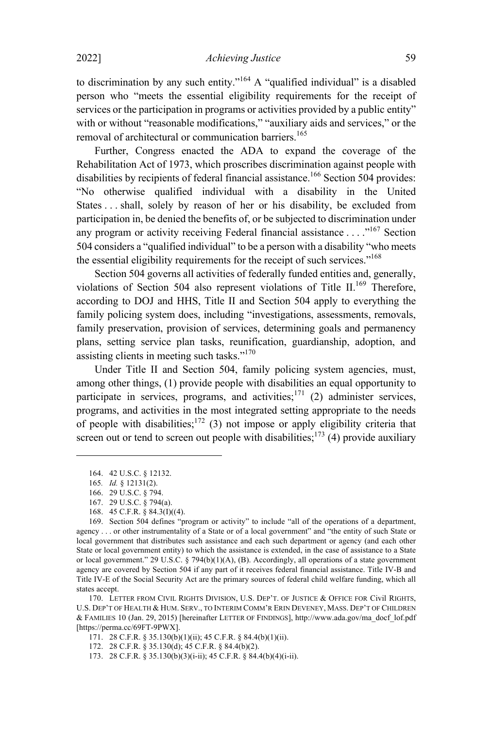to discrimination by any such entity."[164] A "qualified individual" is a disabled person who "meets the essential eligibility requirements for the receipt of services or the participation in programs or activities provided by a public entity" with or without "reasonable modifications," "auxiliary aids and services," or the removal of architectural or communication barriers.[165]

Further, Congress enacted the ADA to expand the coverage of the Rehabilitation Act of 1973, which proscribes discrimination against people with disabilities by recipients of federal financial assistance.[166] Section 504 provides: "No otherwise qualified individual with a disability in the United States . . . shall, solely by reason of her or his disability, be excluded from participation in, be denied the benefits of, or be subjected to discrimination under any program or activity receiving Federal financial assistance . . . ."[167] Section 504 considers a "qualified individual" to be a person with a disability "who meets the essential eligibility requirements for the receipt of such services."[168]

Section 504 governs all activities of federally funded entities and, generally, violations of Section 504 also represent violations of Title II.[169] Therefore, according to DOJ and HHS, Title II and Section 504 apply to everything the family policing system does, including "investigations, assessments, removals, family preservation, provision of services, determining goals and permanency plans, setting service plan tasks, reunification, guardianship, adoption, and assisting clients in meeting such tasks."[170]

Under Title II and Section 504, family policing system agencies, must, among other things, (1) provide people with disabilities an equal opportunity to participate in services, programs, and activities;[171] (2) administer services, programs, and activities in the most integrated setting appropriate to the needs of people with disabilities;[172] (3) not impose or apply eligibility criteria that screen out or tend to screen out people with disabilities;[173] (4) provide auxiliary

---

164. 42 U.S.C. § 12132.

165. *Id.* § 12131(2).

166. 29 U.S.C. § 794.

167. 29 U.S.C. § 794(a).

168. 45 C.F.R. § 84.3(I)((4).

169. Section 504 defines "program or activity" to include "all of the operations of a department, agency . . . or other instrumentality of a State or of a local government" and "the entity of such State or local government that distributes such assistance and each such department or agency (and each other State or local government entity) to which the assistance is extended, in the case of assistance to a State or local government." 29 U.S.C. § 794(b)(1)(A), (B). Accordingly, all operations of a state government agency are covered by Section 504 if any part of it receives federal financial assistance. Title IV-B and Title IV-E of the Social Security Act are the primary sources of federal child welfare funding, which all states accept.

170. LETTER FROM CIVIL RIGHTS DIVISION, U.S. DEP'T. OF JUSTICE & OFFICE FOR Civil RIGHTS, U.S. DEP'T OF HEALTH & HUM. SERV., TO INTERIM COMM'R ERIN DEVENEY, MASS. DEP'T OF CHILDREN & FAMILIES 10 (Jan. 29, 2015) [hereinafter LETTER OF FINDINGS], http://www.ada.gov/ma_docf_lof.pdf [https://perma.cc/69FT-9PWX].

171. 28 C.F.R. § 35.130(b)(1)(ii); 45 C.F.R. § 84.4(b)(1)(ii).

172. 28 C.F.R. § 35.130(d); 45 C.F.R. § 84.4(b)(2).

173. 28 C.F.R. § 35.130(b)(3)(i-ii); 45 C.F.R. § 84.4(b)(4)(i-ii).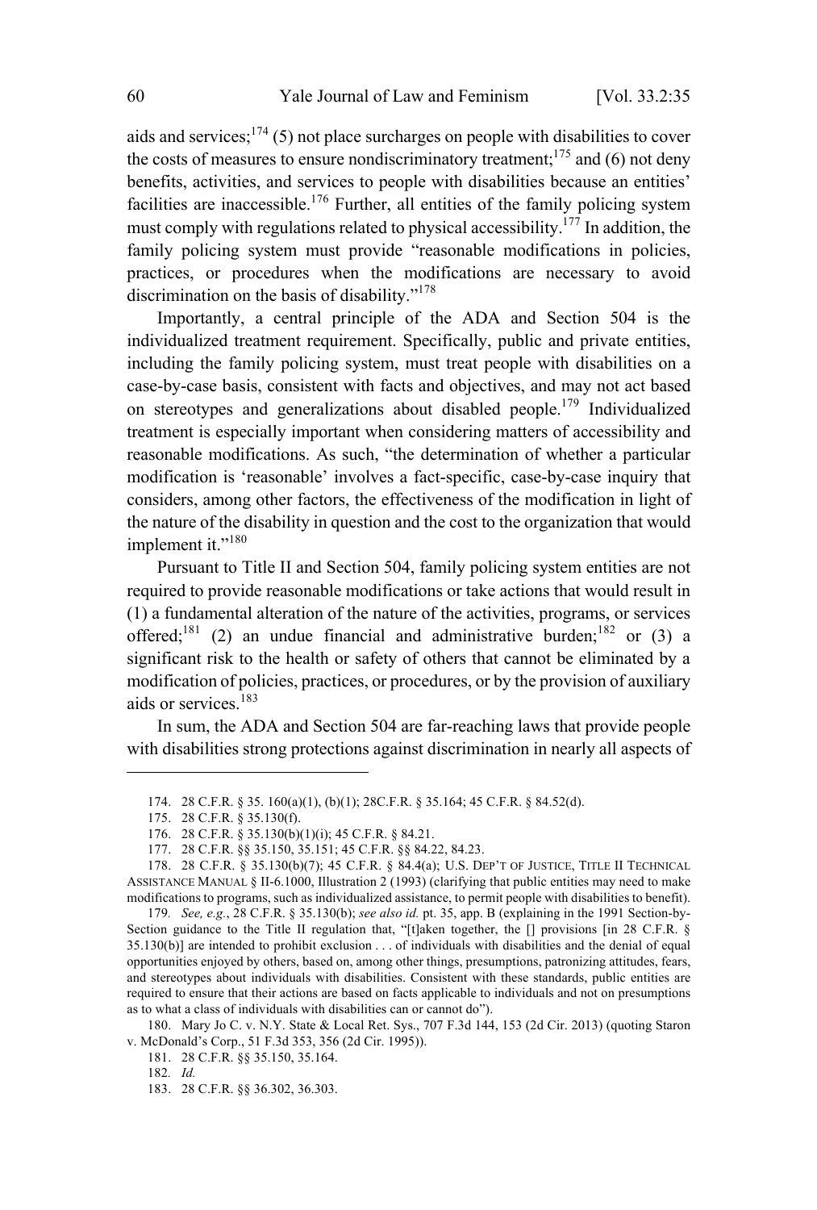aids and services;[174] (5) not place surcharges on people with disabilities to cover the costs of measures to ensure nondiscriminatory treatment;[175] and (6) not deny benefits, activities, and services to people with disabilities because an entities' facilities are inaccessible.[176] Further, all entities of the family policing system must comply with regulations related to physical accessibility.[177] In addition, the family policing system must provide "reasonable modifications in policies, practices, or procedures when the modifications are necessary to avoid discrimination on the basis of disability."[178]

Importantly, a central principle of the ADA and Section 504 is the individualized treatment requirement. Specifically, public and private entities, including the family policing system, must treat people with disabilities on a case-by-case basis, consistent with facts and objectives, and may not act based on stereotypes and generalizations about disabled people.[179] Individualized treatment is especially important when considering matters of accessibility and reasonable modifications. As such, "the determination of whether a particular modification is 'reasonable' involves a fact-specific, case-by-case inquiry that considers, among other factors, the effectiveness of the modification in light of the nature of the disability in question and the cost to the organization that would implement it."[180]

Pursuant to Title II and Section 504, family policing system entities are not required to provide reasonable modifications or take actions that would result in (1) a fundamental alteration of the nature of the activities, programs, or services offered;[181] (2) an undue financial and administrative burden;[182] or (3) a significant risk to the health or safety of others that cannot be eliminated by a modification of policies, practices, or procedures, or by the provision of auxiliary aids or services.[183]

In sum, the ADA and Section 504 are far-reaching laws that provide people with disabilities strong protections against discrimination in nearly all aspects of

---

174. 28 C.F.R. § 35. 160(a)(1), (b)(1); 28C.F.R. § 35.164; 45 C.F.R. § 84.52(d).

175. 28 C.F.R. § 35.130(f).

176. 28 C.F.R. § 35.130(b)(1)(i); 45 C.F.R. § 84.21.

177. 28 C.F.R. §§ 35.150, 35.151; 45 C.F.R. §§ 84.22, 84.23.

178. 28 C.F.R. § 35.130(b)(7); 45 C.F.R. § 84.4(a); U.S. DEP'T OF JUSTICE, TITLE II TECHNICAL ASSISTANCE MANUAL § II-6.1000, Illustration 2 (1993) (clarifying that public entities may need to make modifications to programs, such as individualized assistance, to permit people with disabilities to benefit).

179. *See, e.g.*, 28 C.F.R. § 35.130(b); *see also id.* pt. 35, app. B (explaining in the 1991 Section-by-Section guidance to the Title II regulation that, "[t]aken together, the [] provisions [in 28 C.F.R. § 35.130(b)] are intended to prohibit exclusion . . . of individuals with disabilities and the denial of equal opportunities enjoyed by others, based on, among other things, presumptions, patronizing attitudes, fears, and stereotypes about individuals with disabilities. Consistent with these standards, public entities are required to ensure that their actions are based on facts applicable to individuals and not on presumptions as to what a class of individuals with disabilities can or cannot do").

180. Mary Jo C. v. N.Y. State & Local Ret. Sys., 707 F.3d 144, 153 (2d Cir. 2013) (quoting Staron v. McDonald's Corp., 51 F.3d 353, 356 (2d Cir. 1995)).

181. 28 C.F.R. §§ 35.150, 35.164.

182. *Id.*

183. 28 C.F.R. §§ 36.302, 36.303.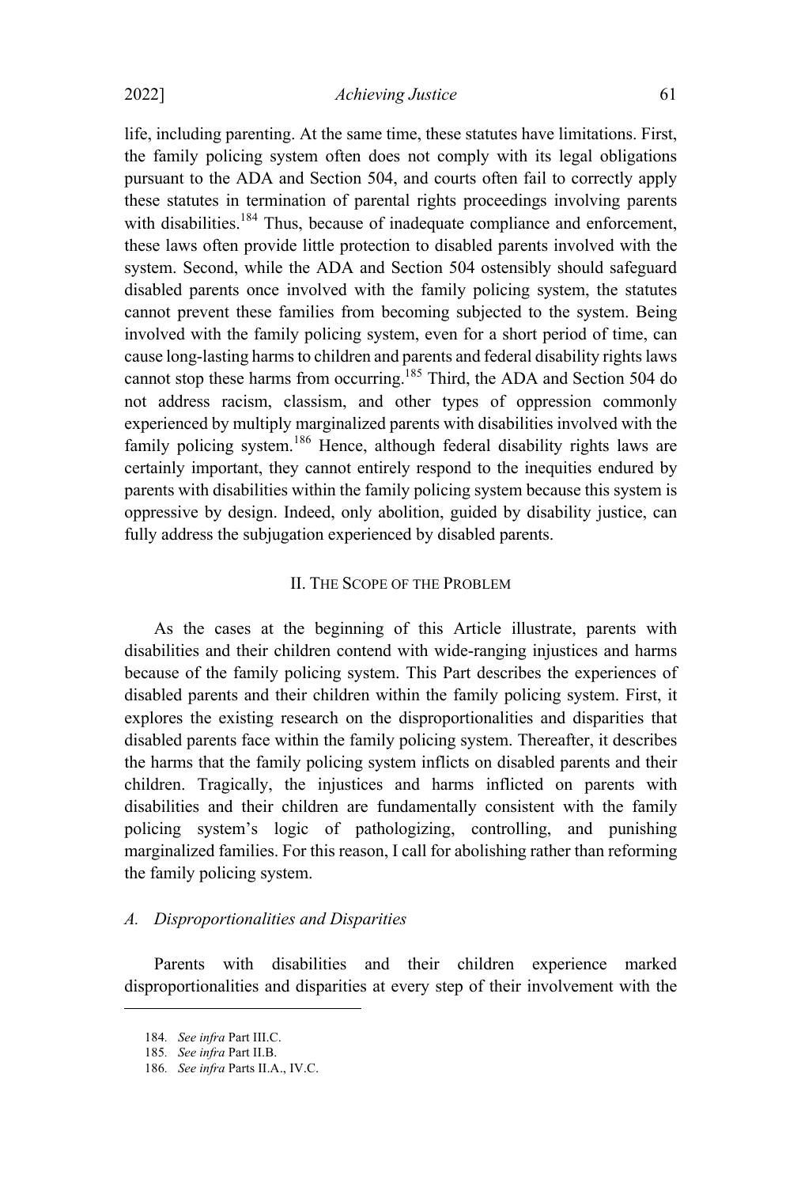life, including parenting. At the same time, these statutes have limitations. First, the family policing system often does not comply with its legal obligations pursuant to the ADA and Section 504, and courts often fail to correctly apply these statutes in termination of parental rights proceedings involving parents with disabilities.[184] Thus, because of inadequate compliance and enforcement, these laws often provide little protection to disabled parents involved with the system. Second, while the ADA and Section 504 ostensibly should safeguard disabled parents once involved with the family policing system, the statutes cannot prevent these families from becoming subjected to the system. Being involved with the family policing system, even for a short period of time, can cause long-lasting harms to children and parents and federal disability rights laws cannot stop these harms from occurring.[185] Third, the ADA and Section 504 do not address racism, classism, and other types of oppression commonly experienced by multiply marginalized parents with disabilities involved with the family policing system.[186] Hence, although federal disability rights laws are certainly important, they cannot entirely respond to the inequities endured by parents with disabilities within the family policing system because this system is oppressive by design. Indeed, only abolition, guided by disability justice, can fully address the subjugation experienced by disabled parents.

## II. The Scope of the Problem

As the cases at the beginning of this Article illustrate, parents with disabilities and their children contend with wide-ranging injustices and harms because of the family policing system. This Part describes the experiences of disabled parents and their children within the family policing system. First, it explores the existing research on the disproportionalities and disparities that disabled parents face within the family policing system. Thereafter, it describes the harms that the family policing system inflicts on disabled parents and their children. Tragically, the injustices and harms inflicted on parents with disabilities and their children are fundamentally consistent with the family policing system's logic of pathologizing, controlling, and punishing marginalized families. For this reason, I call for abolishing rather than reforming the family policing system.

### *A. Disproportionalities and Disparities*

Parents with disabilities and their children experience marked disproportionalities and disparities at every step of their involvement with the

---

184. *See infra* Part III.C.

185. *See infra* Part II.B.

186. *See infra* Parts II.A., IV.C.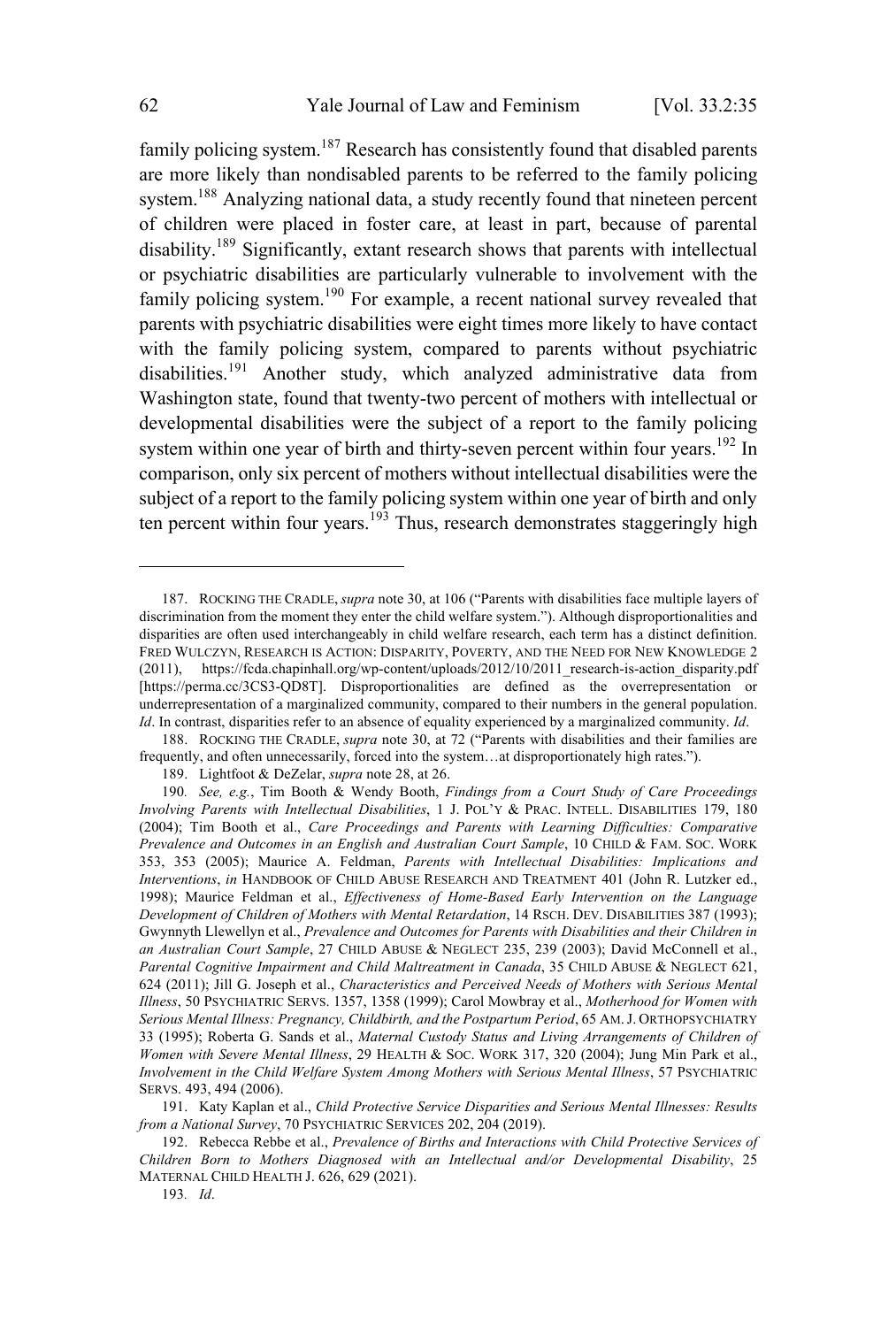family policing system.[187] Research has consistently found that disabled parents are more likely than nondisabled parents to be referred to the family policing system.[188] Analyzing national data, a study recently found that nineteen percent of children were placed in foster care, at least in part, because of parental disability.[189] Significantly, extant research shows that parents with intellectual or psychiatric disabilities are particularly vulnerable to involvement with the family policing system.[190] For example, a recent national survey revealed that parents with psychiatric disabilities were eight times more likely to have contact with the family policing system, compared to parents without psychiatric disabilities.[191] Another study, which analyzed administrative data from Washington state, found that twenty-two percent of mothers with intellectual or developmental disabilities were the subject of a report to the family policing system within one year of birth and thirty-seven percent within four years.[192] In comparison, only six percent of mothers without intellectual disabilities were the subject of a report to the family policing system within one year of birth and only ten percent within four years.[193] Thus, research demonstrates staggeringly high

---

187. ROCKING THE CRADLE, *supra* note 30, at 106 ("Parents with disabilities face multiple layers of discrimination from the moment they enter the child welfare system."). Although disproportionalities and disparities are often used interchangeably in child welfare research, each term has a distinct definition. FRED WULCZYN, RESEARCH IS ACTION: DISPARITY, POVERTY, AND THE NEED FOR NEW KNOWLEDGE 2 (2011), https://fcda.chapinhall.org/wp-content/uploads/2012/10/2011_research-is-action_disparity.pdf [https://perma.cc/3CS3-QD8T]. Disproportionalities are defined as the overrepresentation or underrepresentation of a marginalized community, compared to their numbers in the general population. *Id*. In contrast, disparities refer to an absence of equality experienced by a marginalized community. *Id*.

188. ROCKING THE CRADLE, *supra* note 30, at 72 ("Parents with disabilities and their families are frequently, and often unnecessarily, forced into the system…at disproportionately high rates.").

189. Lightfoot & DeZelar, *supra* note 28, at 26.

190. *See, e.g.*, Tim Booth & Wendy Booth, *Findings from a Court Study of Care Proceedings Involving Parents with Intellectual Disabilities*, 1 J. POL'Y & PRAC. INTELL. DISABILITIES 179, 180 (2004); Tim Booth et al., *Care Proceedings and Parents with Learning Difficulties: Comparative Prevalence and Outcomes in an English and Australian Court Sample*, 10 CHILD & FAM. SOC. WORK 353, 353 (2005); Maurice A. Feldman, *Parents with Intellectual Disabilities: Implications and Interventions*, *in* HANDBOOK OF CHILD ABUSE RESEARCH AND TREATMENT 401 (John R. Lutzker ed., 1998); Maurice Feldman et al., *Effectiveness of Home-Based Early Intervention on the Language Development of Children of Mothers with Mental Retardation*, 14 RSCH. DEV. DISABILITIES 387 (1993); Gwynnyth Llewellyn et al., *Prevalence and Outcomes for Parents with Disabilities and their Children in an Australian Court Sample*, 27 CHILD ABUSE & NEGLECT 235, 239 (2003); David McConnell et al., *Parental Cognitive Impairment and Child Maltreatment in Canada*, 35 CHILD ABUSE & NEGLECT 621, 624 (2011); Jill G. Joseph et al., *Characteristics and Perceived Needs of Mothers with Serious Mental Illness*, 50 PSYCHIATRIC SERVS. 1357, 1358 (1999); Carol Mowbray et al., *Motherhood for Women with Serious Mental Illness: Pregnancy, Childbirth, and the Postpartum Period*, 65 AM. J. ORTHOPSYCHIATRY 33 (1995); Roberta G. Sands et al., *Maternal Custody Status and Living Arrangements of Children of Women with Severe Mental Illness*, 29 HEALTH & SOC. WORK 317, 320 (2004); Jung Min Park et al., *Involvement in the Child Welfare System Among Mothers with Serious Mental Illness*, 57 PSYCHIATRIC SERVS. 493, 494 (2006).

191. Katy Kaplan et al., *Child Protective Service Disparities and Serious Mental Illnesses: Results from a National Survey*, 70 PSYCHIATRIC SERVICES 202, 204 (2019).

192. Rebecca Rebbe et al., *Prevalence of Births and Interactions with Child Protective Services of Children Born to Mothers Diagnosed with an Intellectual and/or Developmental Disability*, 25 MATERNAL CHILD HEALTH J. 626, 629 (2021).

193. *Id*.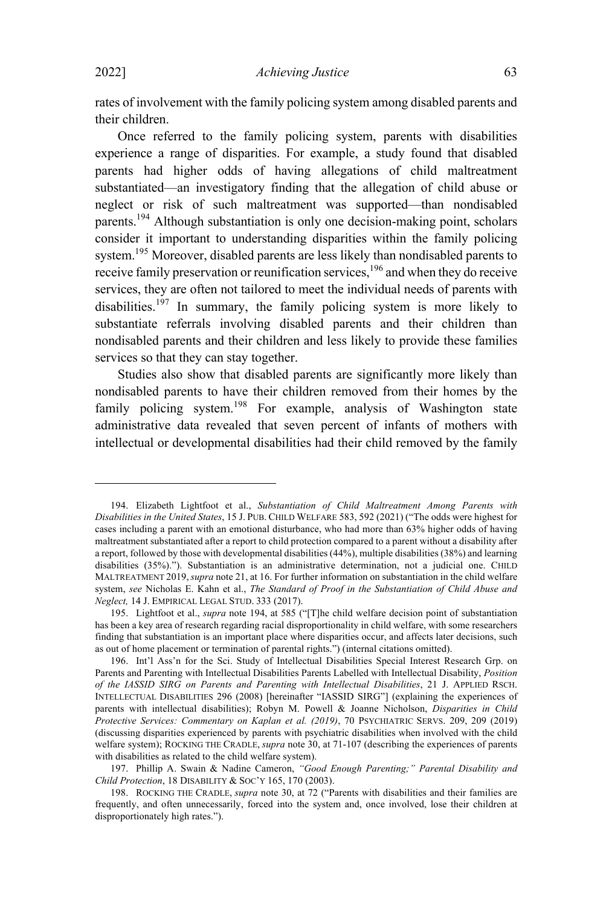rates of involvement with the family policing system among disabled parents and their children.

Once referred to the family policing system, parents with disabilities experience a range of disparities. For example, a study found that disabled parents had higher odds of having allegations of child maltreatment substantiated—an investigatory finding that the allegation of child abuse or neglect or risk of such maltreatment was supported—than nondisabled parents.[194] Although substantiation is only one decision-making point, scholars consider it important to understanding disparities within the family policing system.[195] Moreover, disabled parents are less likely than nondisabled parents to receive family preservation or reunification services,[196] and when they do receive services, they are often not tailored to meet the individual needs of parents with disabilities.[197] In summary, the family policing system is more likely to substantiate referrals involving disabled parents and their children than nondisabled parents and their children and less likely to provide these families services so that they can stay together.

Studies also show that disabled parents are significantly more likely than nondisabled parents to have their children removed from their homes by the family policing system.[198] For example, analysis of Washington state administrative data revealed that seven percent of infants of mothers with intellectual or developmental disabilities had their child removed by the family

---

194. Elizabeth Lightfoot et al., *Substantiation of Child Maltreatment Among Parents with Disabilities in the United States*, 15 J. PUB. CHILD WELFARE 583, 592 (2021) ("The odds were highest for cases including a parent with an emotional disturbance, who had more than 63% higher odds of having maltreatment substantiated after a report to child protection compared to a parent without a disability after a report, followed by those with developmental disabilities (44%), multiple disabilities (38%) and learning disabilities (35%)."). Substantiation is an administrative determination, not a judicial one. CHILD MALTREATMENT 2019, *supra* note 21, at 16. For further information on substantiation in the child welfare system, *see* Nicholas E. Kahn et al., *The Standard of Proof in the Substantiation of Child Abuse and Neglect,* 14 J. EMPIRICAL LEGAL STUD. 333 (2017).

195. Lightfoot et al., *supra* note 194, at 585 ("[T]he child welfare decision point of substantiation has been a key area of research regarding racial disproportionality in child welfare, with some researchers finding that substantiation is an important place where disparities occur, and affects later decisions, such as out of home placement or termination of parental rights.") (internal citations omitted).

196. Int'l Ass'n for the Sci. Study of Intellectual Disabilities Special Interest Research Grp. on Parents and Parenting with Intellectual Disabilities Parents Labelled with Intellectual Disability, *Position of the IASSID SIRG on Parents and Parenting with Intellectual Disabilities*, 21 J. APPLIED RSCH. INTELLECTUAL DISABILITIES 296 (2008) [hereinafter "IASSID SIRG"] (explaining the experiences of parents with intellectual disabilities); Robyn M. Powell & Joanne Nicholson, *Disparities in Child Protective Services: Commentary on Kaplan et al. (2019)*, 70 PSYCHIATRIC SERVS. 209, 209 (2019) (discussing disparities experienced by parents with psychiatric disabilities when involved with the child welfare system); ROCKING THE CRADLE, *supra* note 30, at 71-107 (describing the experiences of parents with disabilities as related to the child welfare system).

197. Phillip A. Swain & Nadine Cameron, *"Good Enough Parenting;" Parental Disability and Child Protection*, 18 DISABILITY & SOC'Y 165, 170 (2003).

198. ROCKING THE CRADLE, *supra* note 30, at 72 ("Parents with disabilities and their families are frequently, and often unnecessarily, forced into the system and, once involved, lose their children at disproportionately high rates.").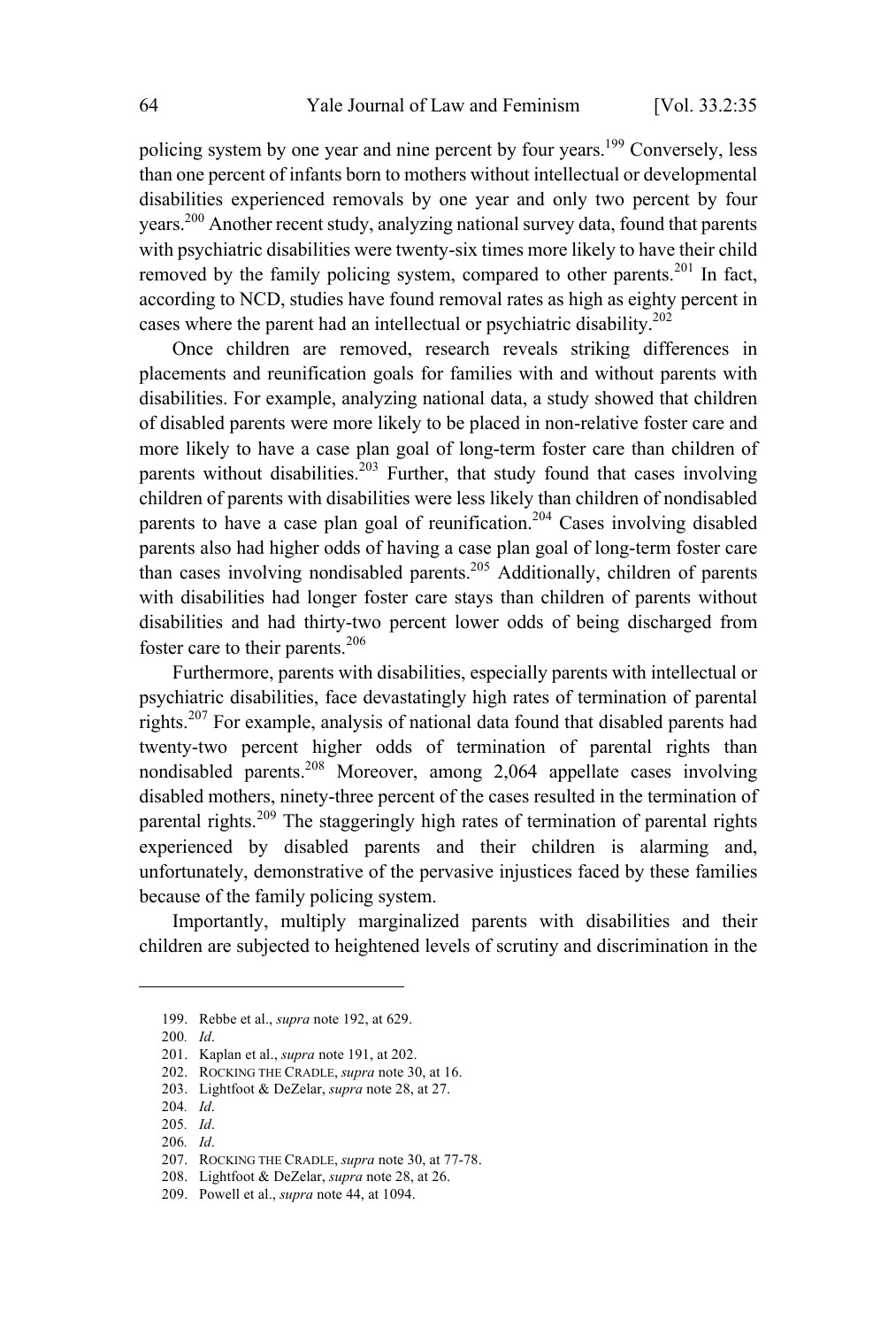policing system by one year and nine percent by four years.[199] Conversely, less than one percent of infants born to mothers without intellectual or developmental disabilities experienced removals by one year and only two percent by four years.[200] Another recent study, analyzing national survey data, found that parents with psychiatric disabilities were twenty-six times more likely to have their child removed by the family policing system, compared to other parents.[201] In fact, according to NCD, studies have found removal rates as high as eighty percent in cases where the parent had an intellectual or psychiatric disability.[202]

Once children are removed, research reveals striking differences in placements and reunification goals for families with and without parents with disabilities. For example, analyzing national data, a study showed that children of disabled parents were more likely to be placed in non-relative foster care and more likely to have a case plan goal of long-term foster care than children of parents without disabilities.[203] Further, that study found that cases involving children of parents with disabilities were less likely than children of nondisabled parents to have a case plan goal of reunification.[204] Cases involving disabled parents also had higher odds of having a case plan goal of long-term foster care than cases involving nondisabled parents.[205] Additionally, children of parents with disabilities had longer foster care stays than children of parents without disabilities and had thirty-two percent lower odds of being discharged from foster care to their parents.[206]

Furthermore, parents with disabilities, especially parents with intellectual or psychiatric disabilities, face devastatingly high rates of termination of parental rights.[207] For example, analysis of national data found that disabled parents had twenty-two percent higher odds of termination of parental rights than nondisabled parents.[208] Moreover, among 2,064 appellate cases involving disabled mothers, ninety-three percent of the cases resulted in the termination of parental rights.[209] The staggeringly high rates of termination of parental rights experienced by disabled parents and their children is alarming and, unfortunately, demonstrative of the pervasive injustices faced by these families because of the family policing system.

Importantly, multiply marginalized parents with disabilities and their children are subjected to heightened levels of scrutiny and discrimination in the

---

199. Rebbe et al., *supra* note 192, at 629.

200. *Id*.

201. Kaplan et al., *supra* note 191, at 202.

202. ROCKING THE CRADLE, *supra* note 30, at 16.

203. Lightfoot & DeZelar, *supra* note 28, at 27.

204. *Id*.

205. *Id*.

206. *Id*.

207. ROCKING THE CRADLE, *supra* note 30, at 77-78.

208. Lightfoot & DeZelar, *supra* note 28, at 26.

209. Powell et al., *supra* note 44, at 1094.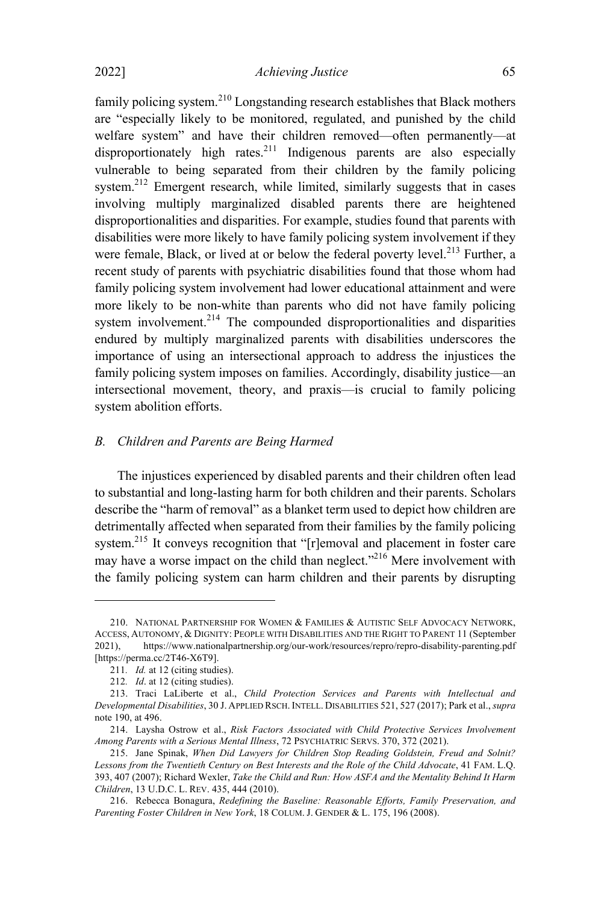family policing system.[210] Longstanding research establishes that Black mothers are "especially likely to be monitored, regulated, and punished by the child welfare system" and have their children removed—often permanently—at disproportionately high rates.[211] Indigenous parents are also especially vulnerable to being separated from their children by the family policing system.[212] Emergent research, while limited, similarly suggests that in cases involving multiply marginalized disabled parents there are heightened disproportionalities and disparities. For example, studies found that parents with disabilities were more likely to have family policing system involvement if they were female, Black, or lived at or below the federal poverty level.[213] Further, a recent study of parents with psychiatric disabilities found that those whom had family policing system involvement had lower educational attainment and were more likely to be non-white than parents who did not have family policing system involvement.[214] The compounded disproportionalities and disparities endured by multiply marginalized parents with disabilities underscores the importance of using an intersectional approach to address the injustices the family policing system imposes on families. Accordingly, disability justice—an intersectional movement, theory, and praxis—is crucial to family policing system abolition efforts.

### *B. Children and Parents are Being Harmed*

The injustices experienced by disabled parents and their children often lead to substantial and long-lasting harm for both children and their parents. Scholars describe the "harm of removal" as a blanket term used to depict how children are detrimentally affected when separated from their families by the family policing system.[215] It conveys recognition that "[r]emoval and placement in foster care may have a worse impact on the child than neglect."[216] Mere involvement with the family policing system can harm children and their parents by disrupting

---

210. NATIONAL PARTNERSHIP FOR WOMEN & FAMILIES & AUTISTIC SELF ADVOCACY NETWORK, ACCESS, AUTONOMY, & DIGNITY: PEOPLE WITH DISABILITIES AND THE RIGHT TO PARENT 11 (September 2021), https://www.nationalpartnership.org/our-work/resources/repro/repro-disability-parenting.pdf [https://perma.cc/2T46-X6T9].

211. *Id.* at 12 (citing studies).

212. *Id*. at 12 (citing studies).

213. Traci LaLiberte et al., *Child Protection Services and Parents with Intellectual and Developmental Disabilities*, 30 J. APPLIED RSCH. INTELL. DISABILITIES 521, 527 (2017); Park et al., *supra* note 190, at 496.

214. Laysha Ostrow et al., *Risk Factors Associated with Child Protective Services Involvement Among Parents with a Serious Mental Illness*, 72 PSYCHIATRIC SERVS. 370, 372 (2021).

215. Jane Spinak, *When Did Lawyers for Children Stop Reading Goldstein, Freud and Solnit? Lessons from the Twentieth Century on Best Interests and the Role of the Child Advocate*, 41 FAM. L.Q. 393, 407 (2007); Richard Wexler, *Take the Child and Run: How ASFA and the Mentality Behind It Harm Children*, 13 U.D.C. L. REV. 435, 444 (2010).

216. Rebecca Bonagura, *Redefining the Baseline: Reasonable Efforts, Family Preservation, and Parenting Foster Children in New York*, 18 COLUM. J. GENDER & L. 175, 196 (2008).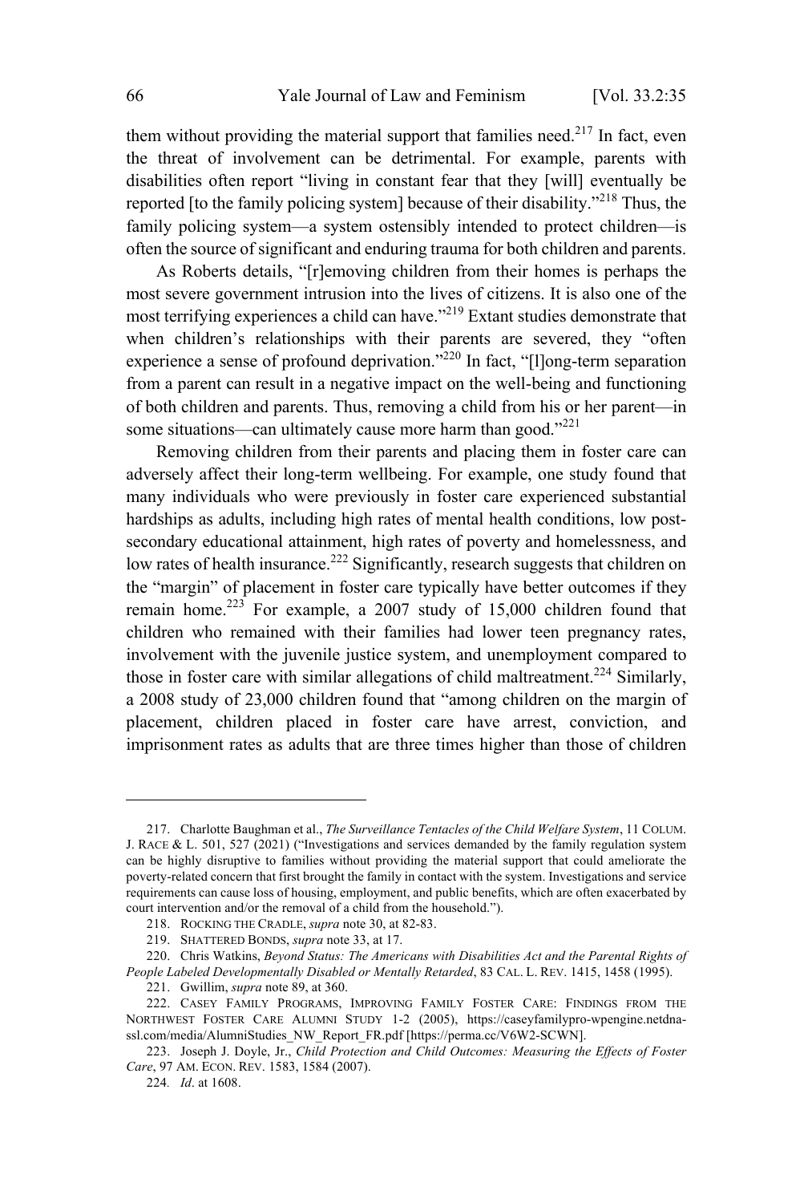them without providing the material support that families need.[217] In fact, even the threat of involvement can be detrimental. For example, parents with disabilities often report "living in constant fear that they [will] eventually be reported [to the family policing system] because of their disability."[218] Thus, the family policing system—a system ostensibly intended to protect children—is often the source of significant and enduring trauma for both children and parents.

As Roberts details, "[r]emoving children from their homes is perhaps the most severe government intrusion into the lives of citizens. It is also one of the most terrifying experiences a child can have."[219] Extant studies demonstrate that when children's relationships with their parents are severed, they "often experience a sense of profound deprivation."[220] In fact, "[l]ong-term separation from a parent can result in a negative impact on the well-being and functioning of both children and parents. Thus, removing a child from his or her parent—in some situations—can ultimately cause more harm than good."[221]

Removing children from their parents and placing them in foster care can adversely affect their long-term wellbeing. For example, one study found that many individuals who were previously in foster care experienced substantial hardships as adults, including high rates of mental health conditions, low post-secondary educational attainment, high rates of poverty and homelessness, and low rates of health insurance.[222] Significantly, research suggests that children on the "margin" of placement in foster care typically have better outcomes if they remain home.[223] For example, a 2007 study of 15,000 children found that children who remained with their families had lower teen pregnancy rates, involvement with the juvenile justice system, and unemployment compared to those in foster care with similar allegations of child maltreatment.[224] Similarly, a 2008 study of 23,000 children found that "among children on the margin of placement, children placed in foster care have arrest, conviction, and imprisonment rates as adults that are three times higher than those of children

---

217. Charlotte Baughman et al., *The Surveillance Tentacles of the Child Welfare System*, 11 COLUM. J. RACE & L. 501, 527 (2021) ("Investigations and services demanded by the family regulation system can be highly disruptive to families without providing the material support that could ameliorate the poverty-related concern that first brought the family in contact with the system. Investigations and service requirements can cause loss of housing, employment, and public benefits, which are often exacerbated by court intervention and/or the removal of a child from the household.").

218. ROCKING THE CRADLE, *supra* note 30, at 82-83.

219. SHATTERED BONDS, *supra* note 33, at 17.

220. Chris Watkins, *Beyond Status: The Americans with Disabilities Act and the Parental Rights of People Labeled Developmentally Disabled or Mentally Retarded*, 83 CAL. L. REV. 1415, 1458 (1995).

221. Gwillim, *supra* note 89, at 360.

222. CASEY FAMILY PROGRAMS, IMPROVING FAMILY FOSTER CARE: FINDINGS FROM THE NORTHWEST FOSTER CARE ALUMNI STUDY 1-2 (2005), https://caseyfamilypro-wpengine.netdna-ssl.com/media/AlumniStudies_NW_Report_FR.pdf [https://perma.cc/V6W2-SCWN].

223. Joseph J. Doyle, Jr., *Child Protection and Child Outcomes: Measuring the Effects of Foster Care*, 97 AM. ECON. REV. 1583, 1584 (2007).

224. *Id*. at 1608.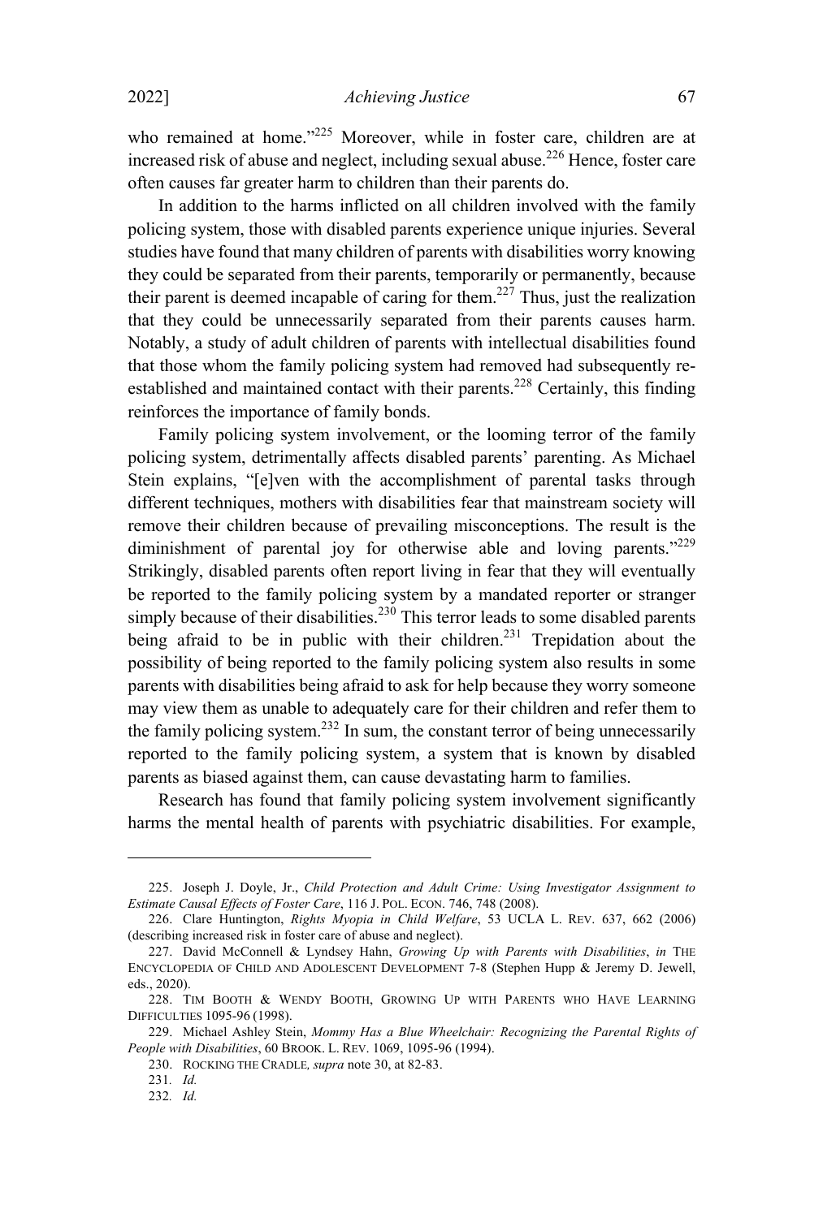who remained at home."[225] Moreover, while in foster care, children are at increased risk of abuse and neglect, including sexual abuse.[226] Hence, foster care often causes far greater harm to children than their parents do.

In addition to the harms inflicted on all children involved with the family policing system, those with disabled parents experience unique injuries. Several studies have found that many children of parents with disabilities worry knowing they could be separated from their parents, temporarily or permanently, because their parent is deemed incapable of caring for them.[227] Thus, just the realization that they could be unnecessarily separated from their parents causes harm. Notably, a study of adult children of parents with intellectual disabilities found that those whom the family policing system had removed had subsequently re-established and maintained contact with their parents.[228] Certainly, this finding reinforces the importance of family bonds.

Family policing system involvement, or the looming terror of the family policing system, detrimentally affects disabled parents' parenting. As Michael Stein explains, "[e]ven with the accomplishment of parental tasks through different techniques, mothers with disabilities fear that mainstream society will remove their children because of prevailing misconceptions. The result is the diminishment of parental joy for otherwise able and loving parents."[229] Strikingly, disabled parents often report living in fear that they will eventually be reported to the family policing system by a mandated reporter or stranger simply because of their disabilities.[230] This terror leads to some disabled parents being afraid to be in public with their children.[231] Trepidation about the possibility of being reported to the family policing system also results in some parents with disabilities being afraid to ask for help because they worry someone may view them as unable to adequately care for their children and refer them to the family policing system.[232] In sum, the constant terror of being unnecessarily reported to the family policing system, a system that is known by disabled parents as biased against them, can cause devastating harm to families.

Research has found that family policing system involvement significantly harms the mental health of parents with psychiatric disabilities. For example,

---

225. Joseph J. Doyle, Jr., *Child Protection and Adult Crime: Using Investigator Assignment to Estimate Causal Effects of Foster Care*, 116 J. POL. ECON. 746, 748 (2008).

226. Clare Huntington, *Rights Myopia in Child Welfare*, 53 UCLA L. REV. 637, 662 (2006) (describing increased risk in foster care of abuse and neglect).

227. David McConnell & Lyndsey Hahn, *Growing Up with Parents with Disabilities*, *in* THE ENCYCLOPEDIA OF CHILD AND ADOLESCENT DEVELOPMENT 7-8 (Stephen Hupp & Jeremy D. Jewell, eds., 2020).

228. TIM BOOTH & WENDY BOOTH, GROWING UP WITH PARENTS WHO HAVE LEARNING DIFFICULTIES 1095-96 (1998).

229. Michael Ashley Stein, *Mommy Has a Blue Wheelchair: Recognizing the Parental Rights of People with Disabilities*, 60 BROOK. L. REV. 1069, 1095-96 (1994).

230. ROCKING THE CRADLE*, supra* note 30, at 82-83.

231. *Id.*

232. *Id.*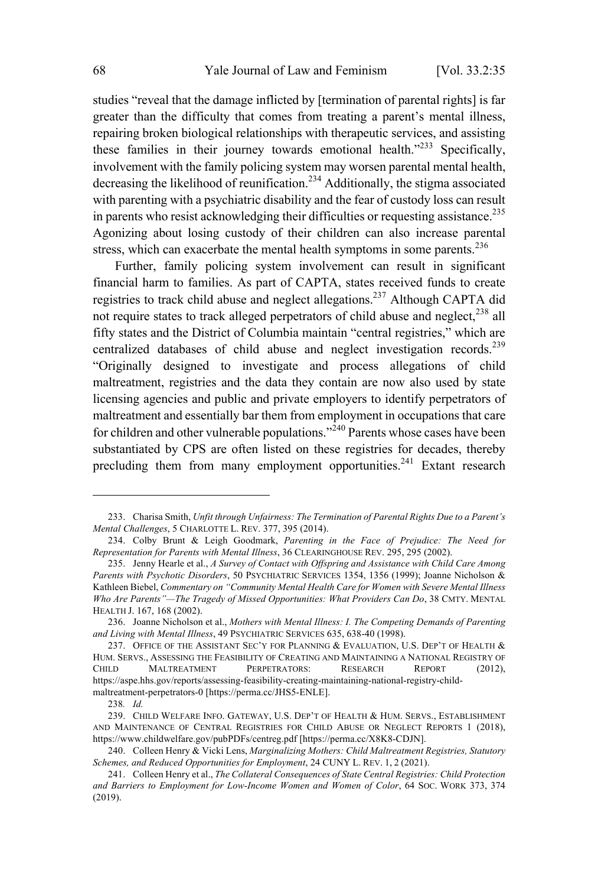studies "reveal that the damage inflicted by [termination of parental rights] is far greater than the difficulty that comes from treating a parent's mental illness, repairing broken biological relationships with therapeutic services, and assisting these families in their journey towards emotional health."[233] Specifically, involvement with the family policing system may worsen parental mental health, decreasing the likelihood of reunification.[234] Additionally, the stigma associated with parenting with a psychiatric disability and the fear of custody loss can result in parents who resist acknowledging their difficulties or requesting assistance.[235] Agonizing about losing custody of their children can also increase parental stress, which can exacerbate the mental health symptoms in some parents.[236]

Further, family policing system involvement can result in significant financial harm to families. As part of CAPTA, states received funds to create registries to track child abuse and neglect allegations.[237] Although CAPTA did not require states to track alleged perpetrators of child abuse and neglect,[238] all fifty states and the District of Columbia maintain "central registries," which are centralized databases of child abuse and neglect investigation records.[239] "Originally designed to investigate and process allegations of child maltreatment, registries and the data they contain are now also used by state licensing agencies and public and private employers to identify perpetrators of maltreatment and essentially bar them from employment in occupations that care for children and other vulnerable populations."[240] Parents whose cases have been substantiated by CPS are often listed on these registries for decades, thereby precluding them from many employment opportunities.[241] Extant research

---

233. Charisa Smith, *Unfit through Unfairness: The Termination of Parental Rights Due to a Parent's Mental Challenges*, 5 CHARLOTTE L. REV. 377, 395 (2014).

234. Colby Brunt & Leigh Goodmark, *Parenting in the Face of Prejudice: The Need for Representation for Parents with Mental Illness*, 36 CLEARINGHOUSE REV. 295, 295 (2002).

235. Jenny Hearle et al., *A Survey of Contact with Offspring and Assistance with Child Care Among Parents with Psychotic Disorders*, 50 PSYCHIATRIC SERVICES 1354, 1356 (1999); Joanne Nicholson & Kathleen Biebel, *Commentary on "Community Mental Health Care for Women with Severe Mental Illness Who Are Parents"—The Tragedy of Missed Opportunities: What Providers Can Do*, 38 CMTY. MENTAL HEALTH J. 167, 168 (2002).

236. Joanne Nicholson et al., *Mothers with Mental Illness: I. The Competing Demands of Parenting and Living with Mental Illness*, 49 PSYCHIATRIC SERVICES 635, 638-40 (1998).

237. OFFICE OF THE ASSISTANT SEC'Y FOR PLANNING & EVALUATION, U.S. DEP'T OF HEALTH & HUM. SERVS., ASSESSING THE FEASIBILITY OF CREATING AND MAINTAINING A NATIONAL REGISTRY OF CHILD MALTREATMENT PERPETRATORS: RESEARCH REPORT (2012), https://aspe.hhs.gov/reports/assessing-feasibility-creating-maintaining-national-registry-child-maltreatment-perpetrators-0 [https://perma.cc/JHS5-ENLE].

238. *Id.*

239. CHILD WELFARE INFO. GATEWAY, U.S. DEP'T OF HEALTH & HUM. SERVS., ESTABLISHMENT AND MAINTENANCE OF CENTRAL REGISTRIES FOR CHILD ABUSE OR NEGLECT REPORTS 1 (2018), https://www.childwelfare.gov/pubPDFs/centreg.pdf [https://perma.cc/X8K8-CDJN].

240. Colleen Henry & Vicki Lens, *Marginalizing Mothers: Child Maltreatment Registries, Statutory Schemes, and Reduced Opportunities for Employment*, 24 CUNY L. REV. 1, 2 (2021).

241. Colleen Henry et al., *The Collateral Consequences of State Central Registries: Child Protection and Barriers to Employment for Low-Income Women and Women of Color*, 64 SOC. WORK 373, 374 (2019).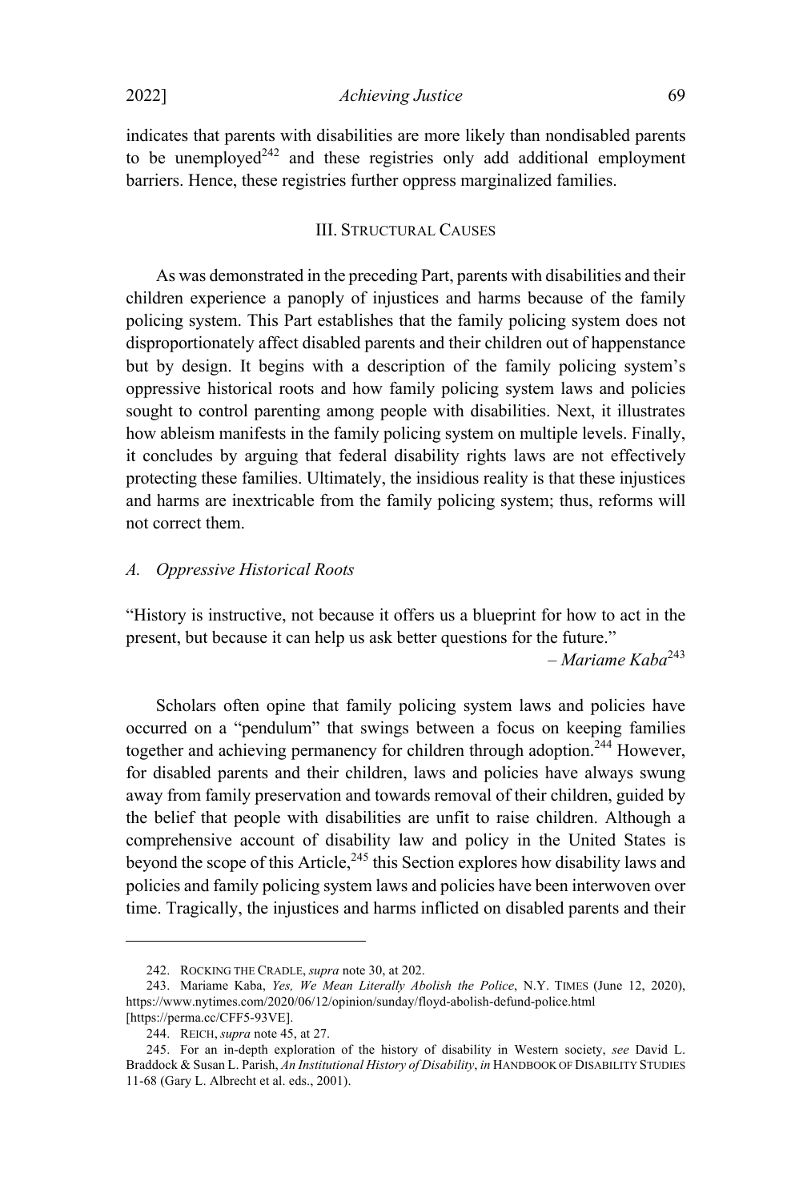indicates that parents with disabilities are more likely than nondisabled parents to be unemployed[242] and these registries only add additional employment barriers. Hence, these registries further oppress marginalized families.

## III. Structural Causes

As was demonstrated in the preceding Part, parents with disabilities and their children experience a panoply of injustices and harms because of the family policing system. This Part establishes that the family policing system does not disproportionately affect disabled parents and their children out of happenstance but by design. It begins with a description of the family policing system's oppressive historical roots and how family policing system laws and policies sought to control parenting among people with disabilities. Next, it illustrates how ableism manifests in the family policing system on multiple levels. Finally, it concludes by arguing that federal disability rights laws are not effectively protecting these families. Ultimately, the insidious reality is that these injustices and harms are inextricable from the family policing system; thus, reforms will not correct them.

### *A. Oppressive Historical Roots*

"History is instructive, not because it offers us a blueprint for how to act in the present, but because it can help us ask better questions for the future."

– *Mariame Kaba*[243]

Scholars often opine that family policing system laws and policies have occurred on a "pendulum" that swings between a focus on keeping families together and achieving permanency for children through adoption.[244] However, for disabled parents and their children, laws and policies have always swung away from family preservation and towards removal of their children, guided by the belief that people with disabilities are unfit to raise children. Although a comprehensive account of disability law and policy in the United States is beyond the scope of this Article,[245] this Section explores how disability laws and policies and family policing system laws and policies have been interwoven over time. Tragically, the injustices and harms inflicted on disabled parents and their

242. ROCKING THE CRADLE, *supra* note 30, at 202.

243. Mariame Kaba, *Yes, We Mean Literally Abolish the Police*, N.Y. TIMES (June 12, 2020), https://www.nytimes.com/2020/06/12/opinion/sunday/floyd-abolish-defund-police.html [https://perma.cc/CFF5-93VE].

244. REICH, *supra* note 45, at 27.

245. For an in-depth exploration of the history of disability in Western society, *see* David L. Braddock & Susan L. Parish, *An Institutional History of Disability*, *in* HANDBOOK OF DISABILITY STUDIES 11-68 (Gary L. Albrecht et al. eds., 2001).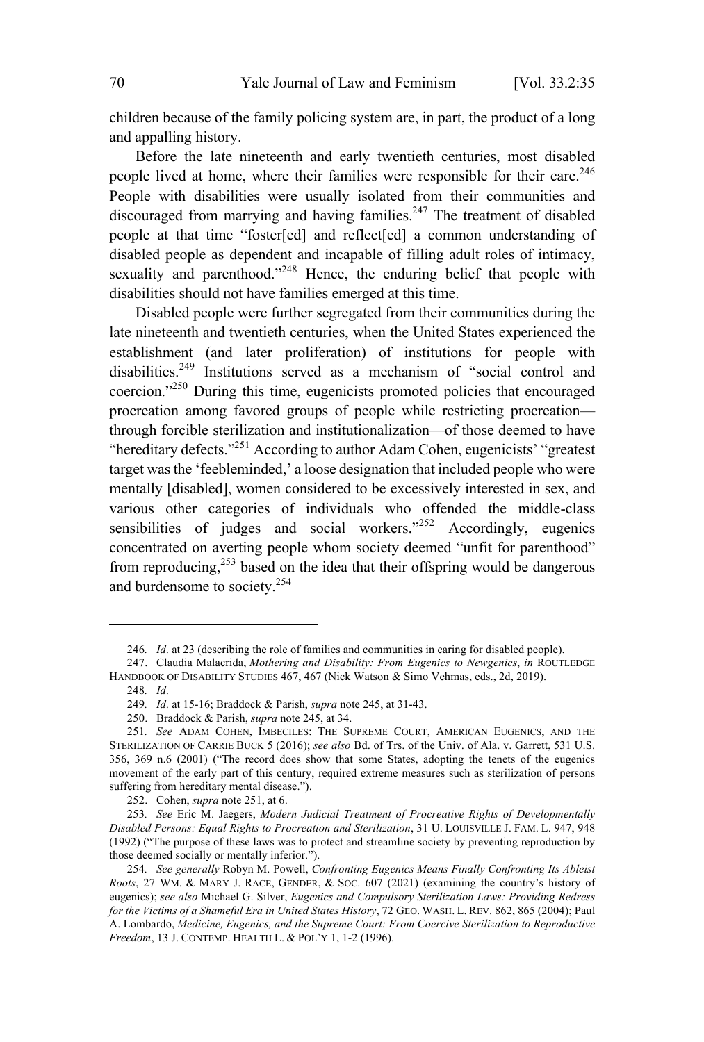children because of the family policing system are, in part, the product of a long and appalling history.

Before the late nineteenth and early twentieth centuries, most disabled people lived at home, where their families were responsible for their care.[246] People with disabilities were usually isolated from their communities and discouraged from marrying and having families.[247] The treatment of disabled people at that time "foster[ed] and reflect[ed] a common understanding of disabled people as dependent and incapable of filling adult roles of intimacy, sexuality and parenthood."[248] Hence, the enduring belief that people with disabilities should not have families emerged at this time.

Disabled people were further segregated from their communities during the late nineteenth and twentieth centuries, when the United States experienced the establishment (and later proliferation) of institutions for people with disabilities.[249] Institutions served as a mechanism of "social control and coercion."[250] During this time, eugenicists promoted policies that encouraged procreation among favored groups of people while restricting procreation—through forcible sterilization and institutionalization—of those deemed to have "hereditary defects."[251] According to author Adam Cohen, eugenicists' "greatest target was the 'feebleminded,' a loose designation that included people who were mentally [disabled], women considered to be excessively interested in sex, and various other categories of individuals who offended the middle-class sensibilities of judges and social workers."[252] Accordingly, eugenics concentrated on averting people whom society deemed "unfit for parenthood" from reproducing,[253] based on the idea that their offspring would be dangerous and burdensome to society.[254]

---

246. *Id*. at 23 (describing the role of families and communities in caring for disabled people).

247. Claudia Malacrida, *Mothering and Disability: From Eugenics to Newgenics*, *in* ROUTLEDGE HANDBOOK OF DISABILITY STUDIES 467, 467 (Nick Watson & Simo Vehmas, eds., 2d, 2019).

248. *Id*.

249. *Id*. at 15-16; Braddock & Parish, *supra* note 245, at 31-43.

250. Braddock & Parish, *supra* note 245, at 34.

251. *See* ADAM COHEN, IMBECILES: THE SUPREME COURT, AMERICAN EUGENICS, AND THE STERILIZATION OF CARRIE BUCK 5 (2016); *see also* Bd. of Trs. of the Univ. of Ala. v. Garrett, 531 U.S. 356, 369 n.6 (2001) ("The record does show that some States, adopting the tenets of the eugenics movement of the early part of this century, required extreme measures such as sterilization of persons suffering from hereditary mental disease.").

252. Cohen, *supra* note 251, at 6.

253. *See* Eric M. Jaegers, *Modern Judicial Treatment of Procreative Rights of Developmentally Disabled Persons: Equal Rights to Procreation and Sterilization*, 31 U. LOUISVILLE J. FAM. L. 947, 948 (1992) ("The purpose of these laws was to protect and streamline society by preventing reproduction by those deemed socially or mentally inferior.").

254. *See generally* Robyn M. Powell, *Confronting Eugenics Means Finally Confronting Its Ableist Roots*, 27 WM. & MARY J. RACE, GENDER, & SOC. 607 (2021) (examining the country's history of eugenics); *see also* Michael G. Silver, *Eugenics and Compulsory Sterilization Laws: Providing Redress for the Victims of a Shameful Era in United States History*, 72 GEO. WASH. L. REV. 862, 865 (2004); Paul A. Lombardo, *Medicine, Eugenics, and the Supreme Court: From Coercive Sterilization to Reproductive Freedom*, 13 J. CONTEMP. HEALTH L. & POL'Y 1, 1-2 (1996).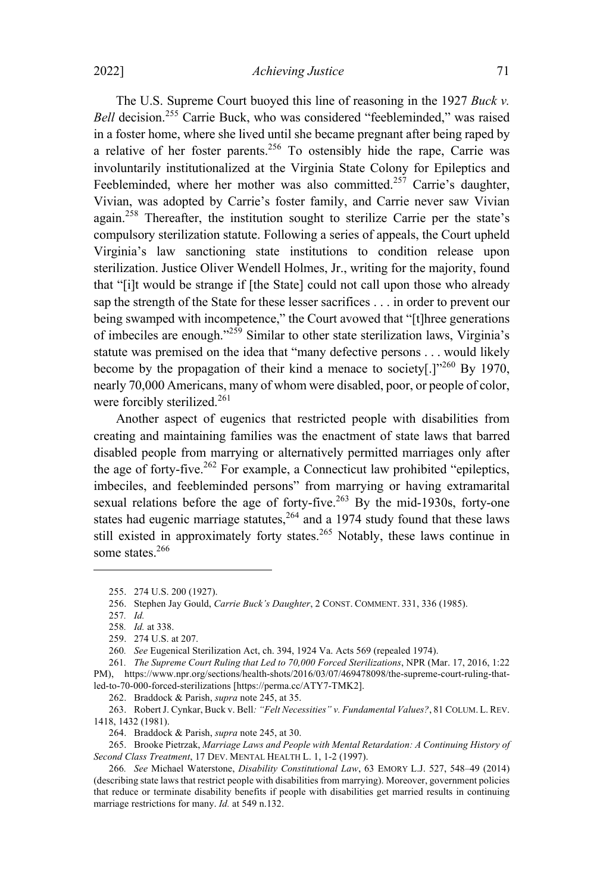The U.S. Supreme Court buoyed this line of reasoning in the 1927 *Buck v. Bell* decision.[255] Carrie Buck, who was considered "feebleminded," was raised in a foster home, where she lived until she became pregnant after being raped by a relative of her foster parents.[256] To ostensibly hide the rape, Carrie was involuntarily institutionalized at the Virginia State Colony for Epileptics and Feebleminded, where her mother was also committed.[257] Carrie's daughter, Vivian, was adopted by Carrie's foster family, and Carrie never saw Vivian again.[258] Thereafter, the institution sought to sterilize Carrie per the state's compulsory sterilization statute. Following a series of appeals, the Court upheld Virginia's law sanctioning state institutions to condition release upon sterilization. Justice Oliver Wendell Holmes, Jr., writing for the majority, found that "[i]t would be strange if [the State] could not call upon those who already sap the strength of the State for these lesser sacrifices . . . in order to prevent our being swamped with incompetence," the Court avowed that "[t]hree generations of imbeciles are enough."[259] Similar to other state sterilization laws, Virginia's statute was premised on the idea that "many defective persons . . . would likely become by the propagation of their kind a menace to society[.]"[260] By 1970, nearly 70,000 Americans, many of whom were disabled, poor, or people of color, were forcibly sterilized.[261]

Another aspect of eugenics that restricted people with disabilities from creating and maintaining families was the enactment of state laws that barred disabled people from marrying or alternatively permitted marriages only after the age of forty-five.[262] For example, a Connecticut law prohibited "epileptics, imbeciles, and feebleminded persons" from marrying or having extramarital sexual relations before the age of forty-five.[263] By the mid-1930s, forty-one states had eugenic marriage statutes,[264] and a 1974 study found that these laws still existed in approximately forty states.[265] Notably, these laws continue in some states.[266]

---

255. 274 U.S. 200 (1927).

256. Stephen Jay Gould, *Carrie Buck's Daughter*, 2 CONST. COMMENT. 331, 336 (1985).

257. *Id.*

258. *Id.* at 338.

259. 274 U.S. at 207.

260. *See* Eugenical Sterilization Act, ch. 394, 1924 Va. Acts 569 (repealed 1974).

261. *The Supreme Court Ruling that Led to 70,000 Forced Sterilizations*, NPR (Mar. 17, 2016, 1:22 PM), https://www.npr.org/sections/health-shots/2016/03/07/469478098/the-supreme-court-ruling-that-led-to-70-000-forced-sterilizations [https://perma.cc/ATY7-TMK2].

262. Braddock & Parish, *supra* note 245, at 35.

263. Robert J. Cynkar, Buck v. Bell*: "Felt Necessities" v. Fundamental Values?*, 81 COLUM. L. REV. 1418, 1432 (1981).

264. Braddock & Parish, *supra* note 245, at 30.

265. Brooke Pietrzak, *Marriage Laws and People with Mental Retardation: A Continuing History of Second Class Treatment*, 17 DEV. MENTAL HEALTH L. 1, 1-2 (1997).

266. *See* Michael Waterstone, *Disability Constitutional Law*, 63 EMORY L.J. 527, 548–49 (2014) (describing state laws that restrict people with disabilities from marrying). Moreover, government policies that reduce or terminate disability benefits if people with disabilities get married results in continuing marriage restrictions for many. *Id.* at 549 n.132.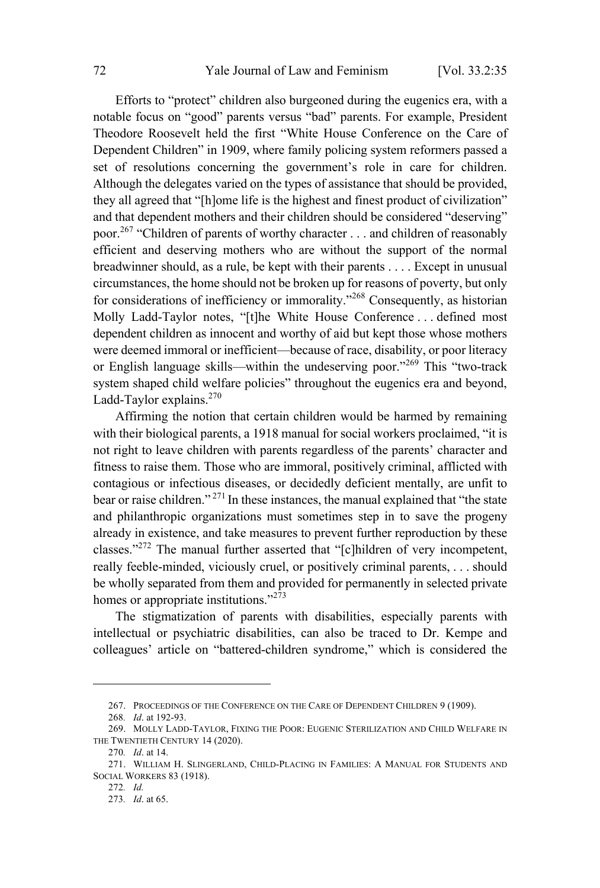Efforts to "protect" children also burgeoned during the eugenics era, with a notable focus on "good" parents versus "bad" parents. For example, President Theodore Roosevelt held the first "White House Conference on the Care of Dependent Children" in 1909, where family policing system reformers passed a set of resolutions concerning the government's role in care for children. Although the delegates varied on the types of assistance that should be provided, they all agreed that "[h]ome life is the highest and finest product of civilization" and that dependent mothers and their children should be considered "deserving" poor.[267] "Children of parents of worthy character . . . and children of reasonably efficient and deserving mothers who are without the support of the normal breadwinner should, as a rule, be kept with their parents . . . . Except in unusual circumstances, the home should not be broken up for reasons of poverty, but only for considerations of inefficiency or immorality."[268] Consequently, as historian Molly Ladd-Taylor notes, "[t]he White House Conference . . . defined most dependent children as innocent and worthy of aid but kept those whose mothers were deemed immoral or inefficient—because of race, disability, or poor literacy or English language skills—within the undeserving poor."[269] This "two-track system shaped child welfare policies" throughout the eugenics era and beyond, Ladd-Taylor explains.[270]

Affirming the notion that certain children would be harmed by remaining with their biological parents, a 1918 manual for social workers proclaimed, "it is not right to leave children with parents regardless of the parents' character and fitness to raise them. Those who are immoral, positively criminal, afflicted with contagious or infectious diseases, or decidedly deficient mentally, are unfit to bear or raise children."[271] In these instances, the manual explained that "the state and philanthropic organizations must sometimes step in to save the progeny already in existence, and take measures to prevent further reproduction by these classes."[272] The manual further asserted that "[c]hildren of very incompetent, really feeble-minded, viciously cruel, or positively criminal parents, . . . should be wholly separated from them and provided for permanently in selected private homes or appropriate institutions."[273]

The stigmatization of parents with disabilities, especially parents with intellectual or psychiatric disabilities, can also be traced to Dr. Kempe and colleagues' article on "battered-children syndrome," which is considered the

---

267. PROCEEDINGS OF THE CONFERENCE ON THE CARE OF DEPENDENT CHILDREN 9 (1909).

268. *Id*. at 192-93.

269. MOLLY LADD-TAYLOR, FIXING THE POOR: EUGENIC STERILIZATION AND CHILD WELFARE IN THE TWENTIETH CENTURY 14 (2020).

270. *Id*. at 14.

271. WILLIAM H. SLINGERLAND, CHILD-PLACING IN FAMILIES: A MANUAL FOR STUDENTS AND SOCIAL WORKERS 83 (1918).

272. *Id.*

273. *Id*. at 65.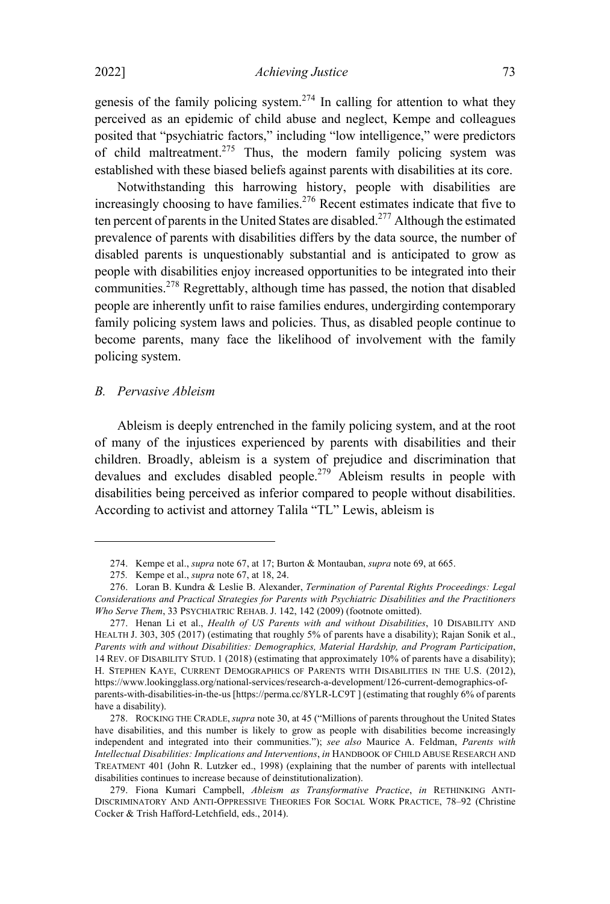genesis of the family policing system.[274] In calling for attention to what they perceived as an epidemic of child abuse and neglect, Kempe and colleagues posited that "psychiatric factors," including "low intelligence," were predictors of child maltreatment.[275] Thus, the modern family policing system was established with these biased beliefs against parents with disabilities at its core.

Notwithstanding this harrowing history, people with disabilities are increasingly choosing to have families.[276] Recent estimates indicate that five to ten percent of parents in the United States are disabled.[277] Although the estimated prevalence of parents with disabilities differs by the data source, the number of disabled parents is unquestionably substantial and is anticipated to grow as people with disabilities enjoy increased opportunities to be integrated into their communities.[278] Regrettably, although time has passed, the notion that disabled people are inherently unfit to raise families endures, undergirding contemporary family policing system laws and policies. Thus, as disabled people continue to become parents, many face the likelihood of involvement with the family policing system.

### *B. Pervasive Ableism*

Ableism is deeply entrenched in the family policing system, and at the root of many of the injustices experienced by parents with disabilities and their children. Broadly, ableism is a system of prejudice and discrimination that devalues and excludes disabled people.[279] Ableism results in people with disabilities being perceived as inferior compared to people without disabilities. According to activist and attorney Talila "TL" Lewis, ableism is

---

274. Kempe et al., *supra* note 67, at 17; Burton & Montauban, *supra* note 69, at 665.

275. Kempe et al., *supra* note 67, at 18, 24.

276. Loran B. Kundra & Leslie B. Alexander, *Termination of Parental Rights Proceedings: Legal Considerations and Practical Strategies for Parents with Psychiatric Disabilities and the Practitioners Who Serve Them*, 33 PSYCHIATRIC REHAB. J. 142, 142 (2009) (footnote omitted).

277. Henan Li et al., *Health of US Parents with and without Disabilities*, 10 DISABILITY AND HEALTH J. 303, 305 (2017) (estimating that roughly 5% of parents have a disability); Rajan Sonik et al., *Parents with and without Disabilities: Demographics, Material Hardship, and Program Participation*, 14 REV. OF DISABILITY STUD. 1 (2018) (estimating that approximately 10% of parents have a disability); H. STEPHEN KAYE, CURRENT DEMOGRAPHICS OF PARENTS WITH DISABILITIES IN THE U.S. (2012), https://www.lookingglass.org/national-services/research-a-development/126-current-demographics-of-parents-with-disabilities-in-the-us [https://perma.cc/8YLR-LC9T ] (estimating that roughly 6% of parents have a disability).

278. ROCKING THE CRADLE, *supra* note 30, at 45 ("Millions of parents throughout the United States have disabilities, and this number is likely to grow as people with disabilities become increasingly independent and integrated into their communities."); *see also* Maurice A. Feldman, *Parents with Intellectual Disabilities: Implications and Interventions*, *in* HANDBOOK OF CHILD ABUSE RESEARCH AND TREATMENT 401 (John R. Lutzker ed., 1998) (explaining that the number of parents with intellectual disabilities continues to increase because of deinstitutionalization).

279. Fiona Kumari Campbell, *Ableism as Transformative Practice*, *in* RETHINKING ANTI-DISCRIMINATORY AND ANTI-OPPRESSIVE THEORIES FOR SOCIAL WORK PRACTICE, 78–92 (Christine Cocker & Trish Hafford-Letchfield, eds., 2014).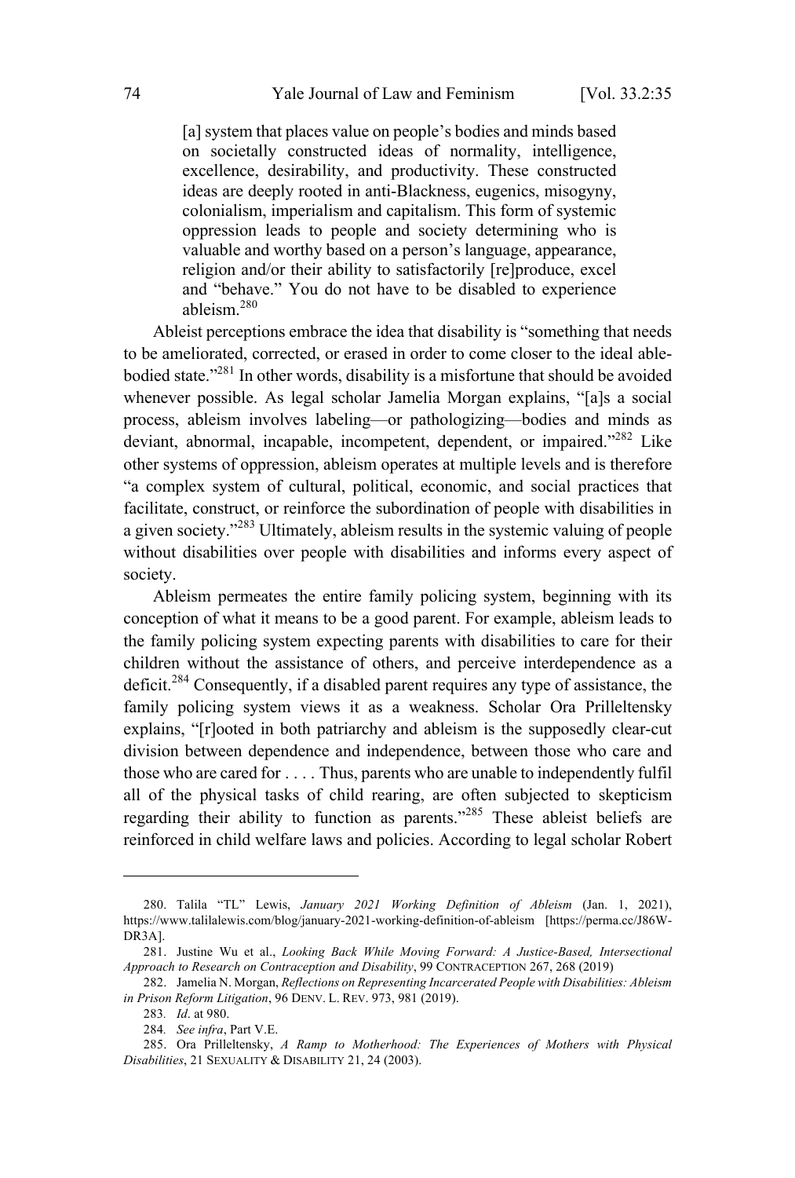> [a] system that places value on people's bodies and minds based on societally constructed ideas of normality, intelligence, excellence, desirability, and productivity. These constructed ideas are deeply rooted in anti-Blackness, eugenics, misogyny, colonialism, imperialism and capitalism. This form of systemic oppression leads to people and society determining who is valuable and worthy based on a person's language, appearance, religion and/or their ability to satisfactorily [re]produce, excel and "behave." You do not have to be disabled to experience ableism.[280]

Ableist perceptions embrace the idea that disability is "something that needs to be ameliorated, corrected, or erased in order to come closer to the ideal able-bodied state."[281] In other words, disability is a misfortune that should be avoided whenever possible. As legal scholar Jamelia Morgan explains, "[a]s a social process, ableism involves labeling—or pathologizing—bodies and minds as deviant, abnormal, incapable, incompetent, dependent, or impaired."[282] Like other systems of oppression, ableism operates at multiple levels and is therefore "a complex system of cultural, political, economic, and social practices that facilitate, construct, or reinforce the subordination of people with disabilities in a given society."[283] Ultimately, ableism results in the systemic valuing of people without disabilities over people with disabilities and informs every aspect of society.

Ableism permeates the entire family policing system, beginning with its conception of what it means to be a good parent. For example, ableism leads to the family policing system expecting parents with disabilities to care for their children without the assistance of others, and perceive interdependence as a deficit.[284] Consequently, if a disabled parent requires any type of assistance, the family policing system views it as a weakness. Scholar Ora Prilleltensky explains, "[r]ooted in both patriarchy and ableism is the supposedly clear-cut division between dependence and independence, between those who care and those who are cared for . . . . Thus, parents who are unable to independently fulfil all of the physical tasks of child rearing, are often subjected to skepticism regarding their ability to function as parents."[285] These ableist beliefs are reinforced in child welfare laws and policies. According to legal scholar Robert

---

280. Talila "TL" Lewis, *January 2021 Working Definition of Ableism* (Jan. 1, 2021), https://www.talilalewis.com/blog/january-2021-working-definition-of-ableism [https://perma.cc/J86W-DR3A].

281. Justine Wu et al., *Looking Back While Moving Forward: A Justice-Based, Intersectional Approach to Research on Contraception and Disability*, 99 CONTRACEPTION 267, 268 (2019)

282. Jamelia N. Morgan, *Reflections on Representing Incarcerated People with Disabilities: Ableism in Prison Reform Litigation*, 96 DENV. L. REV. 973, 981 (2019).

283. *Id*. at 980.

284. *See infra*, Part V.E.

285. Ora Prilleltensky, *A Ramp to Motherhood: The Experiences of Mothers with Physical Disabilities*, 21 SEXUALITY & DISABILITY 21, 24 (2003).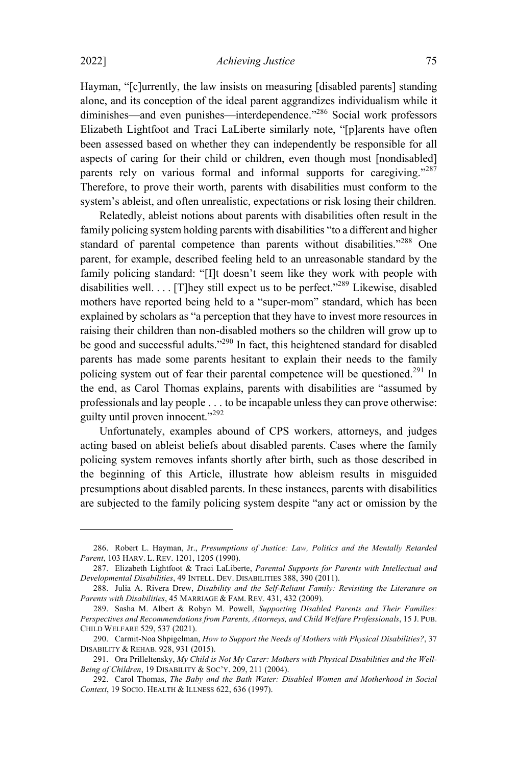Hayman, "[c]urrently, the law insists on measuring [disabled parents] standing alone, and its conception of the ideal parent aggrandizes individualism while it diminishes—and even punishes—interdependence."[286] Social work professors Elizabeth Lightfoot and Traci LaLiberte similarly note, "[p]arents have often been assessed based on whether they can independently be responsible for all aspects of caring for their child or children, even though most [nondisabled] parents rely on various formal and informal supports for caregiving."[287] Therefore, to prove their worth, parents with disabilities must conform to the system's ableist, and often unrealistic, expectations or risk losing their children.

Relatedly, ableist notions about parents with disabilities often result in the family policing system holding parents with disabilities "to a different and higher standard of parental competence than parents without disabilities."[288] One parent, for example, described feeling held to an unreasonable standard by the family policing standard: "[I]t doesn't seem like they work with people with disabilities well. . . . [T]hey still expect us to be perfect."[289] Likewise, disabled mothers have reported being held to a "super-mom" standard, which has been explained by scholars as "a perception that they have to invest more resources in raising their children than non-disabled mothers so the children will grow up to be good and successful adults."[290] In fact, this heightened standard for disabled parents has made some parents hesitant to explain their needs to the family policing system out of fear their parental competence will be questioned.[291] In the end, as Carol Thomas explains, parents with disabilities are "assumed by professionals and lay people . . . to be incapable unless they can prove otherwise: guilty until proven innocent."[292]

Unfortunately, examples abound of CPS workers, attorneys, and judges acting based on ableist beliefs about disabled parents. Cases where the family policing system removes infants shortly after birth, such as those described in the beginning of this Article, illustrate how ableism results in misguided presumptions about disabled parents. In these instances, parents with disabilities are subjected to the family policing system despite "any act or omission by the

---

286. Robert L. Hayman, Jr., *Presumptions of Justice: Law, Politics and the Mentally Retarded Parent*, 103 HARV. L. REV. 1201, 1205 (1990).

287. Elizabeth Lightfoot & Traci LaLiberte, *Parental Supports for Parents with Intellectual and Developmental Disabilities*, 49 INTELL. DEV. DISABILITIES 388, 390 (2011).

288. Julia A. Rivera Drew, *Disability and the Self-Reliant Family: Revisiting the Literature on Parents with Disabilities*, 45 MARRIAGE & FAM. REV. 431, 432 (2009).

289. Sasha M. Albert & Robyn M. Powell, *Supporting Disabled Parents and Their Families: Perspectives and Recommendations from Parents, Attorneys, and Child Welfare Professionals*, 15 J. PUB. CHILD WELFARE 529, 537 (2021).

290. Carmit-Noa Shpigelman, *How to Support the Needs of Mothers with Physical Disabilities?*, 37 DISABILITY & REHAB. 928, 931 (2015).

291. Ora Prilleltensky, *My Child is Not My Carer: Mothers with Physical Disabilities and the Well-Being of Children*, 19 DISABILITY & SOC'Y. 209, 211 (2004).

292. Carol Thomas, *The Baby and the Bath Water: Disabled Women and Motherhood in Social Context*, 19 SOCIO. HEALTH & ILLNESS 622, 636 (1997).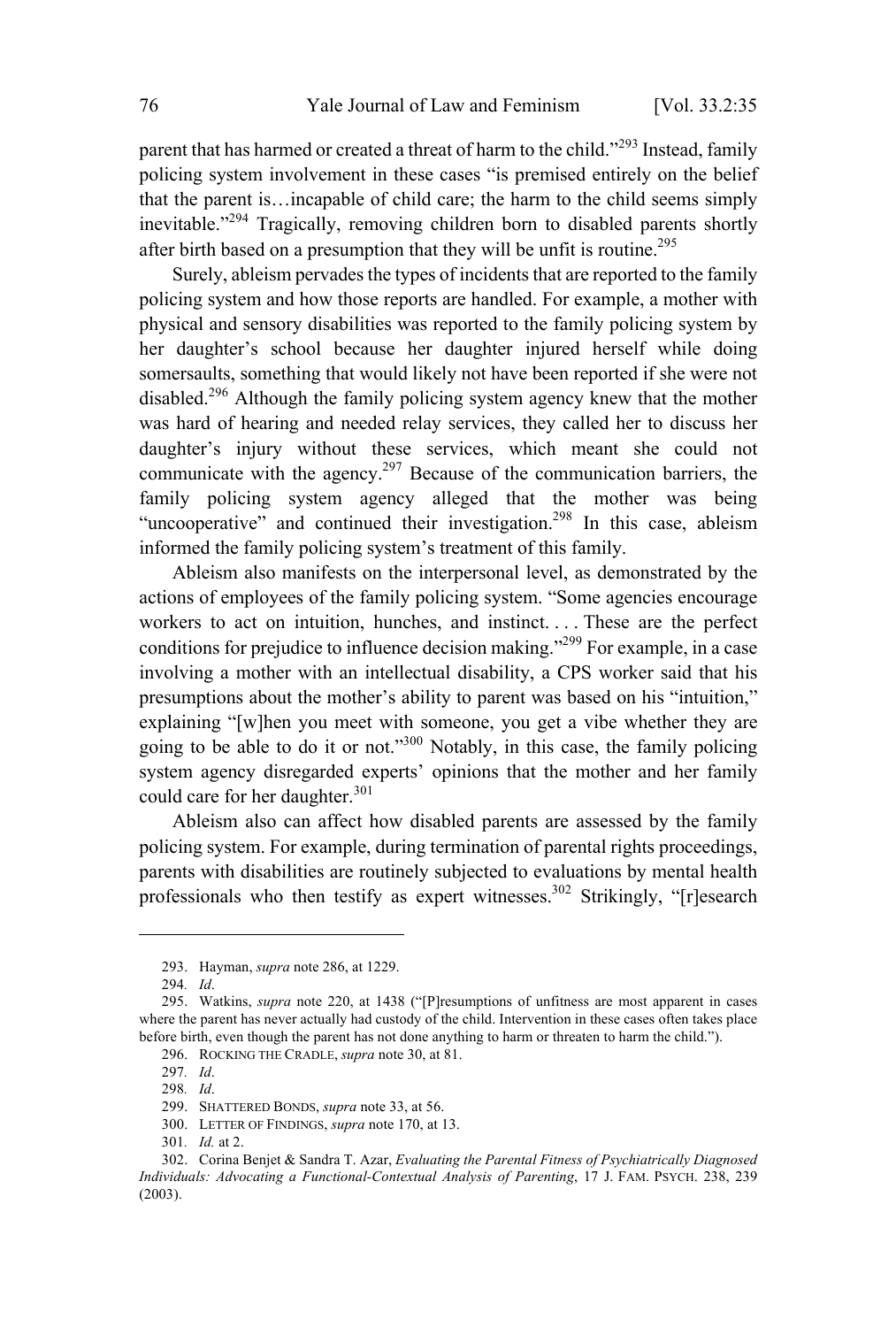parent that has harmed or created a threat of harm to the child."[293] Instead, family policing system involvement in these cases "is premised entirely on the belief that the parent is…incapable of child care; the harm to the child seems simply inevitable."[294] Tragically, removing children born to disabled parents shortly after birth based on a presumption that they will be unfit is routine.[295]

Surely, ableism pervades the types of incidents that are reported to the family policing system and how those reports are handled. For example, a mother with physical and sensory disabilities was reported to the family policing system by her daughter's school because her daughter injured herself while doing somersaults, something that would likely not have been reported if she were not disabled.[296] Although the family policing system agency knew that the mother was hard of hearing and needed relay services, they called her to discuss her daughter's injury without these services, which meant she could not communicate with the agency.[297] Because of the communication barriers, the family policing system agency alleged that the mother was being "uncooperative" and continued their investigation.[298] In this case, ableism informed the family policing system's treatment of this family.

Ableism also manifests on the interpersonal level, as demonstrated by the actions of employees of the family policing system. "Some agencies encourage workers to act on intuition, hunches, and instinct. . . . These are the perfect conditions for prejudice to influence decision making."[299] For example, in a case involving a mother with an intellectual disability, a CPS worker said that his presumptions about the mother's ability to parent was based on his "intuition," explaining "[w]hen you meet with someone, you get a vibe whether they are going to be able to do it or not."[300] Notably, in this case, the family policing system agency disregarded experts' opinions that the mother and her family could care for her daughter.[301]

Ableism also can affect how disabled parents are assessed by the family policing system. For example, during termination of parental rights proceedings, parents with disabilities are routinely subjected to evaluations by mental health professionals who then testify as expert witnesses.[302] Strikingly, "[r]esearch

---

293. Hayman, *supra* note 286, at 1229.

294. *Id*.

295. Watkins, *supra* note 220, at 1438 ("[P]resumptions of unfitness are most apparent in cases where the parent has never actually had custody of the child. Intervention in these cases often takes place before birth, even though the parent has not done anything to harm or threaten to harm the child.").

296. ROCKING THE CRADLE, *supra* note 30, at 81.

297. *Id*.

298. *Id*.

299. SHATTERED BONDS, *supra* note 33, at 56.

300. LETTER OF FINDINGS, *supra* note 170, at 13.

301. *Id.* at 2.

302. Corina Benjet & Sandra T. Azar, *Evaluating the Parental Fitness of Psychiatrically Diagnosed Individuals: Advocating a Functional-Contextual Analysis of Parenting*, 17 J. FAM. PSYCH. 238, 239 (2003).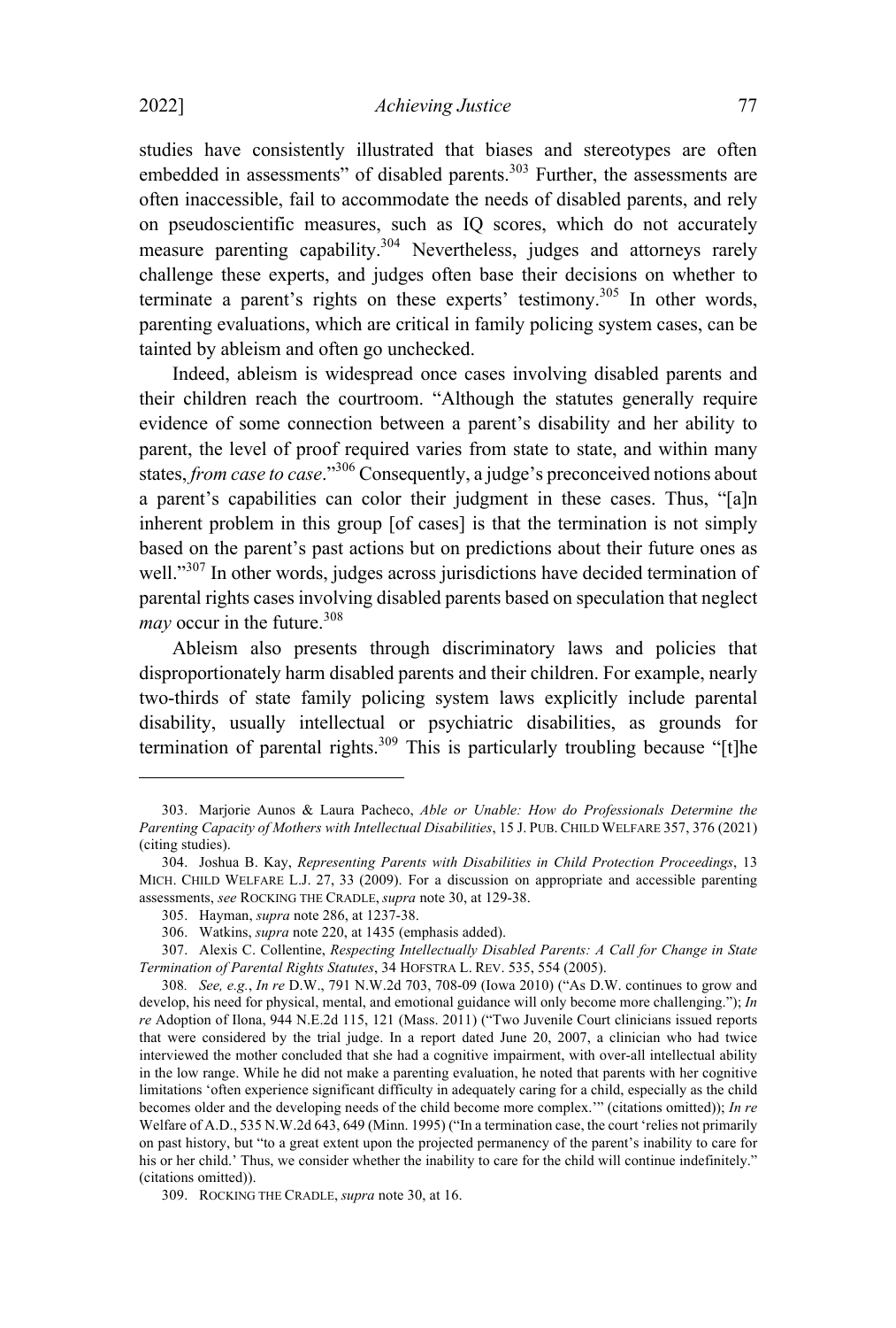studies have consistently illustrated that biases and stereotypes are often embedded in assessments" of disabled parents.[303] Further, the assessments are often inaccessible, fail to accommodate the needs of disabled parents, and rely on pseudoscientific measures, such as IQ scores, which do not accurately measure parenting capability.[304] Nevertheless, judges and attorneys rarely challenge these experts, and judges often base their decisions on whether to terminate a parent's rights on these experts' testimony.[305] In other words, parenting evaluations, which are critical in family policing system cases, can be tainted by ableism and often go unchecked.

Indeed, ableism is widespread once cases involving disabled parents and their children reach the courtroom. "Although the statutes generally require evidence of some connection between a parent's disability and her ability to parent, the level of proof required varies from state to state, and within many states, *from case to case*."[306] Consequently, a judge's preconceived notions about a parent's capabilities can color their judgment in these cases. Thus, "[a]n inherent problem in this group [of cases] is that the termination is not simply based on the parent's past actions but on predictions about their future ones as well."[307] In other words, judges across jurisdictions have decided termination of parental rights cases involving disabled parents based on speculation that neglect *may* occur in the future.[308]

Ableism also presents through discriminatory laws and policies that disproportionately harm disabled parents and their children. For example, nearly two-thirds of state family policing system laws explicitly include parental disability, usually intellectual or psychiatric disabilities, as grounds for termination of parental rights.[309] This is particularly troubling because "[t]he

---

303. Marjorie Aunos & Laura Pacheco, *Able or Unable: How do Professionals Determine the Parenting Capacity of Mothers with Intellectual Disabilities*, 15 J. PUB. CHILD WELFARE 357, 376 (2021) (citing studies).

304. Joshua B. Kay, *Representing Parents with Disabilities in Child Protection Proceedings*, 13 MICH. CHILD WELFARE L.J. 27, 33 (2009). For a discussion on appropriate and accessible parenting assessments, *see* ROCKING THE CRADLE, *supra* note 30, at 129-38.

305. Hayman, *supra* note 286, at 1237-38.

306. Watkins, *supra* note 220, at 1435 (emphasis added).

307. Alexis C. Collentine, *Respecting Intellectually Disabled Parents: A Call for Change in State Termination of Parental Rights Statutes*, 34 HOFSTRA L. REV. 535, 554 (2005).

308. *See, e.g.*, *In re* D.W., 791 N.W.2d 703, 708-09 (Iowa 2010) ("As D.W. continues to grow and develop, his need for physical, mental, and emotional guidance will only become more challenging."); *In re* Adoption of Ilona, 944 N.E.2d 115, 121 (Mass. 2011) ("Two Juvenile Court clinicians issued reports that were considered by the trial judge. In a report dated June 20, 2007, a clinician who had twice interviewed the mother concluded that she had a cognitive impairment, with over-all intellectual ability in the low range. While he did not make a parenting evaluation, he noted that parents with her cognitive limitations 'often experience significant difficulty in adequately caring for a child, especially as the child becomes older and the developing needs of the child become more complex.'" (citations omitted)); *In re* Welfare of A.D., 535 N.W.2d 643, 649 (Minn. 1995) ("In a termination case, the court 'relies not primarily on past history, but "to a great extent upon the projected permanency of the parent's inability to care for his or her child.' Thus, we consider whether the inability to care for the child will continue indefinitely." (citations omitted)).

309. ROCKING THE CRADLE, *supra* note 30, at 16.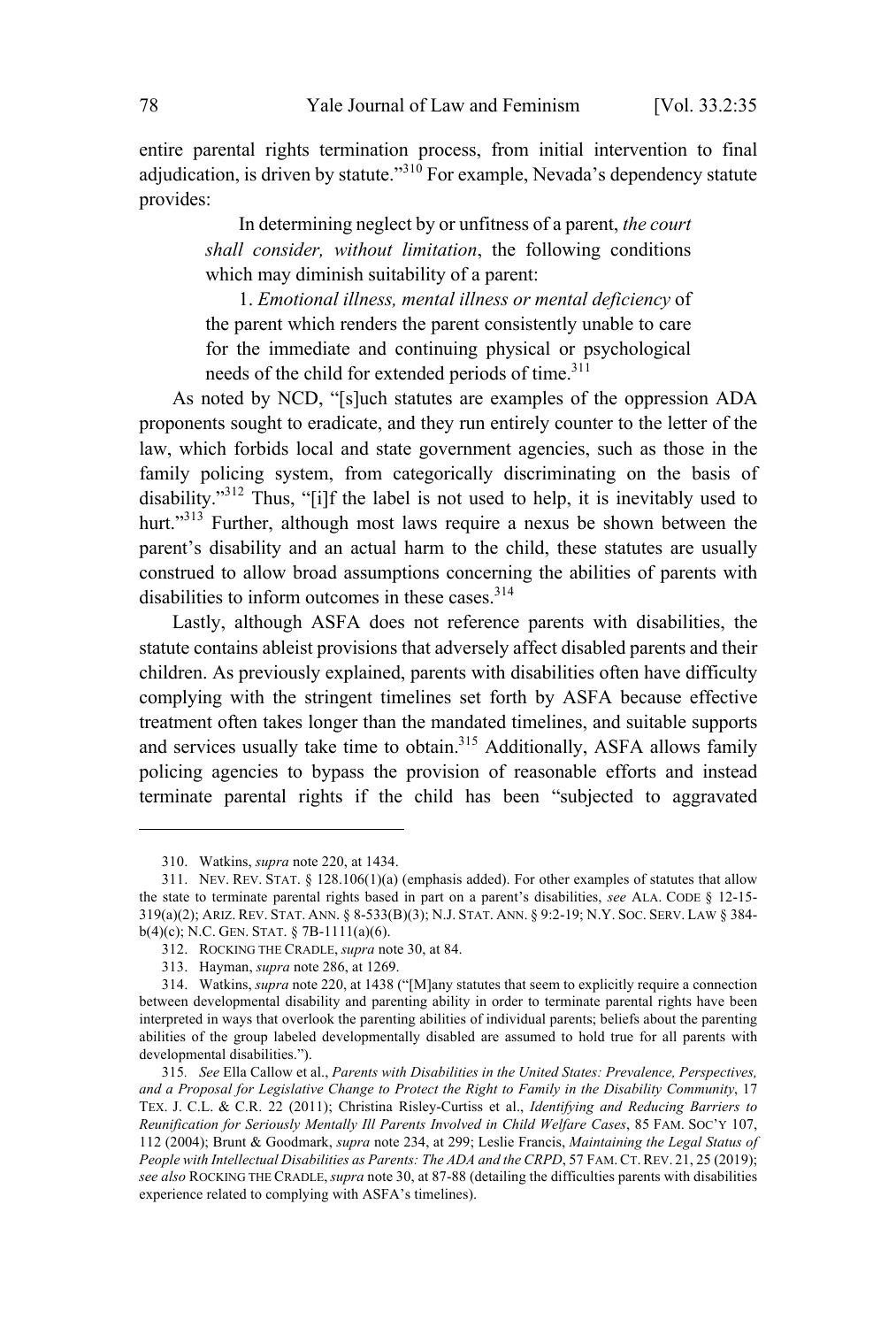entire parental rights termination process, from initial intervention to final adjudication, is driven by statute."[310] For example, Nevada's dependency statute provides:

> In determining neglect by or unfitness of a parent, *the court shall consider, without limitation*, the following conditions which may diminish suitability of a parent:
>
> 1. *Emotional illness, mental illness or mental deficiency* of the parent which renders the parent consistently unable to care for the immediate and continuing physical or psychological needs of the child for extended periods of time.[311]

As noted by NCD, "[s]uch statutes are examples of the oppression ADA proponents sought to eradicate, and they run entirely counter to the letter of the law, which forbids local and state government agencies, such as those in the family policing system, from categorically discriminating on the basis of disability."[312] Thus, "[i]f the label is not used to help, it is inevitably used to hurt."[313] Further, although most laws require a nexus be shown between the parent's disability and an actual harm to the child, these statutes are usually construed to allow broad assumptions concerning the abilities of parents with disabilities to inform outcomes in these cases.[314]

Lastly, although ASFA does not reference parents with disabilities, the statute contains ableist provisions that adversely affect disabled parents and their children. As previously explained, parents with disabilities often have difficulty complying with the stringent timelines set forth by ASFA because effective treatment often takes longer than the mandated timelines, and suitable supports and services usually take time to obtain.[315] Additionally, ASFA allows family policing agencies to bypass the provision of reasonable efforts and instead terminate parental rights if the child has been "subjected to aggravated

---

310. Watkins, *supra* note 220, at 1434.

311. NEV. REV. STAT. § 128.106(1)(a) (emphasis added). For other examples of statutes that allow the state to terminate parental rights based in part on a parent's disabilities, *see* ALA. CODE § 12-15-319(a)(2); ARIZ. REV. STAT. ANN. § 8-533(B)(3); N.J. STAT. ANN. § 9:2-19; N.Y. SOC. SERV. LAW § 384-b(4)(c); N.C. GEN. STAT. § 7B-1111(a)(6).

312. ROCKING THE CRADLE, *supra* note 30, at 84.

313. Hayman, *supra* note 286, at 1269.

314. Watkins, *supra* note 220, at 1438 ("[M]any statutes that seem to explicitly require a connection between developmental disability and parenting ability in order to terminate parental rights have been interpreted in ways that overlook the parenting abilities of individual parents; beliefs about the parenting abilities of the group labeled developmentally disabled are assumed to hold true for all parents with developmental disabilities.").

315. *See* Ella Callow et al., *Parents with Disabilities in the United States: Prevalence, Perspectives, and a Proposal for Legislative Change to Protect the Right to Family in the Disability Community*, 17 TEX. J. C.L. & C.R. 22 (2011); Christina Risley-Curtiss et al., *Identifying and Reducing Barriers to Reunification for Seriously Mentally Ill Parents Involved in Child Welfare Cases*, 85 FAM. SOC'Y 107, 112 (2004); Brunt & Goodmark, *supra* note 234, at 299; Leslie Francis, *Maintaining the Legal Status of People with Intellectual Disabilities as Parents: The ADA and the CRPD*, 57 FAM. CT. REV. 21, 25 (2019); *see also* ROCKING THE CRADLE, *supra* note 30, at 87-88 (detailing the difficulties parents with disabilities experience related to complying with ASFA's timelines).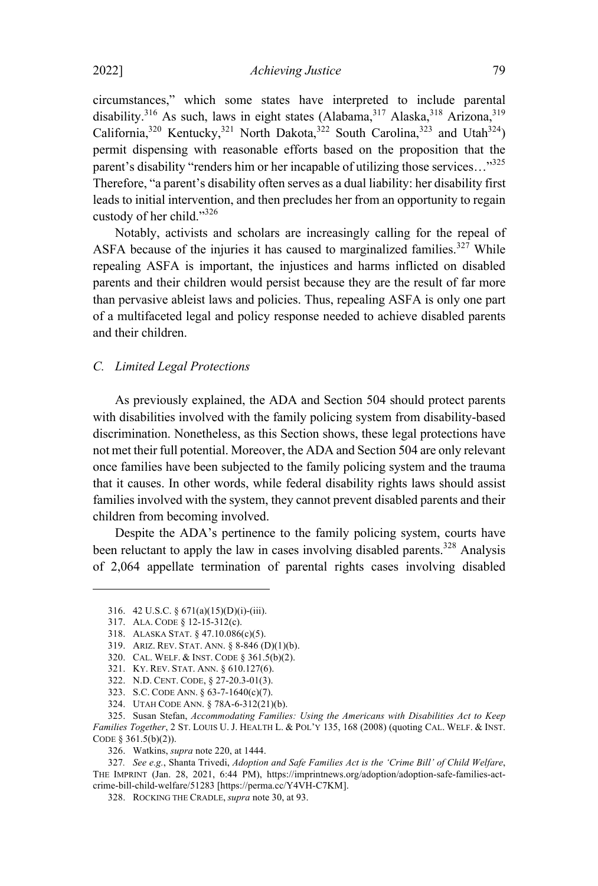circumstances," which some states have interpreted to include parental disability.[316] As such, laws in eight states (Alabama,[317] Alaska,[318] Arizona,[319] California,[320] Kentucky,[321] North Dakota,[322] South Carolina,[323] and Utah[324]) permit dispensing with reasonable efforts based on the proposition that the parent's disability "renders him or her incapable of utilizing those services…"[325] Therefore, "a parent's disability often serves as a dual liability: her disability first leads to initial intervention, and then precludes her from an opportunity to regain custody of her child."[326]

Notably, activists and scholars are increasingly calling for the repeal of ASFA because of the injuries it has caused to marginalized families.[327] While repealing ASFA is important, the injustices and harms inflicted on disabled parents and their children would persist because they are the result of far more than pervasive ableist laws and policies. Thus, repealing ASFA is only one part of a multifaceted legal and policy response needed to achieve disabled parents and their children.

### *C. Limited Legal Protections*

As previously explained, the ADA and Section 504 should protect parents with disabilities involved with the family policing system from disability-based discrimination. Nonetheless, as this Section shows, these legal protections have not met their full potential. Moreover, the ADA and Section 504 are only relevant once families have been subjected to the family policing system and the trauma that it causes. In other words, while federal disability rights laws should assist families involved with the system, they cannot prevent disabled parents and their children from becoming involved.

Despite the ADA's pertinence to the family policing system, courts have been reluctant to apply the law in cases involving disabled parents.[328] Analysis of 2,064 appellate termination of parental rights cases involving disabled

---

316. 42 U.S.C. § 671(a)(15)(D)(i)-(iii).

317. ALA. CODE § 12-15-312(c).

318. ALASKA STAT. § 47.10.086(c)(5).

319. ARIZ. REV. STAT. ANN. § 8-846 (D)(1)(b).

320. CAL. WELF. & INST. CODE § 361.5(b)(2).

321. KY. REV. STAT. ANN. § 610.127(6).

322. N.D. CENT. CODE, § 27-20.3-01(3).

323. S.C. CODE ANN. § 63-7-1640(c)(7).

324. UTAH CODE ANN. § 78A-6-312(21)(b).

325. Susan Stefan, *Accommodating Families: Using the Americans with Disabilities Act to Keep Families Together*, 2 ST. LOUIS U. J. HEALTH L. & POL'Y 135, 168 (2008) (quoting CAL. WELF. & INST. CODE § 361.5(b)(2)).

326. Watkins, *supra* note 220, at 1444.

327. *See e.g.*, Shanta Trivedi, *Adoption and Safe Families Act is the 'Crime Bill' of Child Welfare*, THE IMPRINT (Jan. 28, 2021, 6:44 PM), https://imprintnews.org/adoption/adoption-safe-families-act-crime-bill-child-welfare/51283 [https://perma.cc/Y4VH-C7KM].

328. ROCKING THE CRADLE, *supra* note 30, at 93.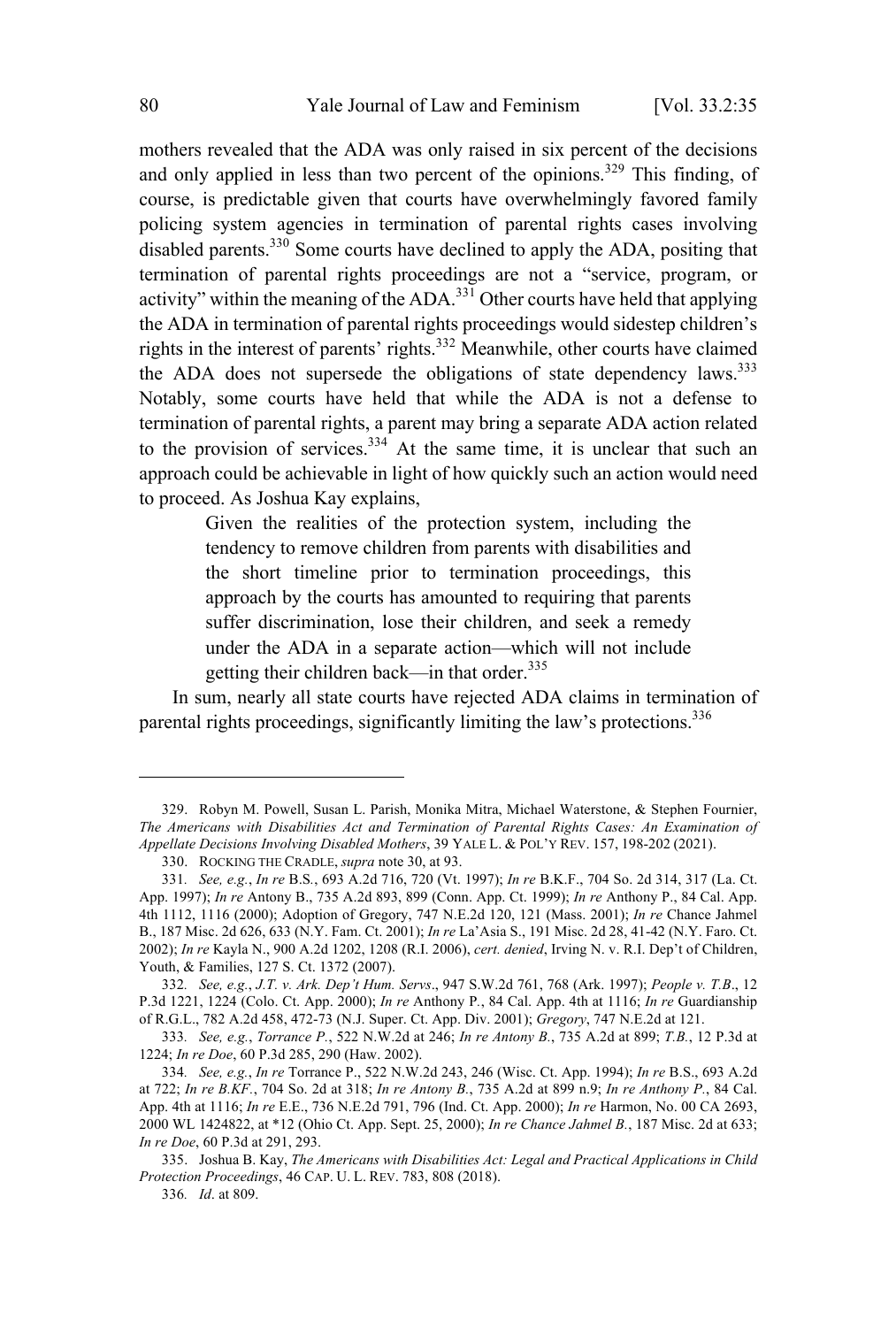mothers revealed that the ADA was only raised in six percent of the decisions and only applied in less than two percent of the opinions.[329] This finding, of course, is predictable given that courts have overwhelmingly favored family policing system agencies in termination of parental rights cases involving disabled parents.[330] Some courts have declined to apply the ADA, positing that termination of parental rights proceedings are not a "service, program, or activity" within the meaning of the ADA.[331] Other courts have held that applying the ADA in termination of parental rights proceedings would sidestep children's rights in the interest of parents' rights.[332] Meanwhile, other courts have claimed the ADA does not supersede the obligations of state dependency laws.[333] Notably, some courts have held that while the ADA is not a defense to termination of parental rights, a parent may bring a separate ADA action related to the provision of services.[334] At the same time, it is unclear that such an approach could be achievable in light of how quickly such an action would need to proceed. As Joshua Kay explains,

> Given the realities of the protection system, including the tendency to remove children from parents with disabilities and the short timeline prior to termination proceedings, this approach by the courts has amounted to requiring that parents suffer discrimination, lose their children, and seek a remedy under the ADA in a separate action—which will not include getting their children back—in that order.[335]

In sum, nearly all state courts have rejected ADA claims in termination of parental rights proceedings, significantly limiting the law's protections.[336]

---

329. Robyn M. Powell, Susan L. Parish, Monika Mitra, Michael Waterstone, & Stephen Fournier, *The Americans with Disabilities Act and Termination of Parental Rights Cases: An Examination of Appellate Decisions Involving Disabled Mothers*, 39 YALE L. & POL'Y REV. 157, 198-202 (2021).

330. ROCKING THE CRADLE, *supra* note 30, at 93.

331. *See, e.g.*, *In re* B.S., 693 A.2d 716, 720 (Vt. 1997); *In re* B.K.F., 704 So. 2d 314, 317 (La. Ct. App. 1997); *In re* Antony B., 735 A.2d 893, 899 (Conn. App. Ct. 1999); *In re* Anthony P., 84 Cal. App. 4th 1112, 1116 (2000); Adoption of Gregory, 747 N.E.2d 120, 121 (Mass. 2001); *In re* Chance Jahmel B., 187 Misc. 2d 626, 633 (N.Y. Fam. Ct. 2001); *In re* La'Asia S., 191 Misc. 2d 28, 41-42 (N.Y. Faro. Ct. 2002); *In re* Kayla N., 900 A.2d 1202, 1208 (R.I. 2006), *cert. denied*, Irving N. v. R.I. Dep't of Children, Youth, & Families, 127 S. Ct. 1372 (2007).

332. *See, e.g.*, *J.T. v. Ark. Dep't Hum. Servs*., 947 S.W.2d 761, 768 (Ark. 1997); *People v. T.B*., 12 P.3d 1221, 1224 (Colo. Ct. App. 2000); *In re* Anthony P., 84 Cal. App. 4th at 1116; *In re* Guardianship of R.G.L., 782 A.2d 458, 472-73 (N.J. Super. Ct. App. Div. 2001); *Gregory*, 747 N.E.2d at 121.

333. *See, e.g.*, *Torrance P.*, 522 N.W.2d at 246; *In re Antony B.*, 735 A.2d at 899; *T.B.*, 12 P.3d at 1224; *In re Doe*, 60 P.3d 285, 290 (Haw. 2002).

334. *See, e.g.*, *In re* Torrance P., 522 N.W.2d 243, 246 (Wisc. Ct. App. 1994); *In re* B.S., 693 A.2d at 722; *In re B.KF.*, 704 So. 2d at 318; *In re Antony B.*, 735 A.2d at 899 n.9; *In re Anthony P.*, 84 Cal. App. 4th at 1116; *In re* E.E., 736 N.E.2d 791, 796 (Ind. Ct. App. 2000); *In re* Harmon, No. 00 CA 2693, 2000 WL 1424822, at *12 (Ohio Ct. App. Sept. 25, 2000); *In re Chance Jahmel B.*, 187 Misc. 2d at 633; *In re Doe*, 60 P.3d at 291, 293.

335. Joshua B. Kay, *The Americans with Disabilities Act: Legal and Practical Applications in Child Protection Proceedings*, 46 CAP. U. L. REV. 783, 808 (2018).

336. *Id*. at 809.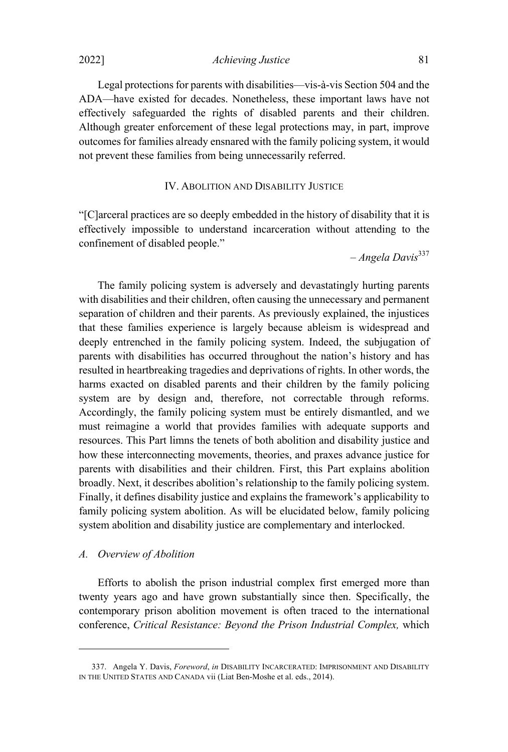Legal protections for parents with disabilities—vis-à-vis Section 504 and the ADA—have existed for decades. Nonetheless, these important laws have not effectively safeguarded the rights of disabled parents and their children. Although greater enforcement of these legal protections may, in part, improve outcomes for families already ensnared with the family policing system, it would not prevent these families from being unnecessarily referred.

## IV. Abolition and Disability Justice

"[C]arceral practices are so deeply embedded in the history of disability that it is effectively impossible to understand incarceration without attending to the confinement of disabled people."

*– Angela Davis*[337]

The family policing system is adversely and devastatingly hurting parents with disabilities and their children, often causing the unnecessary and permanent separation of children and their parents. As previously explained, the injustices that these families experience is largely because ableism is widespread and deeply entrenched in the family policing system. Indeed, the subjugation of parents with disabilities has occurred throughout the nation's history and has resulted in heartbreaking tragedies and deprivations of rights. In other words, the harms exacted on disabled parents and their children by the family policing system are by design and, therefore, not correctable through reforms. Accordingly, the family policing system must be entirely dismantled, and we must reimagine a world that provides families with adequate supports and resources. This Part limns the tenets of both abolition and disability justice and how these interconnecting movements, theories, and praxes advance justice for parents with disabilities and their children. First, this Part explains abolition broadly. Next, it describes abolition's relationship to the family policing system. Finally, it defines disability justice and explains the framework's applicability to family policing system abolition. As will be elucidated below, family policing system abolition and disability justice are complementary and interlocked.

### *A. Overview of Abolition*

Efforts to abolish the prison industrial complex first emerged more than twenty years ago and have grown substantially since then. Specifically, the contemporary prison abolition movement is often traced to the international conference, *Critical Resistance: Beyond the Prison Industrial Complex,* which

337. Angela Y. Davis, *Foreword*, *in* DISABILITY INCARCERATED: IMPRISONMENT AND DISABILITY IN THE UNITED STATES AND CANADA vii (Liat Ben-Moshe et al. eds., 2014).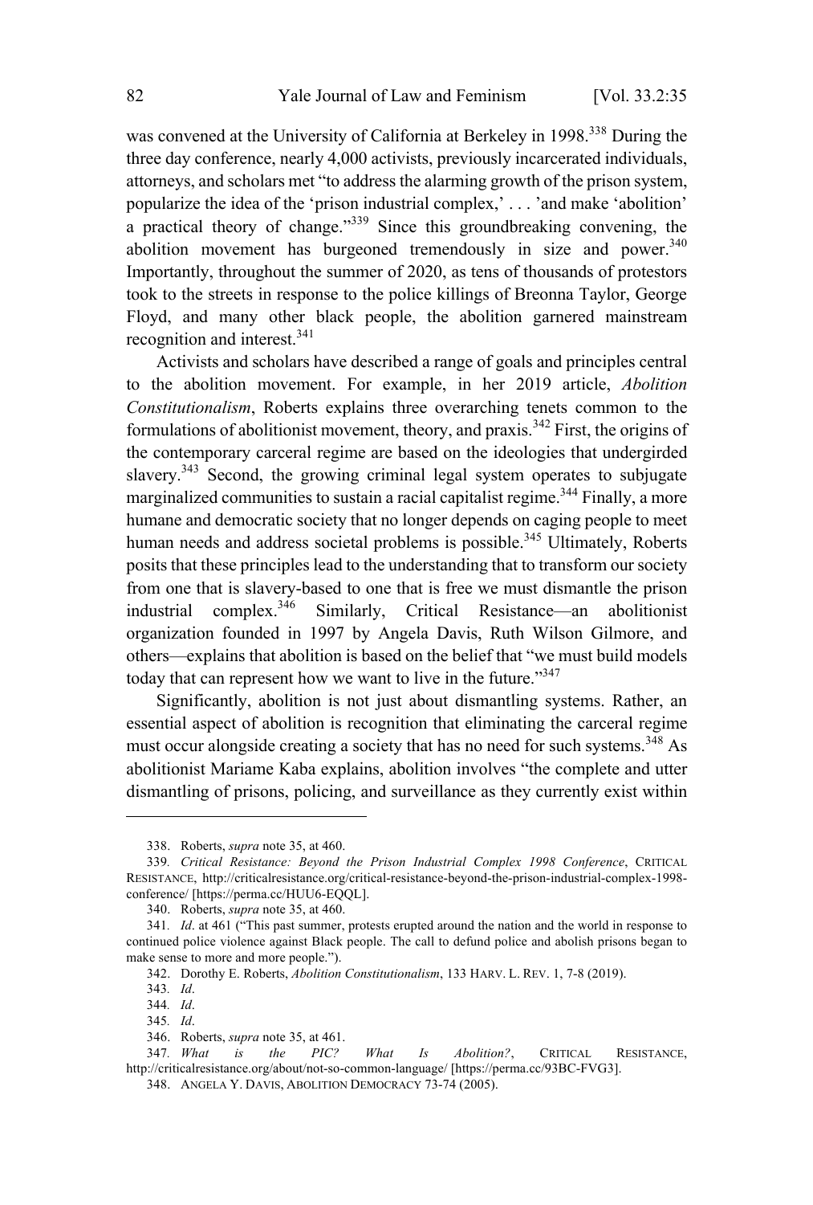was convened at the University of California at Berkeley in 1998.[338] During the three day conference, nearly 4,000 activists, previously incarcerated individuals, attorneys, and scholars met "to address the alarming growth of the prison system, popularize the idea of the 'prison industrial complex,' . . . 'and make 'abolition' a practical theory of change."[339] Since this groundbreaking convening, the abolition movement has burgeoned tremendously in size and power.[340] Importantly, throughout the summer of 2020, as tens of thousands of protestors took to the streets in response to the police killings of Breonna Taylor, George Floyd, and many other black people, the abolition garnered mainstream recognition and interest.[341]

Activists and scholars have described a range of goals and principles central to the abolition movement. For example, in her 2019 article, *Abolition Constitutionalism*, Roberts explains three overarching tenets common to the formulations of abolitionist movement, theory, and praxis.[342] First, the origins of the contemporary carceral regime are based on the ideologies that undergirded slavery.[343] Second, the growing criminal legal system operates to subjugate marginalized communities to sustain a racial capitalist regime.[344] Finally, a more humane and democratic society that no longer depends on caging people to meet human needs and address societal problems is possible.[345] Ultimately, Roberts posits that these principles lead to the understanding that to transform our society from one that is slavery-based to one that is free we must dismantle the prison industrial complex.[346] Similarly, Critical Resistance—an abolitionist organization founded in 1997 by Angela Davis, Ruth Wilson Gilmore, and others—explains that abolition is based on the belief that "we must build models today that can represent how we want to live in the future."[347]

Significantly, abolition is not just about dismantling systems. Rather, an essential aspect of abolition is recognition that eliminating the carceral regime must occur alongside creating a society that has no need for such systems.[348] As abolitionist Mariame Kaba explains, abolition involves "the complete and utter dismantling of prisons, policing, and surveillance as they currently exist within

---

338. Roberts, *supra* note 35, at 460.

339. *Critical Resistance: Beyond the Prison Industrial Complex 1998 Conference*, CRITICAL RESISTANCE, http://criticalresistance.org/critical-resistance-beyond-the-prison-industrial-complex-1998-conference/ [https://perma.cc/HUU6-EQQL].

340. Roberts, *supra* note 35, at 460.

341. *Id*. at 461 ("This past summer, protests erupted around the nation and the world in response to continued police violence against Black people. The call to defund police and abolish prisons began to make sense to more and more people.").

342. Dorothy E. Roberts, *Abolition Constitutionalism*, 133 HARV. L. REV. 1, 7-8 (2019).

343. *Id*.

344. *Id*.

345. *Id*.

346. Roberts, *supra* note 35, at 461.

347. *What is the PIC? What Is Abolition?*, CRITICAL RESISTANCE, http://criticalresistance.org/about/not-so-common-language/ [https://perma.cc/93BC-FVG3].

348. ANGELA Y. DAVIS, ABOLITION DEMOCRACY 73-74 (2005).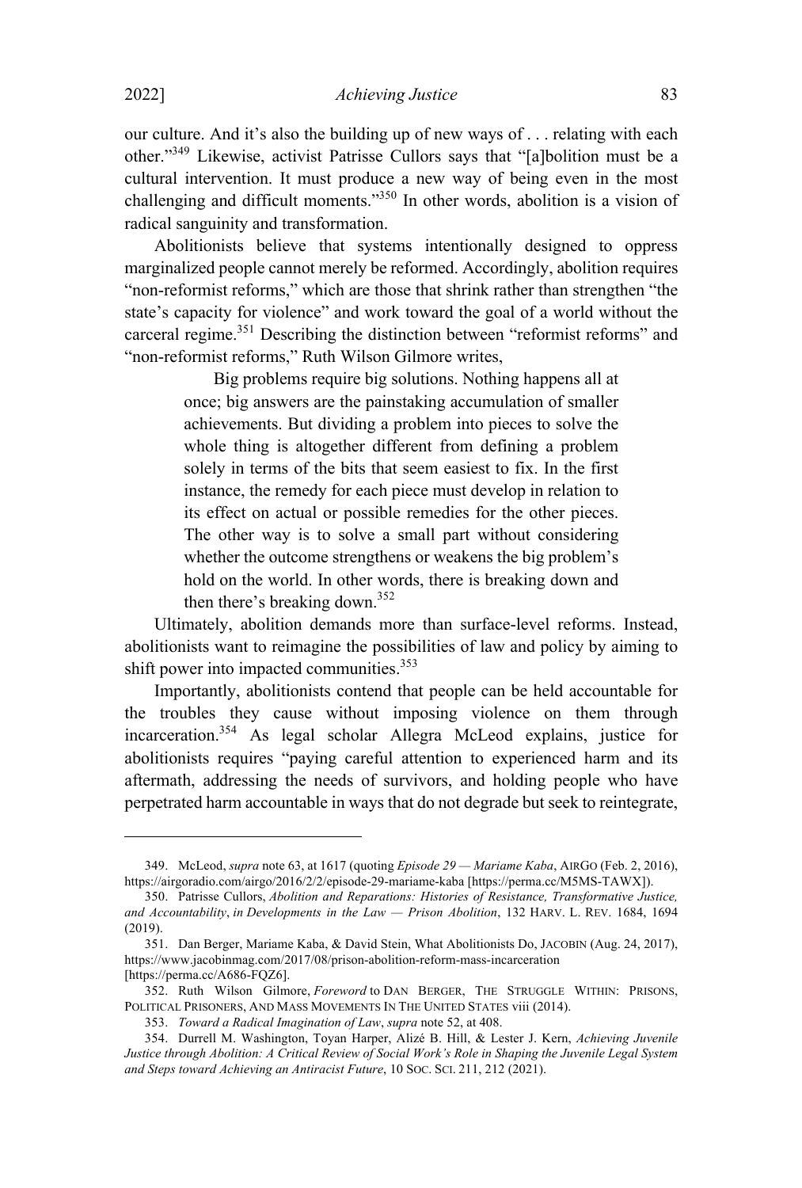our culture. And it's also the building up of new ways of . . . relating with each other."[349] Likewise, activist Patrisse Cullors says that "[a]bolition must be a cultural intervention. It must produce a new way of being even in the most challenging and difficult moments."[350] In other words, abolition is a vision of radical sanguinity and transformation.

Abolitionists believe that systems intentionally designed to oppress marginalized people cannot merely be reformed. Accordingly, abolition requires "non-reformist reforms," which are those that shrink rather than strengthen "the state's capacity for violence" and work toward the goal of a world without the carceral regime.[351] Describing the distinction between "reformist reforms" and "non-reformist reforms," Ruth Wilson Gilmore writes,

> Big problems require big solutions. Nothing happens all at once; big answers are the painstaking accumulation of smaller achievements. But dividing a problem into pieces to solve the whole thing is altogether different from defining a problem solely in terms of the bits that seem easiest to fix. In the first instance, the remedy for each piece must develop in relation to its effect on actual or possible remedies for the other pieces. The other way is to solve a small part without considering whether the outcome strengthens or weakens the big problem's hold on the world. In other words, there is breaking down and then there's breaking down.[352]

Ultimately, abolition demands more than surface-level reforms. Instead, abolitionists want to reimagine the possibilities of law and policy by aiming to shift power into impacted communities.[353]

Importantly, abolitionists contend that people can be held accountable for the troubles they cause without imposing violence on them through incarceration.[354] As legal scholar Allegra McLeod explains, justice for abolitionists requires "paying careful attention to experienced harm and its aftermath, addressing the needs of survivors, and holding people who have perpetrated harm accountable in ways that do not degrade but seek to reintegrate,

---

349. McLeod, *supra* note 63, at 1617 (quoting *Episode 29 — Mariame Kaba*, AIRGO (Feb. 2, 2016), https://airgoradio.com/airgo/2016/2/2/episode-29-mariame-kaba [https://perma.cc/M5MS-TAWX]).

350. Patrisse Cullors, *Abolition and Reparations: Histories of Resistance, Transformative Justice, and Accountability*, *in Developments in the Law — Prison Abolition*, 132 HARV. L. REV. 1684, 1694 (2019).

351. Dan Berger, Mariame Kaba, & David Stein, What Abolitionists Do, JACOBIN (Aug. 24, 2017), https://www.jacobinmag.com/2017/08/prison-abolition-reform-mass-incarceration [https://perma.cc/A686-FQZ6].

352. Ruth Wilson Gilmore, *Foreword* to DAN BERGER, THE STRUGGLE WITHIN: PRISONS, POLITICAL PRISONERS, AND MASS MOVEMENTS IN THE UNITED STATES viii (2014).

353. *Toward a Radical Imagination of Law*, *supra* note 52, at 408.

354. Durrell M. Washington, Toyan Harper, Alizé B. Hill, & Lester J. Kern, *Achieving Juvenile Justice through Abolition: A Critical Review of Social Work's Role in Shaping the Juvenile Legal System and Steps toward Achieving an Antiracist Future*, 10 SOC. SCI. 211, 212 (2021).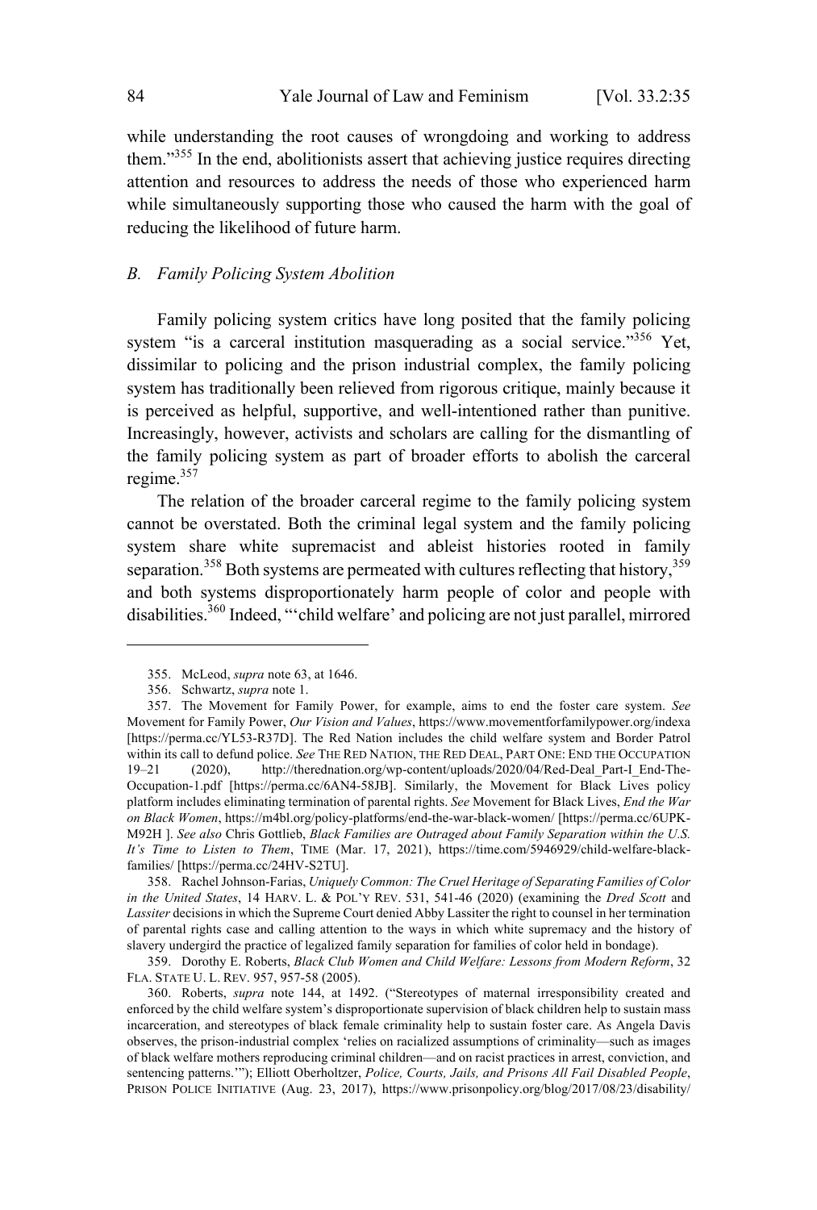while understanding the root causes of wrongdoing and working to address them."[355] In the end, abolitionists assert that achieving justice requires directing attention and resources to address the needs of those who experienced harm while simultaneously supporting those who caused the harm with the goal of reducing the likelihood of future harm.

### *B. Family Policing System Abolition*

Family policing system critics have long posited that the family policing system "is a carceral institution masquerading as a social service."[356] Yet, dissimilar to policing and the prison industrial complex, the family policing system has traditionally been relieved from rigorous critique, mainly because it is perceived as helpful, supportive, and well-intentioned rather than punitive. Increasingly, however, activists and scholars are calling for the dismantling of the family policing system as part of broader efforts to abolish the carceral regime.[357]

The relation of the broader carceral regime to the family policing system cannot be overstated. Both the criminal legal system and the family policing system share white supremacist and ableist histories rooted in family separation.[358] Both systems are permeated with cultures reflecting that history,[359] and both systems disproportionately harm people of color and people with disabilities.[360] Indeed, "'child welfare' and policing are not just parallel, mirrored

---

355. McLeod, *supra* note 63, at 1646.

356. Schwartz, *supra* note 1.

357. The Movement for Family Power, for example, aims to end the foster care system. *See* Movement for Family Power, *Our Vision and Values*, https://www.movementforfamilypower.org/indexa [https://perma.cc/YL53-R37D]. The Red Nation includes the child welfare system and Border Patrol within its call to defund police. *See* THE RED NATION, THE RED DEAL, PART ONE: END THE OCCUPATION 19–21 (2020), http://therednation.org/wp-content/uploads/2020/04/Red-Deal_Part-I_End-The-Occupation-1.pdf [https://perma.cc/6AN4-58JB]. Similarly, the Movement for Black Lives policy platform includes eliminating termination of parental rights. *See* Movement for Black Lives, *End the War on Black Women*, https://m4bl.org/policy-platforms/end-the-war-black-women/ [https://perma.cc/6UPK-M92H ]. *See also* Chris Gottlieb, *Black Families are Outraged about Family Separation within the U.S. It's Time to Listen to Them*, TIME (Mar. 17, 2021), https://time.com/5946929/child-welfare-black-families/ [https://perma.cc/24HV-S2TU].

358. Rachel Johnson-Farias, *Uniquely Common: The Cruel Heritage of Separating Families of Color in the United States*, 14 HARV. L. & POL'Y REV. 531, 541-46 (2020) (examining the *Dred Scott* and *Lassiter* decisions in which the Supreme Court denied Abby Lassiter the right to counsel in her termination of parental rights case and calling attention to the ways in which white supremacy and the history of slavery undergird the practice of legalized family separation for families of color held in bondage).

359. Dorothy E. Roberts, *Black Club Women and Child Welfare: Lessons from Modern Reform*, 32 FLA. STATE U. L. REV. 957, 957-58 (2005).

360. Roberts, *supra* note 144, at 1492. ("Stereotypes of maternal irresponsibility created and enforced by the child welfare system's disproportionate supervision of black children help to sustain mass incarceration, and stereotypes of black female criminality help to sustain foster care. As Angela Davis observes, the prison-industrial complex 'relies on racialized assumptions of criminality—such as images of black welfare mothers reproducing criminal children—and on racist practices in arrest, conviction, and sentencing patterns.'"); Elliott Oberholtzer, *Police, Courts, Jails, and Prisons All Fail Disabled People*, PRISON POLICE INITIATIVE (Aug. 23, 2017), https://www.prisonpolicy.org/blog/2017/08/23/disability/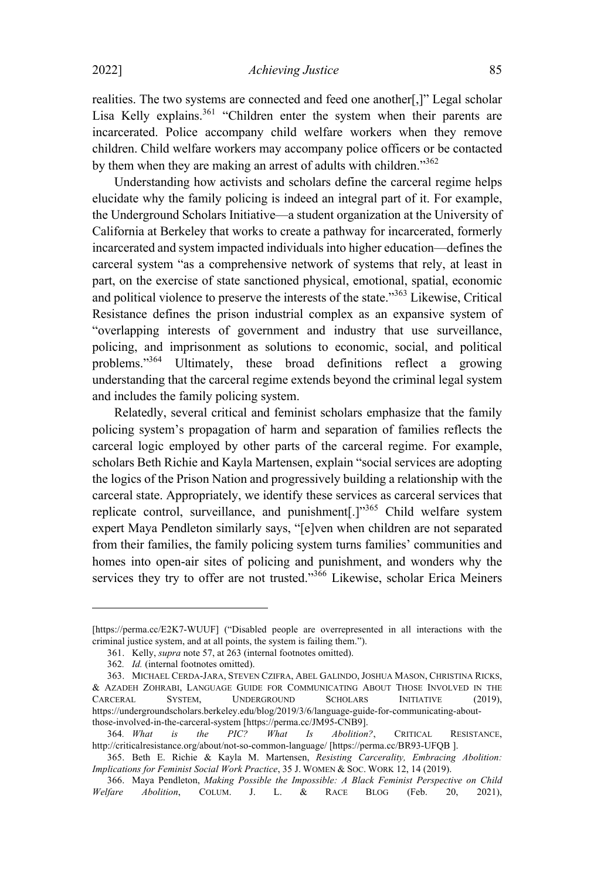realities. The two systems are connected and feed one another[,]" Legal scholar Lisa Kelly explains.[361] "Children enter the system when their parents are incarcerated. Police accompany child welfare workers when they remove children. Child welfare workers may accompany police officers or be contacted by them when they are making an arrest of adults with children."[362]

Understanding how activists and scholars define the carceral regime helps elucidate why the family policing is indeed an integral part of it. For example, the Underground Scholars Initiative—a student organization at the University of California at Berkeley that works to create a pathway for incarcerated, formerly incarcerated and system impacted individuals into higher education—defines the carceral system "as a comprehensive network of systems that rely, at least in part, on the exercise of state sanctioned physical, emotional, spatial, economic and political violence to preserve the interests of the state."[363] Likewise, Critical Resistance defines the prison industrial complex as an expansive system of "overlapping interests of government and industry that use surveillance, policing, and imprisonment as solutions to economic, social, and political problems."[364] Ultimately, these broad definitions reflect a growing understanding that the carceral regime extends beyond the criminal legal system and includes the family policing system.

Relatedly, several critical and feminist scholars emphasize that the family policing system's propagation of harm and separation of families reflects the carceral logic employed by other parts of the carceral regime. For example, scholars Beth Richie and Kayla Martensen, explain "social services are adopting the logics of the Prison Nation and progressively building a relationship with the carceral state. Appropriately, we identify these services as carceral services that replicate control, surveillance, and punishment[.]"[365] Child welfare system expert Maya Pendleton similarly says, "[e]ven when children are not separated from their families, the family policing system turns families' communities and homes into open-air sites of policing and punishment, and wonders why the services they try to offer are not trusted."[366] Likewise, scholar Erica Meiners

---

[https://perma.cc/E2K7-WUUF] ("Disabled people are overrepresented in all interactions with the criminal justice system, and at all points, the system is failing them.").

361. Kelly, *supra* note 57, at 263 (internal footnotes omitted).

362. *Id.* (internal footnotes omitted).

363. MICHAEL CERDA-JARA, STEVEN CZIFRA, ABEL GALINDO, JOSHUA MASON, CHRISTINA RICKS, & AZADEH ZOHRABI, LANGUAGE GUIDE FOR COMMUNICATING ABOUT THOSE INVOLVED IN THE CARCERAL SYSTEM, UNDERGROUND SCHOLARS INITIATIVE (2019), https://undergroundscholars.berkeley.edu/blog/2019/3/6/language-guide-for-communicating-about-those-involved-in-the-carceral-system [https://perma.cc/JM95-CNB9].

364. *What is the PIC? What Is Abolition?*, CRITICAL RESISTANCE, http://criticalresistance.org/about/not-so-common-language/ [https://perma.cc/BR93-UFQB ].

365. Beth E. Richie & Kayla M. Martensen, *Resisting Carcerality, Embracing Abolition: Implications for Feminist Social Work Practice*, 35 J. WOMEN & SOC. WORK 12, 14 (2019).

366. Maya Pendleton, *Making Possible the Impossible: A Black Feminist Perspective on Child Welfare Abolition*, COLUM. J. L. & RACE BLOG (Feb. 20, 2021),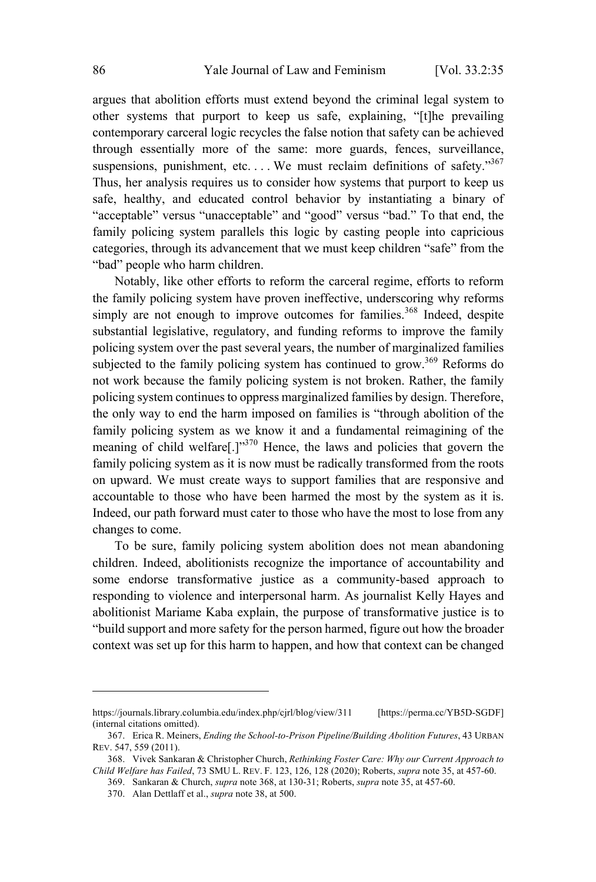argues that abolition efforts must extend beyond the criminal legal system to other systems that purport to keep us safe, explaining, "[t]he prevailing contemporary carceral logic recycles the false notion that safety can be achieved through essentially more of the same: more guards, fences, surveillance, suspensions, punishment, etc. . . . We must reclaim definitions of safety."[367] Thus, her analysis requires us to consider how systems that purport to keep us safe, healthy, and educated control behavior by instantiating a binary of "acceptable" versus "unacceptable" and "good" versus "bad." To that end, the family policing system parallels this logic by casting people into capricious categories, through its advancement that we must keep children "safe" from the "bad" people who harm children.

Notably, like other efforts to reform the carceral regime, efforts to reform the family policing system have proven ineffective, underscoring why reforms simply are not enough to improve outcomes for families.[368] Indeed, despite substantial legislative, regulatory, and funding reforms to improve the family policing system over the past several years, the number of marginalized families subjected to the family policing system has continued to grow.[369] Reforms do not work because the family policing system is not broken. Rather, the family policing system continues to oppress marginalized families by design. Therefore, the only way to end the harm imposed on families is "through abolition of the family policing system as we know it and a fundamental reimagining of the meaning of child welfare[.]"[370] Hence, the laws and policies that govern the family policing system as it is now must be radically transformed from the roots on upward. We must create ways to support families that are responsive and accountable to those who have been harmed the most by the system as it is. Indeed, our path forward must cater to those who have the most to lose from any changes to come.

To be sure, family policing system abolition does not mean abandoning children. Indeed, abolitionists recognize the importance of accountability and some endorse transformative justice as a community-based approach to responding to violence and interpersonal harm. As journalist Kelly Hayes and abolitionist Mariame Kaba explain, the purpose of transformative justice is to "build support and more safety for the person harmed, figure out how the broader context was set up for this harm to happen, and how that context can be changed

---

https://journals.library.columbia.edu/index.php/cjrl/blog/view/311 [https://perma.cc/YB5D-SGDF] (internal citations omitted).

367. Erica R. Meiners, *Ending the School-to-Prison Pipeline/Building Abolition Futures*, 43 URBAN REV. 547, 559 (2011).

368. Vivek Sankaran & Christopher Church, *Rethinking Foster Care: Why our Current Approach to Child Welfare has Failed*, 73 SMU L. REV. F. 123, 126, 128 (2020); Roberts, *supra* note 35, at 457-60.

369. Sankaran & Church, *supra* note 368, at 130-31; Roberts, *supra* note 35, at 457-60.

370. Alan Dettlaff et al., *supra* note 38, at 500.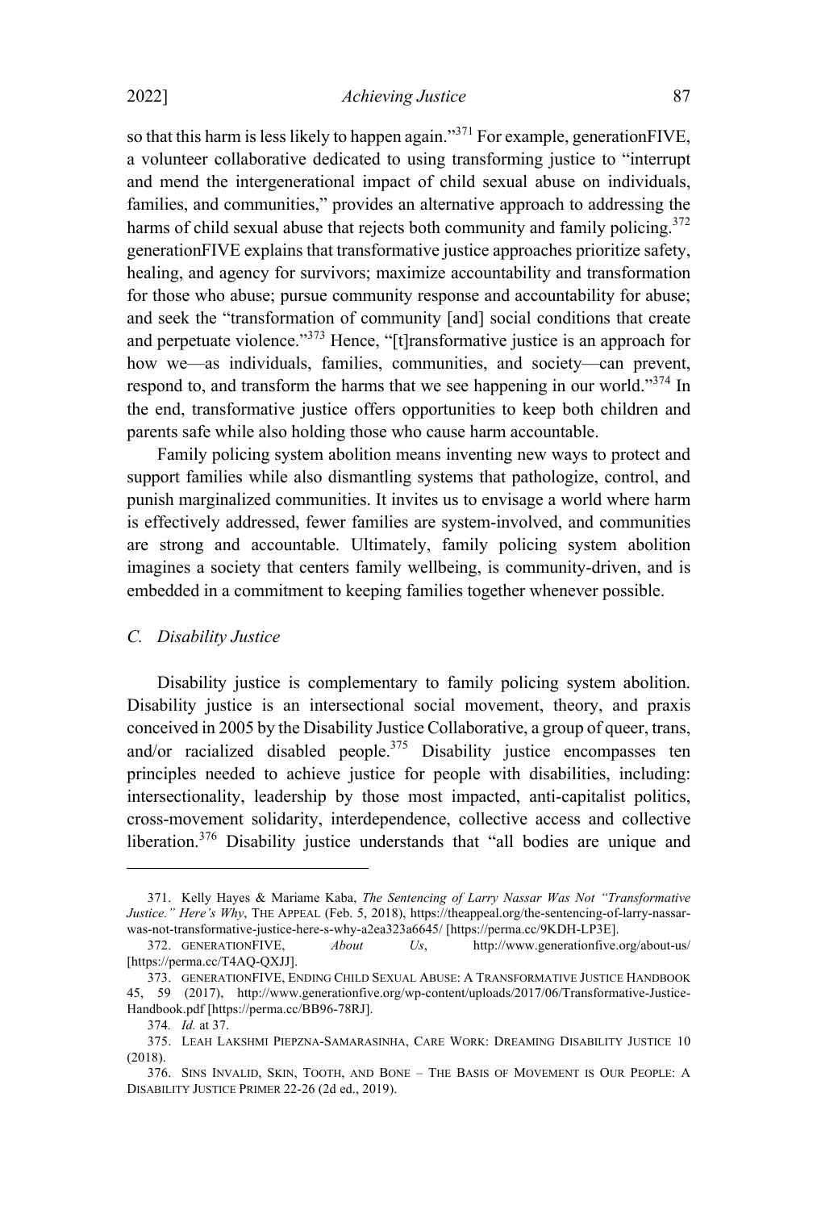so that this harm is less likely to happen again."[371] For example, generationFIVE, a volunteer collaborative dedicated to using transforming justice to "interrupt and mend the intergenerational impact of child sexual abuse on individuals, families, and communities," provides an alternative approach to addressing the harms of child sexual abuse that rejects both community and family policing.[372] generationFIVE explains that transformative justice approaches prioritize safety, healing, and agency for survivors; maximize accountability and transformation for those who abuse; pursue community response and accountability for abuse; and seek the "transformation of community [and] social conditions that create and perpetuate violence."[373] Hence, "[t]ransformative justice is an approach for how we—as individuals, families, communities, and society—can prevent, respond to, and transform the harms that we see happening in our world."[374] In the end, transformative justice offers opportunities to keep both children and parents safe while also holding those who cause harm accountable.

Family policing system abolition means inventing new ways to protect and support families while also dismantling systems that pathologize, control, and punish marginalized communities. It invites us to envisage a world where harm is effectively addressed, fewer families are system-involved, and communities are strong and accountable. Ultimately, family policing system abolition imagines a society that centers family wellbeing, is community-driven, and is embedded in a commitment to keeping families together whenever possible.

### *C. Disability Justice*

Disability justice is complementary to family policing system abolition. Disability justice is an intersectional social movement, theory, and praxis conceived in 2005 by the Disability Justice Collaborative, a group of queer, trans, and/or racialized disabled people.[375] Disability justice encompasses ten principles needed to achieve justice for people with disabilities, including: intersectionality, leadership by those most impacted, anti-capitalist politics, cross-movement solidarity, interdependence, collective access and collective liberation.[376] Disability justice understands that "all bodies are unique and

---

371. Kelly Hayes & Mariame Kaba, *The Sentencing of Larry Nassar Was Not "Transformative Justice." Here's Why*, THE APPEAL (Feb. 5, 2018), https://theappeal.org/the-sentencing-of-larry-nassar-was-not-transformative-justice-here-s-why-a2ea323a6645/ [https://perma.cc/9KDH-LP3E].

372. GENERATIONFIVE, *About Us*, http://www.generationfive.org/about-us/ [https://perma.cc/T4AQ-QXJJ].

373. GENERATIONFIVE, ENDING CHILD SEXUAL ABUSE: A TRANSFORMATIVE JUSTICE HANDBOOK 45, 59 (2017), http://www.generationfive.org/wp-content/uploads/2017/06/Transformative-Justice-Handbook.pdf [https://perma.cc/BB96-78RJ].

374. *Id.* at 37.

375. LEAH LAKSHMI PIEPZNA-SAMARASINHA, CARE WORK: DREAMING DISABILITY JUSTICE 10 (2018).

376. SINS INVALID, SKIN, TOOTH, AND BONE – THE BASIS OF MOVEMENT IS OUR PEOPLE: A DISABILITY JUSTICE PRIMER 22-26 (2d ed., 2019).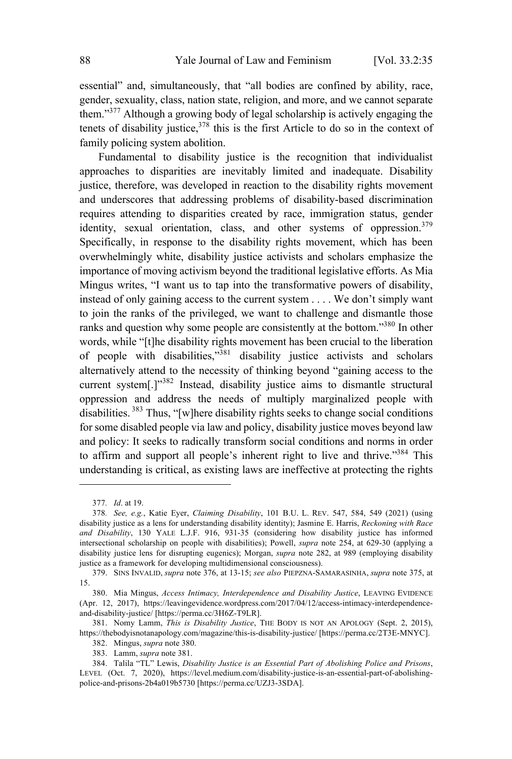essential" and, simultaneously, that "all bodies are confined by ability, race, gender, sexuality, class, nation state, religion, and more, and we cannot separate them."[377] Although a growing body of legal scholarship is actively engaging the tenets of disability justice,[378] this is the first Article to do so in the context of family policing system abolition.

Fundamental to disability justice is the recognition that individualist approaches to disparities are inevitably limited and inadequate. Disability justice, therefore, was developed in reaction to the disability rights movement and underscores that addressing problems of disability-based discrimination requires attending to disparities created by race, immigration status, gender identity, sexual orientation, class, and other systems of oppression.[379] Specifically, in response to the disability rights movement, which has been overwhelmingly white, disability justice activists and scholars emphasize the importance of moving activism beyond the traditional legislative efforts. As Mia Mingus writes, "I want us to tap into the transformative powers of disability, instead of only gaining access to the current system . . . . We don't simply want to join the ranks of the privileged, we want to challenge and dismantle those ranks and question why some people are consistently at the bottom."[380] In other words, while "[t]he disability rights movement has been crucial to the liberation of people with disabilities,"[381] disability justice activists and scholars alternatively attend to the necessity of thinking beyond "gaining access to the current system[.]"[382] Instead, disability justice aims to dismantle structural oppression and address the needs of multiply marginalized people with disabilities.[383] Thus, "[w]here disability rights seeks to change social conditions for some disabled people via law and policy, disability justice moves beyond law and policy: It seeks to radically transform social conditions and norms in order to affirm and support all people's inherent right to live and thrive."[384] This understanding is critical, as existing laws are ineffective at protecting the rights

---

377. *Id*. at 19.

378. *See, e.g.*, Katie Eyer, *Claiming Disability*, 101 B.U. L. REV. 547, 584, 549 (2021) (using disability justice as a lens for understanding disability identity); Jasmine E. Harris, *Reckoning with Race and Disability*, 130 YALE L.J.F. 916, 931-35 (considering how disability justice has informed intersectional scholarship on people with disabilities); Powell, *supra* note 254, at 629-30 (applying a disability justice lens for disrupting eugenics); Morgan, *supra* note 282, at 989 (employing disability justice as a framework for developing multidimensional consciousness).

379. SINS INVALID, *supra* note 376, at 13-15; *see also* PIEPZNA-SAMARASINHA, *supra* note 375, at 15.

380. Mia Mingus, *Access Intimacy, Interdependence and Disability Justice*, LEAVING EVIDENCE (Apr. 12, 2017), https://leavingevidence.wordpress.com/2017/04/12/access-intimacy-interdependence-and-disability-justice/ [https://perma.cc/3H6Z-T9LR].

381. Nomy Lamm, *This is Disability Justice*, THE BODY IS NOT AN APOLOGY (Sept. 2, 2015), https://thebodyisnotanapology.com/magazine/this-is-disability-justice/ [https://perma.cc/2T3E-MNYC].

382. Mingus, *supra* note 380.

383. Lamm, *supra* note 381.

384. Talila "TL" Lewis, *Disability Justice is an Essential Part of Abolishing Police and Prisons*, LEVEL (Oct. 7, 2020), https://level.medium.com/disability-justice-is-an-essential-part-of-abolishing-police-and-prisons-2b4a019b5730 [https://perma.cc/UZJ3-3SDA].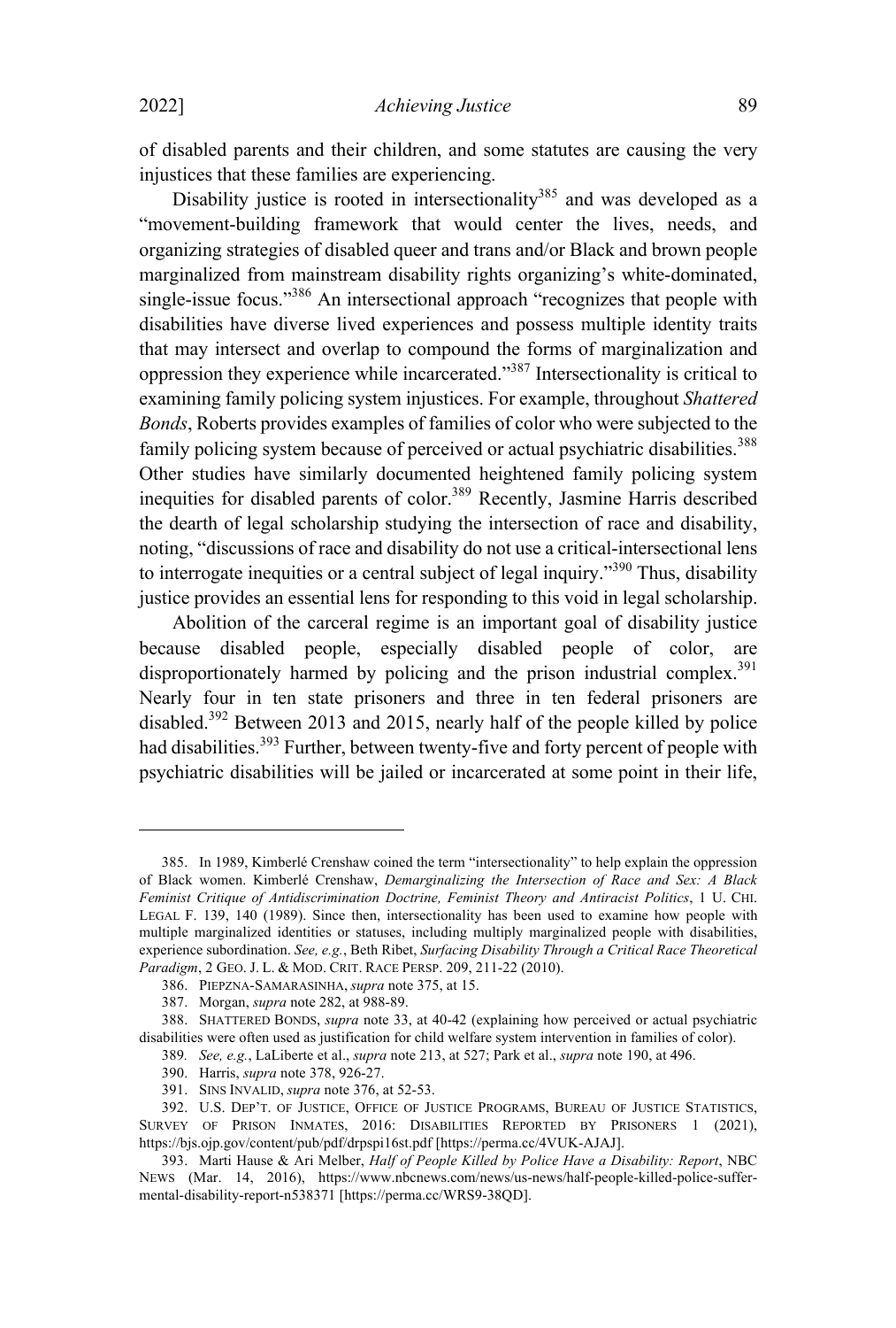of disabled parents and their children, and some statutes are causing the very injustices that these families are experiencing.

Disability justice is rooted in intersectionality[385] and was developed as a "movement-building framework that would center the lives, needs, and organizing strategies of disabled queer and trans and/or Black and brown people marginalized from mainstream disability rights organizing's white-dominated, single-issue focus."[386] An intersectional approach "recognizes that people with disabilities have diverse lived experiences and possess multiple identity traits that may intersect and overlap to compound the forms of marginalization and oppression they experience while incarcerated."[387] Intersectionality is critical to examining family policing system injustices. For example, throughout *Shattered Bonds*, Roberts provides examples of families of color who were subjected to the family policing system because of perceived or actual psychiatric disabilities.[388] Other studies have similarly documented heightened family policing system inequities for disabled parents of color.[389] Recently, Jasmine Harris described the dearth of legal scholarship studying the intersection of race and disability, noting, "discussions of race and disability do not use a critical-intersectional lens to interrogate inequities or a central subject of legal inquiry."[390] Thus, disability justice provides an essential lens for responding to this void in legal scholarship.

Abolition of the carceral regime is an important goal of disability justice because disabled people, especially disabled people of color, are disproportionately harmed by policing and the prison industrial complex.[391] Nearly four in ten state prisoners and three in ten federal prisoners are disabled.[392] Between 2013 and 2015, nearly half of the people killed by police had disabilities.[393] Further, between twenty-five and forty percent of people with psychiatric disabilities will be jailed or incarcerated at some point in their life,

---

385. In 1989, Kimberlé Crenshaw coined the term "intersectionality" to help explain the oppression of Black women. Kimberlé Crenshaw, *Demarginalizing the Intersection of Race and Sex: A Black Feminist Critique of Antidiscrimination Doctrine, Feminist Theory and Antiracist Politics*, 1 U. CHI. LEGAL F. 139, 140 (1989). Since then, intersectionality has been used to examine how people with multiple marginalized identities or statuses, including multiply marginalized people with disabilities, experience subordination. *See, e.g.*, Beth Ribet, *Surfacing Disability Through a Critical Race Theoretical Paradigm*, 2 GEO. J. L. & MOD. CRIT. RACE PERSP. 209, 211-22 (2010).

386. PIEPZNA-SAMARASINHA, *supra* note 375, at 15.

387. Morgan, *supra* note 282, at 988-89.

388. SHATTERED BONDS, *supra* note 33, at 40-42 (explaining how perceived or actual psychiatric disabilities were often used as justification for child welfare system intervention in families of color).

389. *See, e.g.*, LaLiberte et al., *supra* note 213, at 527; Park et al., *supra* note 190, at 496.

390. Harris, *supra* note 378, 926-27.

391. SINS INVALID, *supra* note 376, at 52-53.

392. U.S. DEP'T. OF JUSTICE, OFFICE OF JUSTICE PROGRAMS, BUREAU OF JUSTICE STATISTICS, SURVEY OF PRISON INMATES, 2016: DISABILITIES REPORTED BY PRISONERS 1 (2021), https://bjs.ojp.gov/content/pub/pdf/drpspi16st.pdf [https://perma.cc/4VUK-AJAJ].

393. Marti Hause & Ari Melber, *Half of People Killed by Police Have a Disability: Report*, NBC NEWS (Mar. 14, 2016), https://www.nbcnews.com/news/us-news/half-people-killed-police-suffer-mental-disability-report-n538371 [https://perma.cc/WRS9-38QD].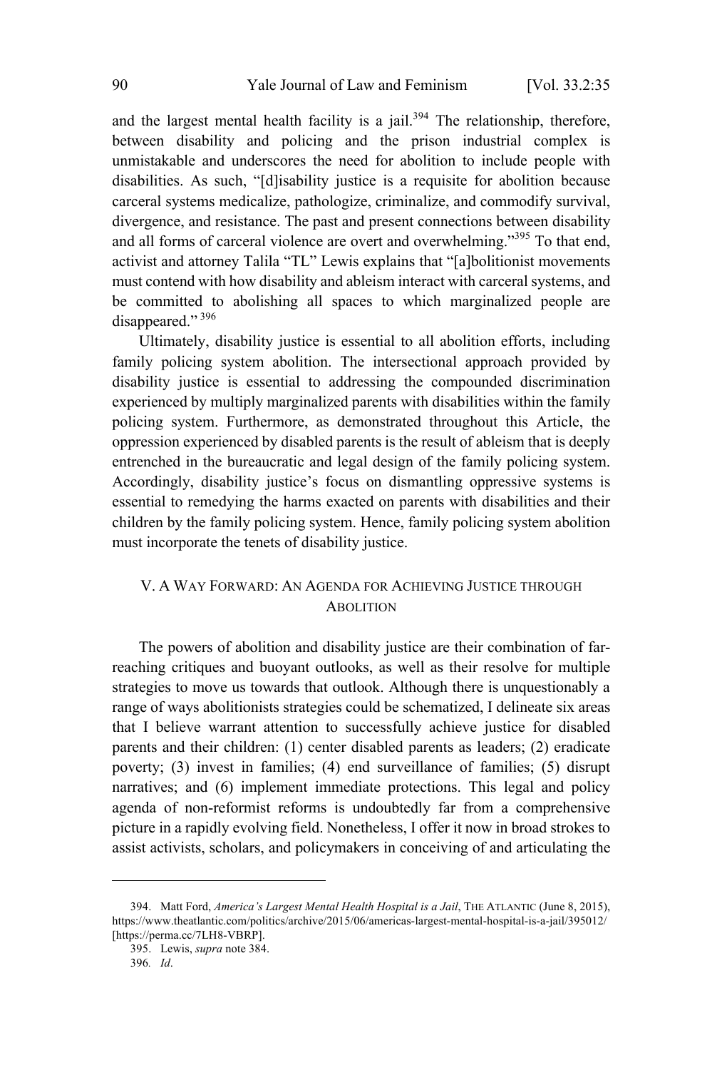and the largest mental health facility is a jail.[394] The relationship, therefore, between disability and policing and the prison industrial complex is unmistakable and underscores the need for abolition to include people with disabilities. As such, "[d]isability justice is a requisite for abolition because carceral systems medicalize, pathologize, criminalize, and commodify survival, divergence, and resistance. The past and present connections between disability and all forms of carceral violence are overt and overwhelming."[395] To that end, activist and attorney Talila "TL" Lewis explains that "[a]bolitionist movements must contend with how disability and ableism interact with carceral systems, and be committed to abolishing all spaces to which marginalized people are disappeared." [396]

Ultimately, disability justice is essential to all abolition efforts, including family policing system abolition. The intersectional approach provided by disability justice is essential to addressing the compounded discrimination experienced by multiply marginalized parents with disabilities within the family policing system. Furthermore, as demonstrated throughout this Article, the oppression experienced by disabled parents is the result of ableism that is deeply entrenched in the bureaucratic and legal design of the family policing system. Accordingly, disability justice's focus on dismantling oppressive systems is essential to remedying the harms exacted on parents with disabilities and their children by the family policing system. Hence, family policing system abolition must incorporate the tenets of disability justice.

## V. A WAY FORWARD: AN AGENDA FOR ACHIEVING JUSTICE THROUGH ABOLITION

The powers of abolition and disability justice are their combination of far-reaching critiques and buoyant outlooks, as well as their resolve for multiple strategies to move us towards that outlook. Although there is unquestionably a range of ways abolitionists strategies could be schematized, I delineate six areas that I believe warrant attention to successfully achieve justice for disabled parents and their children: (1) center disabled parents as leaders; (2) eradicate poverty; (3) invest in families; (4) end surveillance of families; (5) disrupt narratives; and (6) implement immediate protections. This legal and policy agenda of non-reformist reforms is undoubtedly far from a comprehensive picture in a rapidly evolving field. Nonetheless, I offer it now in broad strokes to assist activists, scholars, and policymakers in conceiving of and articulating the

---

394. Matt Ford, *America's Largest Mental Health Hospital is a Jail*, THE ATLANTIC (June 8, 2015), https://www.theatlantic.com/politics/archive/2015/06/americas-largest-mental-hospital-is-a-jail/395012/ [https://perma.cc/7LH8-VBRP].

395. Lewis, *supra* note 384.

396. *Id*.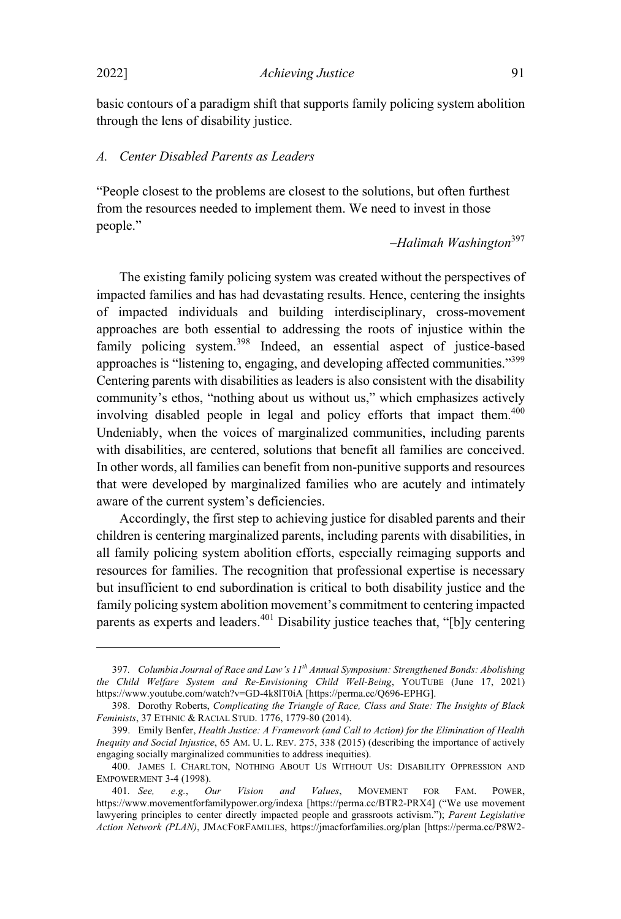basic contours of a paradigm shift that supports family policing system abolition through the lens of disability justice.

### *A. Center Disabled Parents as Leaders*

"People closest to the problems are closest to the solutions, but often furthest from the resources needed to implement them. We need to invest in those people."

*–Halimah Washington*[397]

The existing family policing system was created without the perspectives of impacted families and has had devastating results. Hence, centering the insights of impacted individuals and building interdisciplinary, cross-movement approaches are both essential to addressing the roots of injustice within the family policing system.[398] Indeed, an essential aspect of justice-based approaches is "listening to, engaging, and developing affected communities."[399] Centering parents with disabilities as leaders is also consistent with the disability community's ethos, "nothing about us without us," which emphasizes actively involving disabled people in legal and policy efforts that impact them.[400] Undeniably, when the voices of marginalized communities, including parents with disabilities, are centered, solutions that benefit all families are conceived. In other words, all families can benefit from non-punitive supports and resources that were developed by marginalized families who are acutely and intimately aware of the current system's deficiencies.

Accordingly, the first step to achieving justice for disabled parents and their children is centering marginalized parents, including parents with disabilities, in all family policing system abolition efforts, especially reimaging supports and resources for families. The recognition that professional expertise is necessary but insufficient to end subordination is critical to both disability justice and the family policing system abolition movement's commitment to centering impacted parents as experts and leaders.[401] Disability justice teaches that, "[b]y centering

---

397. *Columbia Journal of Race and Law's 11th Annual Symposium: Strengthened Bonds: Abolishing the Child Welfare System and Re-Envisioning Child Well-Being*, YOUTUBE (June 17, 2021) https://www.youtube.com/watch?v=GD-4k8lT0iA [https://perma.cc/Q696-EPHG].

398. Dorothy Roberts, *Complicating the Triangle of Race, Class and State: The Insights of Black Feminists*, 37 ETHNIC & RACIAL STUD. 1776, 1779-80 (2014).

399. Emily Benfer, *Health Justice: A Framework (and Call to Action) for the Elimination of Health Inequity and Social Injustice*, 65 AM. U. L. REV. 275, 338 (2015) (describing the importance of actively engaging socially marginalized communities to address inequities).

400. JAMES I. CHARLTON, NOTHING ABOUT US WITHOUT US: DISABILITY OPPRESSION AND EMPOWERMENT 3-4 (1998).

401. *See, e.g.*, *Our Vision and Values*, MOVEMENT FOR FAM. POWER, https://www.movementforfamilypower.org/indexa [https://perma.cc/BTR2-PRX4] ("We use movement lawyering principles to center directly impacted people and grassroots activism."); *Parent Legislative Action Network (PLAN)*, JMACFORFAMILIES, https://jmacforfamilies.org/plan [https://perma.cc/P8W2-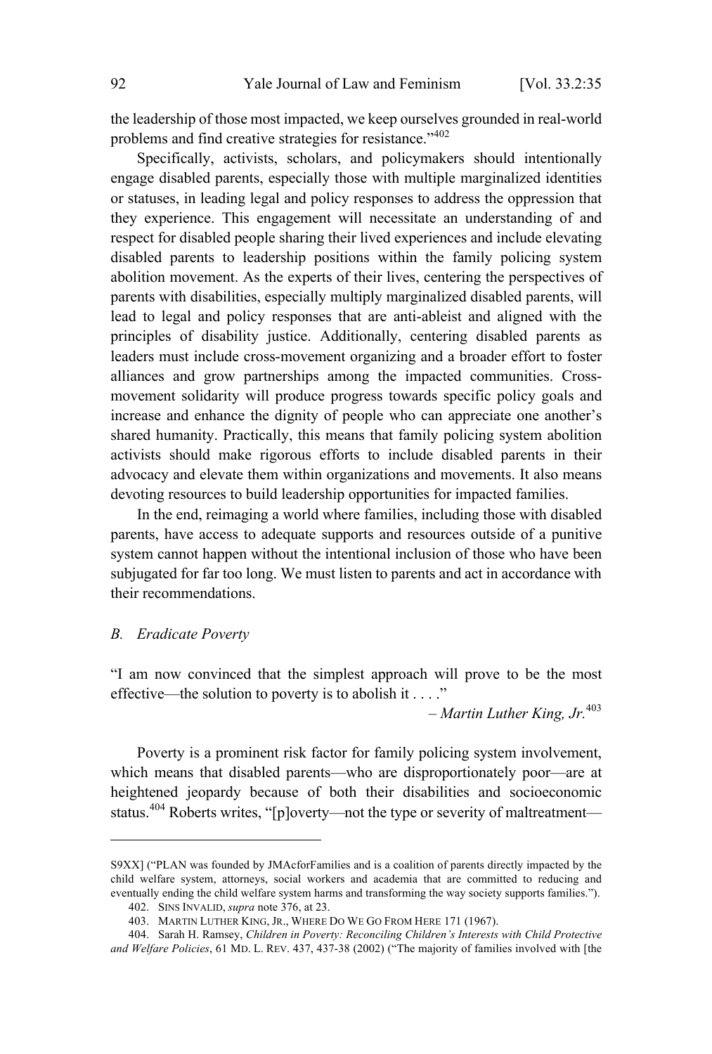the leadership of those most impacted, we keep ourselves grounded in real-world problems and find creative strategies for resistance."[402]

Specifically, activists, scholars, and policymakers should intentionally engage disabled parents, especially those with multiple marginalized identities or statuses, in leading legal and policy responses to address the oppression that they experience. This engagement will necessitate an understanding of and respect for disabled people sharing their lived experiences and include elevating disabled parents to leadership positions within the family policing system abolition movement. As the experts of their lives, centering the perspectives of parents with disabilities, especially multiply marginalized disabled parents, will lead to legal and policy responses that are anti-ableist and aligned with the principles of disability justice. Additionally, centering disabled parents as leaders must include cross-movement organizing and a broader effort to foster alliances and grow partnerships among the impacted communities. Cross-movement solidarity will produce progress towards specific policy goals and increase and enhance the dignity of people who can appreciate one another's shared humanity. Practically, this means that family policing system abolition activists should make rigorous efforts to include disabled parents in their advocacy and elevate them within organizations and movements. It also means devoting resources to build leadership opportunities for impacted families.

In the end, reimaging a world where families, including those with disabled parents, have access to adequate supports and resources outside of a punitive system cannot happen without the intentional inclusion of those who have been subjugated for far too long. We must listen to parents and act in accordance with their recommendations.

### *B. Eradicate Poverty*

"I am now convinced that the simplest approach will prove to be the most effective—the solution to poverty is to abolish it . . . ."

– *Martin Luther King, Jr.*[403]

Poverty is a prominent risk factor for family policing system involvement, which means that disabled parents—who are disproportionately poor—are at heightened jeopardy because of both their disabilities and socioeconomic status.[404] Roberts writes, "[p]overty—not the type or severity of maltreatment—

---

S9XX] ("PLAN was founded by JMAcforFamilies and is a coalition of parents directly impacted by the child welfare system, attorneys, social workers and academia that are committed to reducing and eventually ending the child welfare system harms and transforming the way society supports families.").

402. SINS INVALID, *supra* note 376, at 23.

403. MARTIN LUTHER KING, JR., WHERE DO WE GO FROM HERE 171 (1967).

404. Sarah H. Ramsey, *Children in Poverty: Reconciling Children's Interests with Child Protective and Welfare Policies*, 61 MD. L. REV. 437, 437-38 (2002) ("The majority of families involved with [the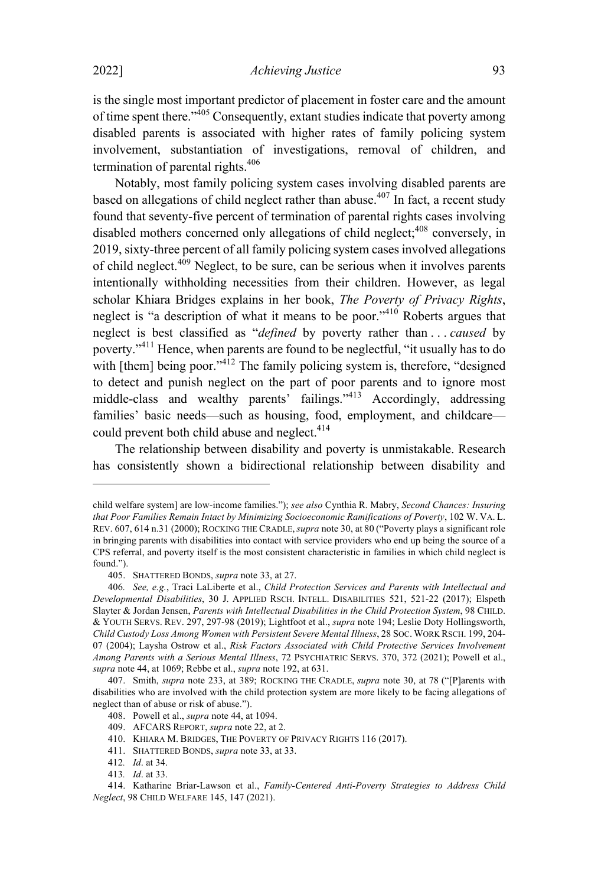is the single most important predictor of placement in foster care and the amount of time spent there."[405] Consequently, extant studies indicate that poverty among disabled parents is associated with higher rates of family policing system involvement, substantiation of investigations, removal of children, and termination of parental rights.[406]

Notably, most family policing system cases involving disabled parents are based on allegations of child neglect rather than abuse.[407] In fact, a recent study found that seventy-five percent of termination of parental rights cases involving disabled mothers concerned only allegations of child neglect;[408] conversely, in 2019, sixty-three percent of all family policing system cases involved allegations of child neglect.[409] Neglect, to be sure, can be serious when it involves parents intentionally withholding necessities from their children. However, as legal scholar Khiara Bridges explains in her book, *The Poverty of Privacy Rights*, neglect is "a description of what it means to be poor."[410] Roberts argues that neglect is best classified as "*defined* by poverty rather than . . . *caused* by poverty."[411] Hence, when parents are found to be neglectful, "it usually has to do with [them] being poor."[412] The family policing system is, therefore, "designed to detect and punish neglect on the part of poor parents and to ignore most middle-class and wealthy parents' failings."[413] Accordingly, addressing families' basic needs—such as housing, food, employment, and childcare—could prevent both child abuse and neglect.[414]

The relationship between disability and poverty is unmistakable. Research has consistently shown a bidirectional relationship between disability and

---

child welfare system] are low-income families."); *see also* Cynthia R. Mabry, *Second Chances: Insuring that Poor Families Remain Intact by Minimizing Socioeconomic Ramifications of Poverty*, 102 W. VA. L. REV. 607, 614 n.31 (2000); ROCKING THE CRADLE, *supra* note 30, at 80 ("Poverty plays a significant role in bringing parents with disabilities into contact with service providers who end up being the source of a CPS referral, and poverty itself is the most consistent characteristic in families in which child neglect is found.").

405. SHATTERED BONDS, *supra* note 33, at 27.

406. *See, e.g.*, Traci LaLiberte et al., *Child Protection Services and Parents with Intellectual and Developmental Disabilities*, 30 J. APPLIED RSCH. INTELL. DISABILITIES 521, 521-22 (2017); Elspeth Slayter & Jordan Jensen, *Parents with Intellectual Disabilities in the Child Protection System*, 98 CHILD. & YOUTH SERVS. REV. 297, 297-98 (2019); Lightfoot et al., *supra* note 194; Leslie Doty Hollingsworth, *Child Custody Loss Among Women with Persistent Severe Mental Illness*, 28 SOC. WORK RSCH. 199, 204-07 (2004); Laysha Ostrow et al., *Risk Factors Associated with Child Protective Services Involvement Among Parents with a Serious Mental Illness*, 72 PSYCHIATRIC SERVS. 370, 372 (2021); Powell et al., *supra* note 44, at 1069; Rebbe et al., *supra* note 192, at 631.

407. Smith, *supra* note 233, at 389; ROCKING THE CRADLE, *supra* note 30, at 78 ("[P]arents with disabilities who are involved with the child protection system are more likely to be facing allegations of neglect than of abuse or risk of abuse.").

408. Powell et al., *supra* note 44, at 1094.

409. AFCARS REPORT, *supra* note 22, at 2.

410. KHIARA M. BRIDGES, THE POVERTY OF PRIVACY RIGHTS 116 (2017).

411. SHATTERED BONDS, *supra* note 33, at 33.

412. *Id*. at 34.

413. *Id*. at 33.

414. Katharine Briar-Lawson et al., *Family-Centered Anti-Poverty Strategies to Address Child Neglect*, 98 CHILD WELFARE 145, 147 (2021).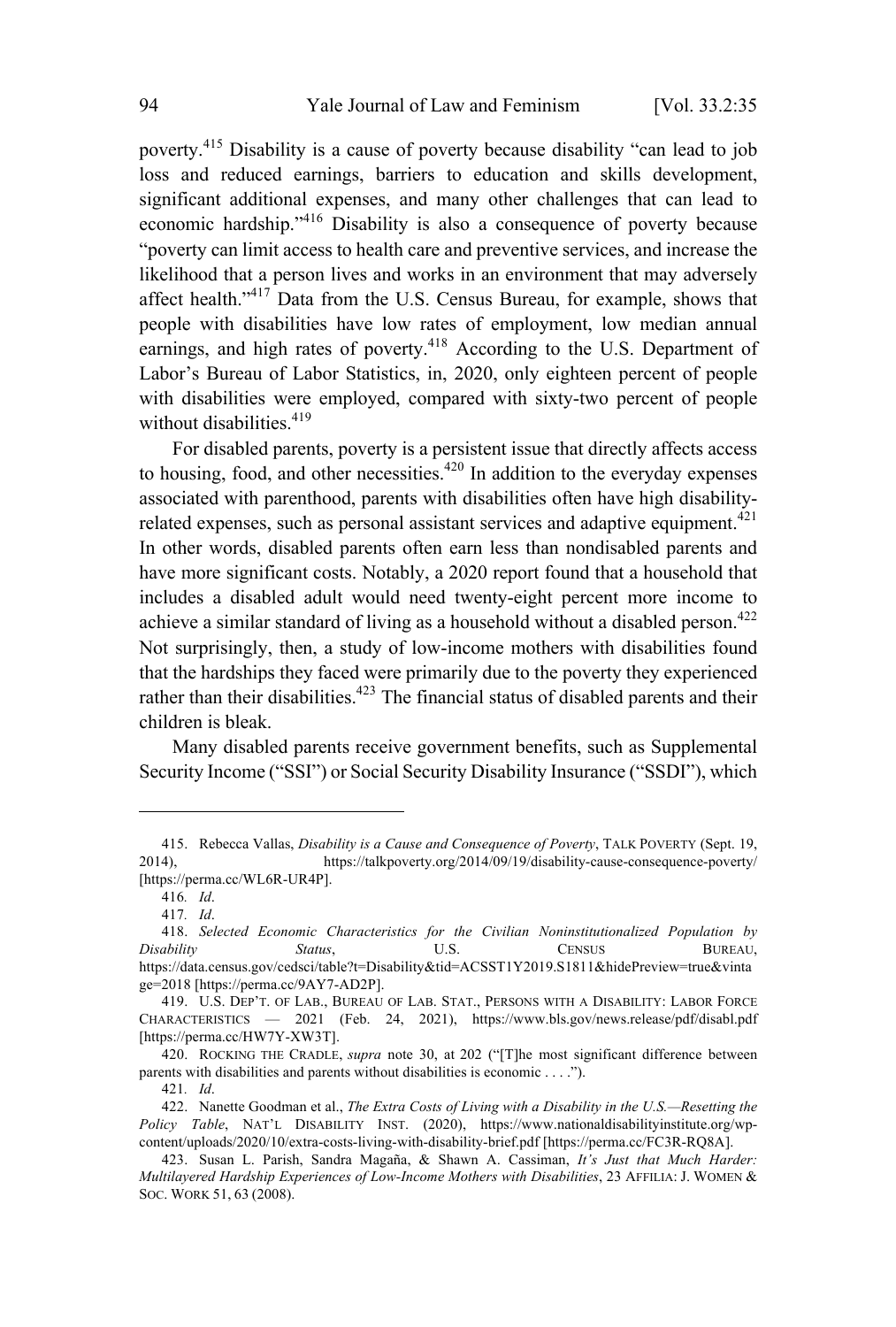poverty.[415] Disability is a cause of poverty because disability "can lead to job loss and reduced earnings, barriers to education and skills development, significant additional expenses, and many other challenges that can lead to economic hardship."[416] Disability is also a consequence of poverty because "poverty can limit access to health care and preventive services, and increase the likelihood that a person lives and works in an environment that may adversely affect health."[417] Data from the U.S. Census Bureau, for example, shows that people with disabilities have low rates of employment, low median annual earnings, and high rates of poverty.[418] According to the U.S. Department of Labor's Bureau of Labor Statistics, in, 2020, only eighteen percent of people with disabilities were employed, compared with sixty-two percent of people without disabilities.[419]

For disabled parents, poverty is a persistent issue that directly affects access to housing, food, and other necessities.[420] In addition to the everyday expenses associated with parenthood, parents with disabilities often have high disability-related expenses, such as personal assistant services and adaptive equipment.[421] In other words, disabled parents often earn less than nondisabled parents and have more significant costs. Notably, a 2020 report found that a household that includes a disabled adult would need twenty-eight percent more income to achieve a similar standard of living as a household without a disabled person.[422] Not surprisingly, then, a study of low-income mothers with disabilities found that the hardships they faced were primarily due to the poverty they experienced rather than their disabilities.[423] The financial status of disabled parents and their children is bleak.

Many disabled parents receive government benefits, such as Supplemental Security Income ("SSI") or Social Security Disability Insurance ("SSDI"), which

---

415. Rebecca Vallas, *Disability is a Cause and Consequence of Poverty*, TALK POVERTY (Sept. 19, 2014), https://talkpoverty.org/2014/09/19/disability-cause-consequence-poverty/ [https://perma.cc/WL6R-UR4P].

416. *Id*.

417. *Id*.

418. *Selected Economic Characteristics for the Civilian Noninstitutionalized Population by Disability Status*, U.S. CENSUS BUREAU, https://data.census.gov/cedsci/table?t=Disability&tid=ACSST1Y2019.S1811&hidePreview=true&vintage=2018 [https://perma.cc/9AY7-AD2P].

419. U.S. DEP'T. OF LAB., BUREAU OF LAB. STAT., PERSONS WITH A DISABILITY: LABOR FORCE CHARACTERISTICS — 2021 (Feb. 24, 2021), https://www.bls.gov/news.release/pdf/disabl.pdf [https://perma.cc/HW7Y-XW3T].

420. ROCKING THE CRADLE, *supra* note 30, at 202 ("[T]he most significant difference between parents with disabilities and parents without disabilities is economic . . . .").

421. *Id*.

422. Nanette Goodman et al., *The Extra Costs of Living with a Disability in the U.S.—Resetting the Policy Table*, NAT'L DISABILITY INST. (2020), https://www.nationaldisabilityinstitute.org/wp-content/uploads/2020/10/extra-costs-living-with-disability-brief.pdf [https://perma.cc/FC3R-RQ8A].

423. Susan L. Parish, Sandra Magaña, & Shawn A. Cassiman, *It's Just that Much Harder: Multilayered Hardship Experiences of Low-Income Mothers with Disabilities*, 23 AFFILIA: J. WOMEN & SOC. WORK 51, 63 (2008).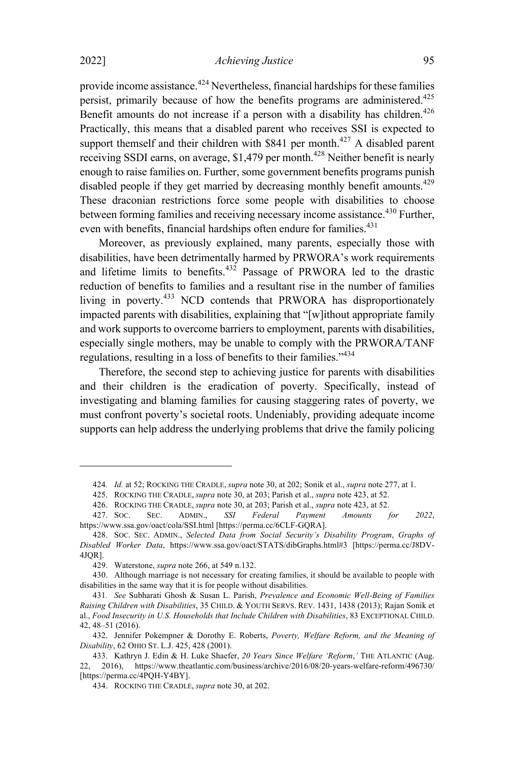provide income assistance.[424] Nevertheless, financial hardships for these families persist, primarily because of how the benefits programs are administered.[425] Benefit amounts do not increase if a person with a disability has children.[426] Practically, this means that a disabled parent who receives SSI is expected to support themself and their children with $841 per month.[427] A disabled parent receiving SSDI earns, on average, $1,479 per month.[428] Neither benefit is nearly enough to raise families on. Further, some government benefits programs punish disabled people if they get married by decreasing monthly benefit amounts.[429] These draconian restrictions force some people with disabilities to choose between forming families and receiving necessary income assistance.[430] Further, even with benefits, financial hardships often endure for families.[431]

Moreover, as previously explained, many parents, especially those with disabilities, have been detrimentally harmed by PRWORA's work requirements and lifetime limits to benefits.[432] Passage of PRWORA led to the drastic reduction of benefits to families and a resultant rise in the number of families living in poverty.[433] NCD contends that PRWORA has disproportionately impacted parents with disabilities, explaining that "[w]ithout appropriate family and work supports to overcome barriers to employment, parents with disabilities, especially single mothers, may be unable to comply with the PRWORA/TANF regulations, resulting in a loss of benefits to their families."[434]

Therefore, the second step to achieving justice for parents with disabilities and their children is the eradication of poverty. Specifically, instead of investigating and blaming families for causing staggering rates of poverty, we must confront poverty's societal roots. Undeniably, providing adequate income supports can help address the underlying problems that drive the family policing

---

424. *Id.* at 52; ROCKING THE CRADLE, *supra* note 30, at 202; Sonik et al., *supra* note 277, at 1.

425. ROCKING THE CRADLE, *supra* note 30, at 203; Parish et al., *supra* note 423, at 52.

426. ROCKING THE CRADLE, *supra* note 30, at 203; Parish et al., *supra* note 423, at 52.

427. SOC. SEC. ADMIN., *SSI Federal Payment Amounts for 2022*, https://www.ssa.gov/oact/cola/SSI.html [https://perma.cc/6CLF-GQRA].

428. SOC. SEC. ADMIN., *Selected Data from Social Security's Disability Program*, *Graphs of Disabled Worker Data*, https://www.ssa.gov/oact/STATS/dibGraphs.html#3 [https://perma.cc/J8DV-4JQR].

429. Waterstone, *supra* note 266, at 549 n.132.

430. Although marriage is not necessary for creating families, it should be available to people with disabilities in the same way that it is for people without disabilities.

431. *See* Subharati Ghosh & Susan L. Parish, *Prevalence and Economic Well-Being of Families Raising Children with Disabilities*, 35 CHILD. & YOUTH SERVS. REV. 1431, 1438 (2013); Rajan Sonik et al., *Food Insecurity in U.S. Households that Include Children with Disabilities*, 83 EXCEPTIONAL CHILD. 42, 48–51 (2016).

432. Jennifer Pokempner & Dorothy E. Roberts, *Poverty, Welfare Reform, and the Meaning of Disability*, 62 OHIO ST. L.J. 425, 428 (2001).

433. Kathryn J. Edin & H. Luke Shaefer, *20 Years Since Welfare 'Reform*,*'* THE ATLANTIC (Aug. 22, 2016), https://www.theatlantic.com/business/archive/2016/08/20-years-welfare-reform/496730/ [https://perma.cc/4PQH-Y4BY].

434. ROCKING THE CRADLE, *supra* note 30, at 202.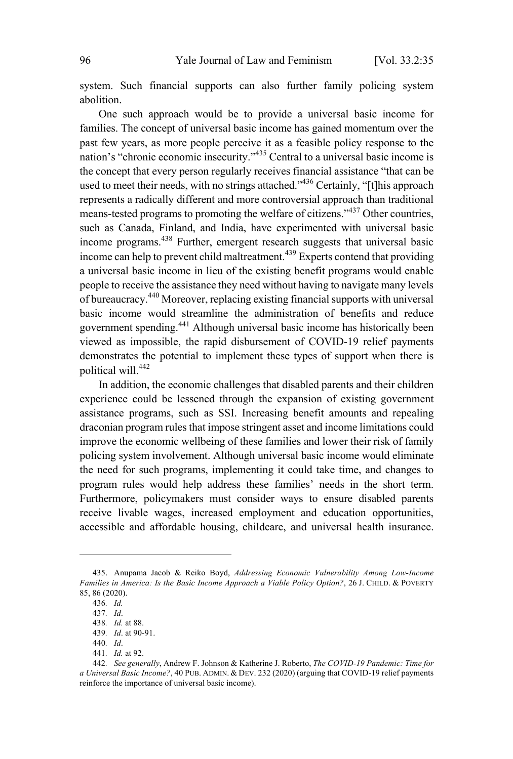system. Such financial supports can also further family policing system abolition.

One such approach would be to provide a universal basic income for families. The concept of universal basic income has gained momentum over the past few years, as more people perceive it as a feasible policy response to the nation's "chronic economic insecurity."[435] Central to a universal basic income is the concept that every person regularly receives financial assistance "that can be used to meet their needs, with no strings attached."[436] Certainly, "[t]his approach represents a radically different and more controversial approach than traditional means-tested programs to promoting the welfare of citizens."[437] Other countries, such as Canada, Finland, and India, have experimented with universal basic income programs.[438] Further, emergent research suggests that universal basic income can help to prevent child maltreatment.[439] Experts contend that providing a universal basic income in lieu of the existing benefit programs would enable people to receive the assistance they need without having to navigate many levels of bureaucracy.[440] Moreover, replacing existing financial supports with universal basic income would streamline the administration of benefits and reduce government spending.[441] Although universal basic income has historically been viewed as impossible, the rapid disbursement of COVID-19 relief payments demonstrates the potential to implement these types of support when there is political will.[442]

In addition, the economic challenges that disabled parents and their children experience could be lessened through the expansion of existing government assistance programs, such as SSI. Increasing benefit amounts and repealing draconian program rules that impose stringent asset and income limitations could improve the economic wellbeing of these families and lower their risk of family policing system involvement. Although universal basic income would eliminate the need for such programs, implementing it could take time, and changes to program rules would help address these families' needs in the short term. Furthermore, policymakers must consider ways to ensure disabled parents receive livable wages, increased employment and education opportunities, accessible and affordable housing, childcare, and universal health insurance.

---

435. Anupama Jacob & Reiko Boyd, *Addressing Economic Vulnerability Among Low-Income Families in America: Is the Basic Income Approach a Viable Policy Option?*, 26 J. CHILD. & POVERTY 85, 86 (2020).

436. *Id.*

437. *Id*.

438. *Id.* at 88.

439. *Id*. at 90-91.

440. *Id*.

441. *Id.* at 92.

442. *See generally*, Andrew F. Johnson & Katherine J. Roberto, *The COVID-19 Pandemic: Time for a Universal Basic Income?*, 40 PUB. ADMIN. & DEV. 232 (2020) (arguing that COVID-19 relief payments reinforce the importance of universal basic income).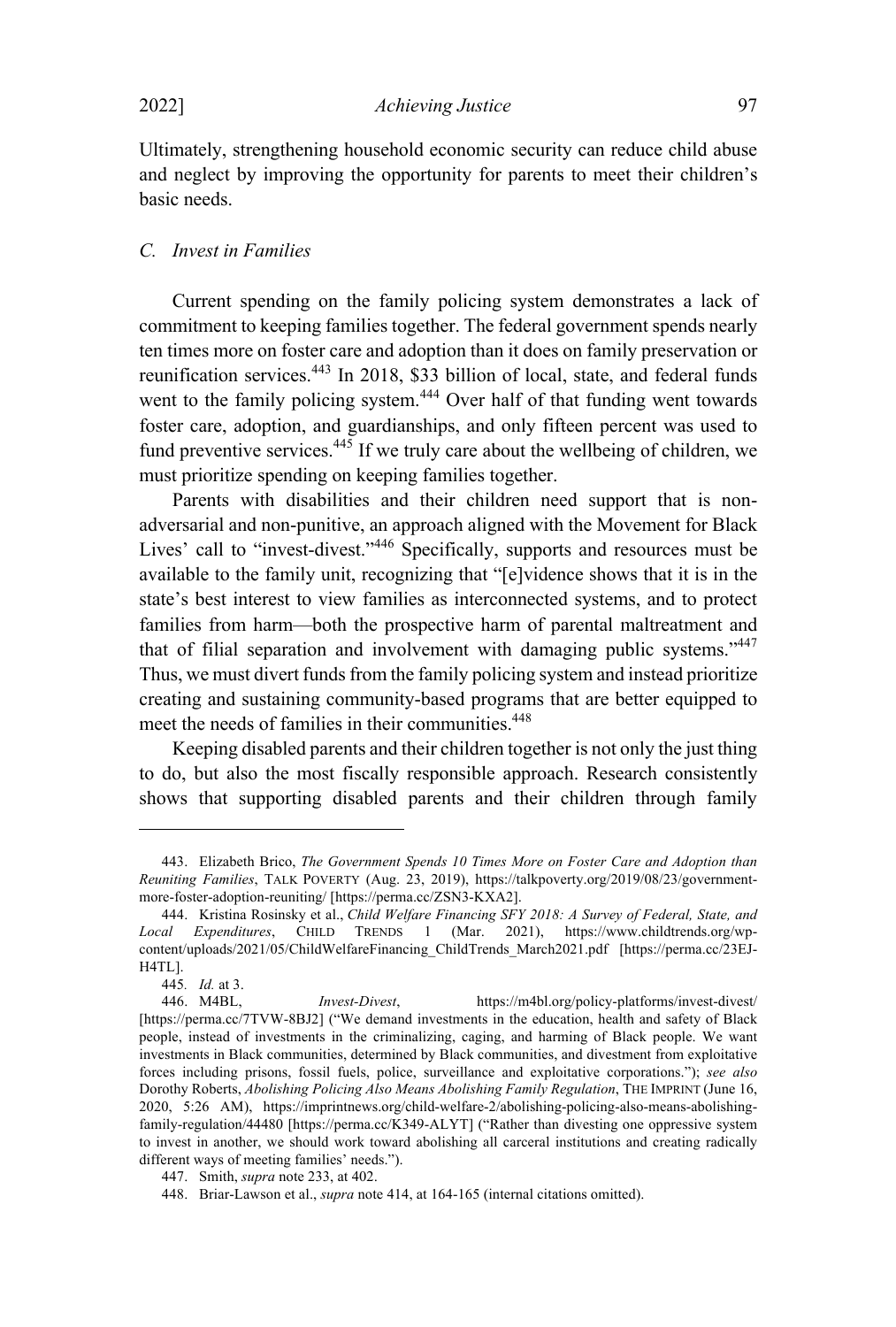Ultimately, strengthening household economic security can reduce child abuse and neglect by improving the opportunity for parents to meet their children's basic needs.

### *C. Invest in Families*

Current spending on the family policing system demonstrates a lack of commitment to keeping families together. The federal government spends nearly ten times more on foster care and adoption than it does on family preservation or reunification services.[443] In 2018, $33 billion of local, state, and federal funds went to the family policing system.[444] Over half of that funding went towards foster care, adoption, and guardianships, and only fifteen percent was used to fund preventive services.[445] If we truly care about the wellbeing of children, we must prioritize spending on keeping families together.

Parents with disabilities and their children need support that is non-adversarial and non-punitive, an approach aligned with the Movement for Black Lives' call to "invest-divest."[446] Specifically, supports and resources must be available to the family unit, recognizing that "[e]vidence shows that it is in the state's best interest to view families as interconnected systems, and to protect families from harm—both the prospective harm of parental maltreatment and that of filial separation and involvement with damaging public systems."[447] Thus, we must divert funds from the family policing system and instead prioritize creating and sustaining community-based programs that are better equipped to meet the needs of families in their communities.[448]

Keeping disabled parents and their children together is not only the just thing to do, but also the most fiscally responsible approach. Research consistently shows that supporting disabled parents and their children through family

---

443. Elizabeth Brico, *The Government Spends 10 Times More on Foster Care and Adoption than Reuniting Families*, TALK POVERTY (Aug. 23, 2019), https://talkpoverty.org/2019/08/23/government-more-foster-adoption-reuniting/ [https://perma.cc/ZSN3-KXA2].

444. Kristina Rosinsky et al., *Child Welfare Financing SFY 2018: A Survey of Federal, State, and Local Expenditures*, CHILD TRENDS 1 (Mar. 2021), https://www.childtrends.org/wp-content/uploads/2021/05/ChildWelfareFinancing_ChildTrends_March2021.pdf [https://perma.cc/23EJ-H4TL].

445. *Id.* at 3.

446. M4BL, *Invest-Divest*, https://m4bl.org/policy-platforms/invest-divest/ [https://perma.cc/7TVW-8BJ2] ("We demand investments in the education, health and safety of Black people, instead of investments in the criminalizing, caging, and harming of Black people. We want investments in Black communities, determined by Black communities, and divestment from exploitative forces including prisons, fossil fuels, police, surveillance and exploitative corporations."); *see also* Dorothy Roberts, *Abolishing Policing Also Means Abolishing Family Regulation*, THE IMPRINT (June 16, 2020, 5:26 AM), https://imprintnews.org/child-welfare-2/abolishing-policing-also-means-abolishing-family-regulation/44480 [https://perma.cc/K349-ALYT] ("Rather than divesting one oppressive system to invest in another, we should work toward abolishing all carceral institutions and creating radically different ways of meeting families' needs.").

447. Smith, *supra* note 233, at 402.

448. Briar-Lawson et al., *supra* note 414, at 164-165 (internal citations omitted).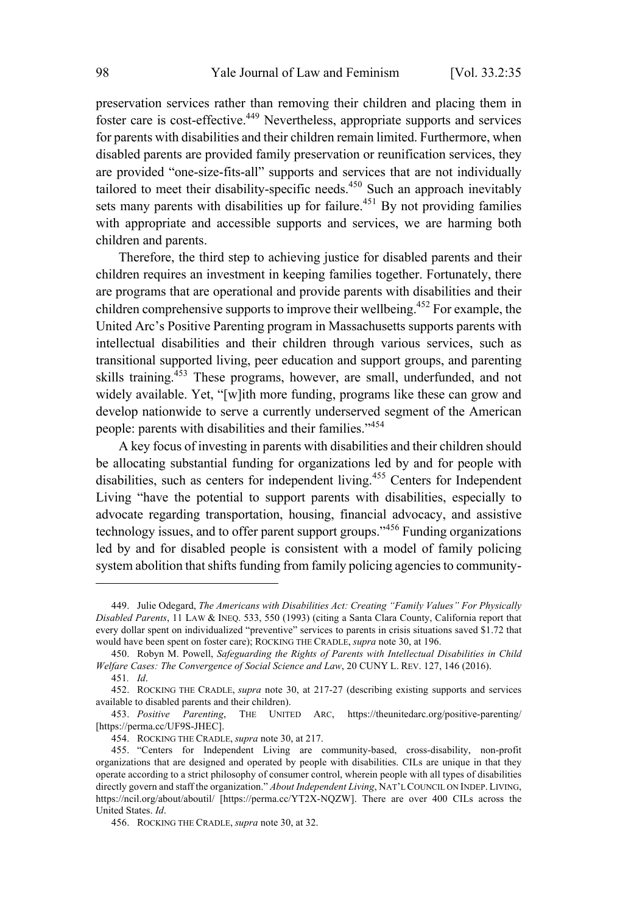preservation services rather than removing their children and placing them in foster care is cost-effective.[449] Nevertheless, appropriate supports and services for parents with disabilities and their children remain limited. Furthermore, when disabled parents are provided family preservation or reunification services, they are provided "one-size-fits-all" supports and services that are not individually tailored to meet their disability-specific needs.[450] Such an approach inevitably sets many parents with disabilities up for failure.[451] By not providing families with appropriate and accessible supports and services, we are harming both children and parents.

Therefore, the third step to achieving justice for disabled parents and their children requires an investment in keeping families together. Fortunately, there are programs that are operational and provide parents with disabilities and their children comprehensive supports to improve their wellbeing.[452] For example, the United Arc's Positive Parenting program in Massachusetts supports parents with intellectual disabilities and their children through various services, such as transitional supported living, peer education and support groups, and parenting skills training.[453] These programs, however, are small, underfunded, and not widely available. Yet, "[w]ith more funding, programs like these can grow and develop nationwide to serve a currently underserved segment of the American people: parents with disabilities and their families."[454]

A key focus of investing in parents with disabilities and their children should be allocating substantial funding for organizations led by and for people with disabilities, such as centers for independent living.[455] Centers for Independent Living "have the potential to support parents with disabilities, especially to advocate regarding transportation, housing, financial advocacy, and assistive technology issues, and to offer parent support groups."[456] Funding organizations led by and for disabled people is consistent with a model of family policing system abolition that shifts funding from family policing agencies to community-

---

449. Julie Odegard, *The Americans with Disabilities Act: Creating "Family Values" For Physically Disabled Parents*, 11 LAW & INEQ. 533, 550 (1993) (citing a Santa Clara County, California report that every dollar spent on individualized "preventive" services to parents in crisis situations saved $1.72 that would have been spent on foster care); ROCKING THE CRADLE, *supra* note 30, at 196.

450. Robyn M. Powell, *Safeguarding the Rights of Parents with Intellectual Disabilities in Child Welfare Cases: The Convergence of Social Science and Law*, 20 CUNY L. REV. 127, 146 (2016).

451. *Id*.

452. ROCKING THE CRADLE, *supra* note 30, at 217-27 (describing existing supports and services available to disabled parents and their children).

453. *Positive Parenting*, THE UNITED ARC, https://theunitedarc.org/positive-parenting/ [https://perma.cc/UF9S-JHEC].

454. ROCKING THE CRADLE, *supra* note 30, at 217.

455. "Centers for Independent Living are community-based, cross-disability, non-profit organizations that are designed and operated by people with disabilities. CILs are unique in that they operate according to a strict philosophy of consumer control, wherein people with all types of disabilities directly govern and staff the organization." *About Independent Living*, NAT'L COUNCIL ON INDEP. LIVING, https://ncil.org/about/aboutil/ [https://perma.cc/YT2X-NQZW]. There are over 400 CILs across the United States. *Id*.

456. ROCKING THE CRADLE, *supra* note 30, at 32.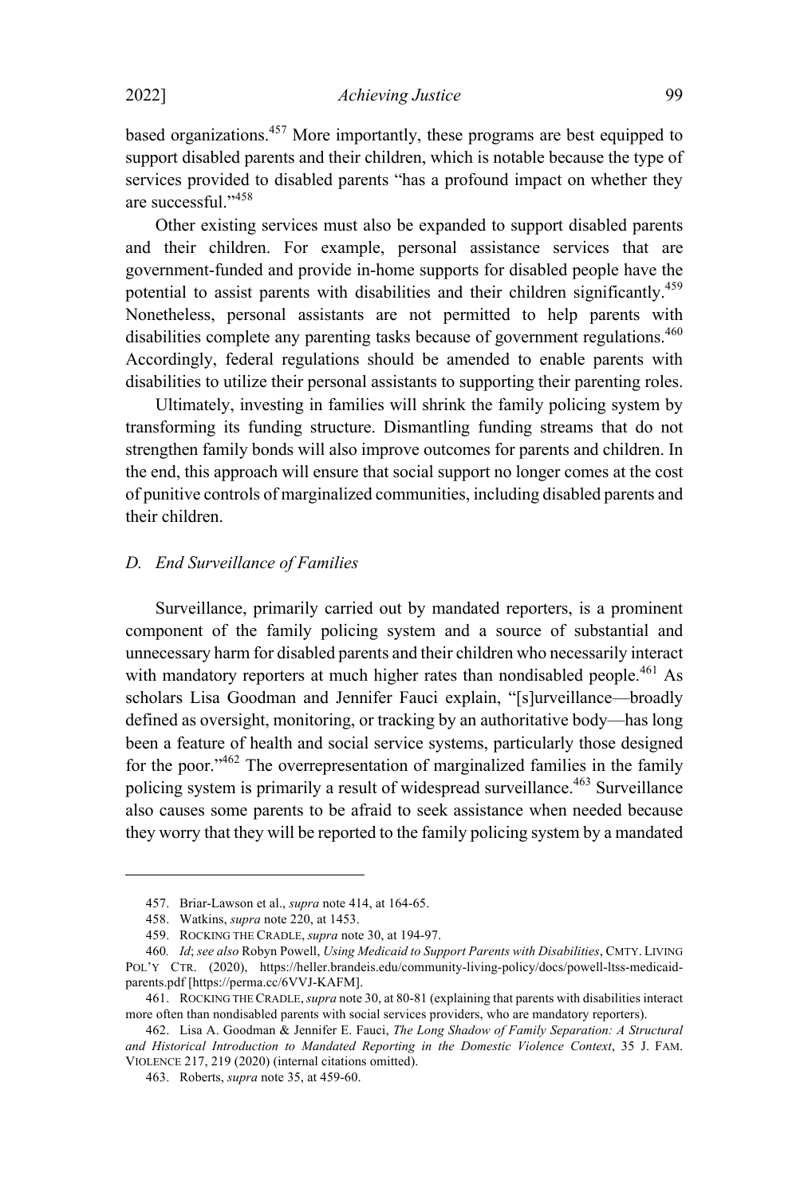based organizations.[457] More importantly, these programs are best equipped to support disabled parents and their children, which is notable because the type of services provided to disabled parents "has a profound impact on whether they are successful."[458]

Other existing services must also be expanded to support disabled parents and their children. For example, personal assistance services that are government-funded and provide in-home supports for disabled people have the potential to assist parents with disabilities and their children significantly.[459] Nonetheless, personal assistants are not permitted to help parents with disabilities complete any parenting tasks because of government regulations.[460] Accordingly, federal regulations should be amended to enable parents with disabilities to utilize their personal assistants to supporting their parenting roles.

Ultimately, investing in families will shrink the family policing system by transforming its funding structure. Dismantling funding streams that do not strengthen family bonds will also improve outcomes for parents and children. In the end, this approach will ensure that social support no longer comes at the cost of punitive controls of marginalized communities, including disabled parents and their children.

### *D. End Surveillance of Families*

Surveillance, primarily carried out by mandated reporters, is a prominent component of the family policing system and a source of substantial and unnecessary harm for disabled parents and their children who necessarily interact with mandatory reporters at much higher rates than nondisabled people.[461] As scholars Lisa Goodman and Jennifer Fauci explain, "[s]urveillance—broadly defined as oversight, monitoring, or tracking by an authoritative body—has long been a feature of health and social service systems, particularly those designed for the poor."[462] The overrepresentation of marginalized families in the family policing system is primarily a result of widespread surveillance.[463] Surveillance also causes some parents to be afraid to seek assistance when needed because they worry that they will be reported to the family policing system by a mandated

---

457. Briar-Lawson et al., *supra* note 414, at 164-65.

458. Watkins, *supra* note 220, at 1453.

459. ROCKING THE CRADLE, *supra* note 30, at 194-97.

460. *Id*; *see also* Robyn Powell, *Using Medicaid to Support Parents with Disabilities*, CMTY. LIVING POL'Y CTR. (2020), https://heller.brandeis.edu/community-living-policy/docs/powell-ltss-medicaid-parents.pdf [https://perma.cc/6VVJ-KAFM].

461. ROCKING THE CRADLE, *supra* note 30, at 80-81 (explaining that parents with disabilities interact more often than nondisabled parents with social services providers, who are mandatory reporters).

462. Lisa A. Goodman & Jennifer E. Fauci, *The Long Shadow of Family Separation: A Structural and Historical Introduction to Mandated Reporting in the Domestic Violence Context*, 35 J. FAM. VIOLENCE 217, 219 (2020) (internal citations omitted).

463. Roberts, *supra* note 35, at 459-60.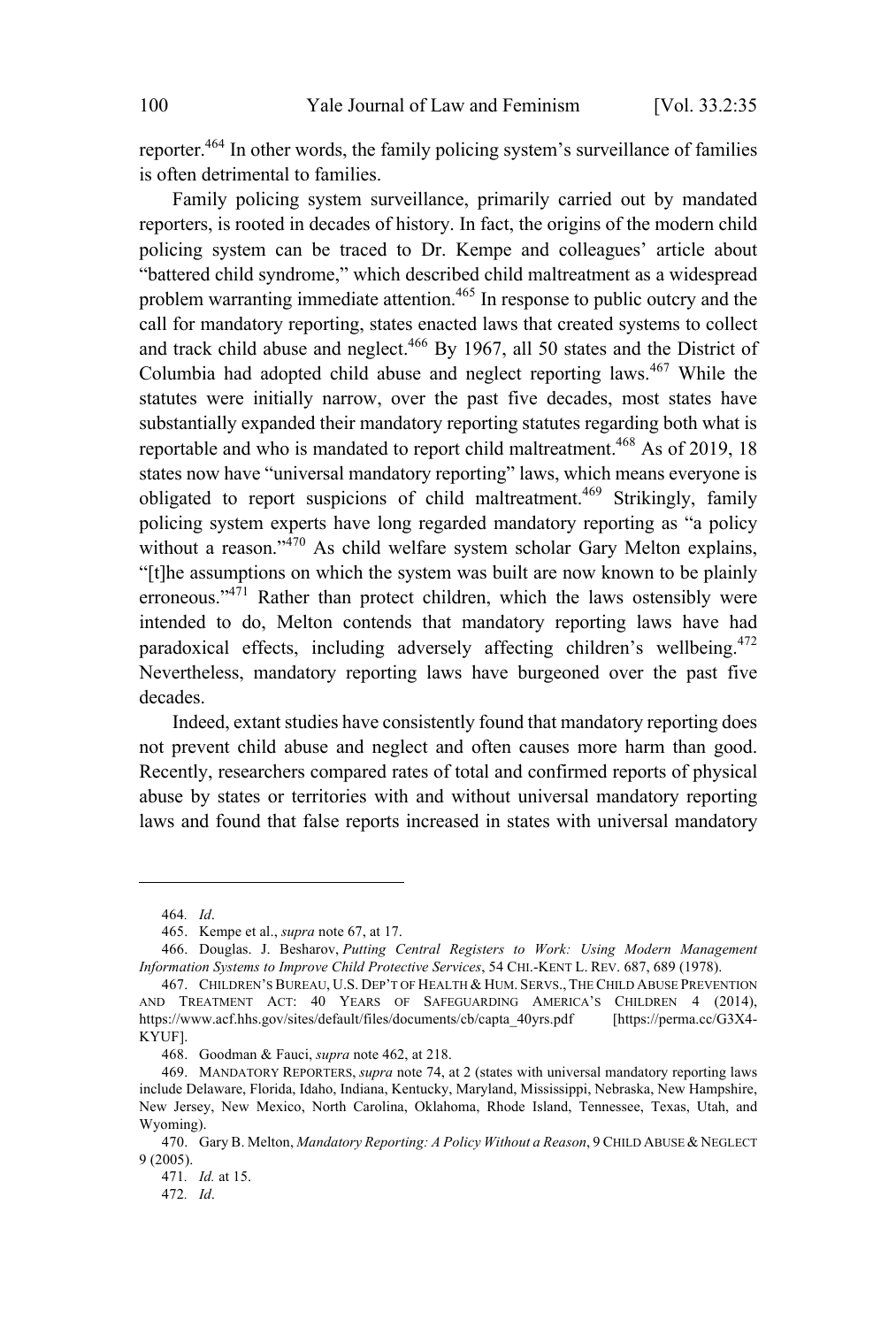reporter.[464] In other words, the family policing system's surveillance of families is often detrimental to families.

Family policing system surveillance, primarily carried out by mandated reporters, is rooted in decades of history. In fact, the origins of the modern child policing system can be traced to Dr. Kempe and colleagues' article about "battered child syndrome," which described child maltreatment as a widespread problem warranting immediate attention.[465] In response to public outcry and the call for mandatory reporting, states enacted laws that created systems to collect and track child abuse and neglect.[466] By 1967, all 50 states and the District of Columbia had adopted child abuse and neglect reporting laws.[467] While the statutes were initially narrow, over the past five decades, most states have substantially expanded their mandatory reporting statutes regarding both what is reportable and who is mandated to report child maltreatment.[468] As of 2019, 18 states now have "universal mandatory reporting" laws, which means everyone is obligated to report suspicions of child maltreatment.[469] Strikingly, family policing system experts have long regarded mandatory reporting as "a policy without a reason."[470] As child welfare system scholar Gary Melton explains, "[t]he assumptions on which the system was built are now known to be plainly erroneous."[471] Rather than protect children, which the laws ostensibly were intended to do, Melton contends that mandatory reporting laws have had paradoxical effects, including adversely affecting children's wellbeing.[472] Nevertheless, mandatory reporting laws have burgeoned over the past five decades.

Indeed, extant studies have consistently found that mandatory reporting does not prevent child abuse and neglect and often causes more harm than good. Recently, researchers compared rates of total and confirmed reports of physical abuse by states or territories with and without universal mandatory reporting laws and found that false reports increased in states with universal mandatory

---

464. *Id*.

465. Kempe et al., *supra* note 67, at 17.

466. Douglas. J. Besharov, *Putting Central Registers to Work: Using Modern Management Information Systems to Improve Child Protective Services*, 54 CHI.-KENT L. REV. 687, 689 (1978).

467. CHILDREN'S BUREAU, U.S. DEP'T OF HEALTH & HUM. SERVS., THE CHILD ABUSE PREVENTION AND TREATMENT ACT: 40 YEARS OF SAFEGUARDING AMERICA'S CHILDREN 4 (2014), https://www.acf.hhs.gov/sites/default/files/documents/cb/capta_40yrs.pdf [https://perma.cc/G3X4-KYUF].

468. Goodman & Fauci, *supra* note 462, at 218.

469. MANDATORY REPORTERS, *supra* note 74, at 2 (states with universal mandatory reporting laws include Delaware, Florida, Idaho, Indiana, Kentucky, Maryland, Mississippi, Nebraska, New Hampshire, New Jersey, New Mexico, North Carolina, Oklahoma, Rhode Island, Tennessee, Texas, Utah, and Wyoming).

470. Gary B. Melton, *Mandatory Reporting: A Policy Without a Reason*, 9 CHILD ABUSE & NEGLECT 9 (2005).

471. *Id.* at 15.

472. *Id*.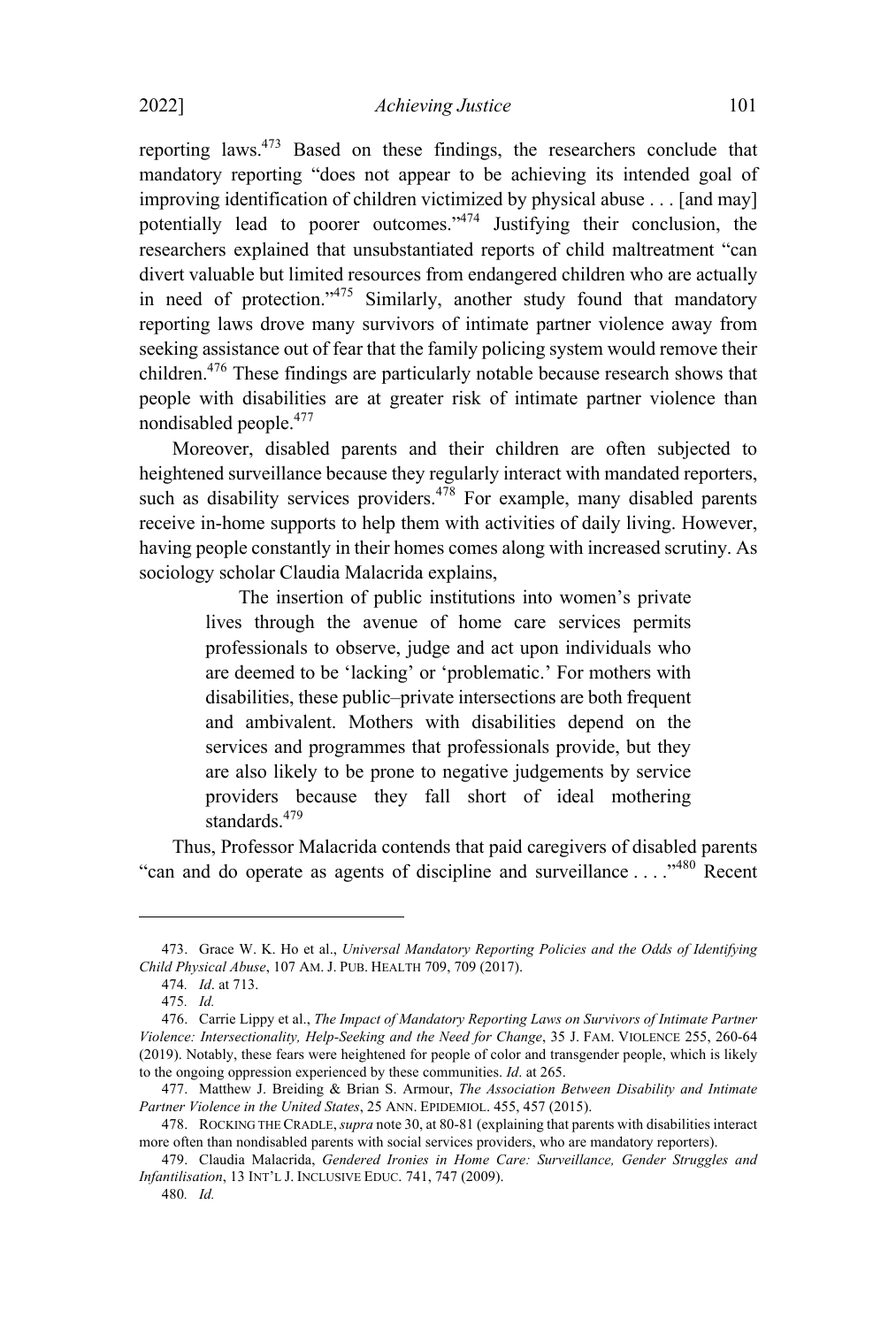reporting laws.[473] Based on these findings, the researchers conclude that mandatory reporting "does not appear to be achieving its intended goal of improving identification of children victimized by physical abuse . . . [and may] potentially lead to poorer outcomes."[474] Justifying their conclusion, the researchers explained that unsubstantiated reports of child maltreatment "can divert valuable but limited resources from endangered children who are actually in need of protection."[475] Similarly, another study found that mandatory reporting laws drove many survivors of intimate partner violence away from seeking assistance out of fear that the family policing system would remove their children.[476] These findings are particularly notable because research shows that people with disabilities are at greater risk of intimate partner violence than nondisabled people.[477]

Moreover, disabled parents and their children are often subjected to heightened surveillance because they regularly interact with mandated reporters, such as disability services providers.[478] For example, many disabled parents receive in-home supports to help them with activities of daily living. However, having people constantly in their homes comes along with increased scrutiny. As sociology scholar Claudia Malacrida explains,

> The insertion of public institutions into women's private lives through the avenue of home care services permits professionals to observe, judge and act upon individuals who are deemed to be 'lacking' or 'problematic.' For mothers with disabilities, these public–private intersections are both frequent and ambivalent. Mothers with disabilities depend on the services and programmes that professionals provide, but they are also likely to be prone to negative judgements by service providers because they fall short of ideal mothering standards.[479]

Thus, Professor Malacrida contends that paid caregivers of disabled parents "can and do operate as agents of discipline and surveillance . . . ."[480] Recent

---

473. Grace W. K. Ho et al., *Universal Mandatory Reporting Policies and the Odds of Identifying Child Physical Abuse*, 107 AM. J. PUB. HEALTH 709, 709 (2017).

474. *Id*. at 713.

475. *Id.*

476. Carrie Lippy et al., *The Impact of Mandatory Reporting Laws on Survivors of Intimate Partner Violence: Intersectionality, Help-Seeking and the Need for Change*, 35 J. FAM. VIOLENCE 255, 260-64 (2019). Notably, these fears were heightened for people of color and transgender people, which is likely to the ongoing oppression experienced by these communities. *Id*. at 265.

477. Matthew J. Breiding & Brian S. Armour, *The Association Between Disability and Intimate Partner Violence in the United States*, 25 ANN. EPIDEMIOL. 455, 457 (2015).

478. ROCKING THE CRADLE, *supra* note 30, at 80-81 (explaining that parents with disabilities interact more often than nondisabled parents with social services providers, who are mandatory reporters).

479. Claudia Malacrida, *Gendered Ironies in Home Care: Surveillance, Gender Struggles and Infantilisation*, 13 INT'L J. INCLUSIVE EDUC. 741, 747 (2009).

480. *Id.*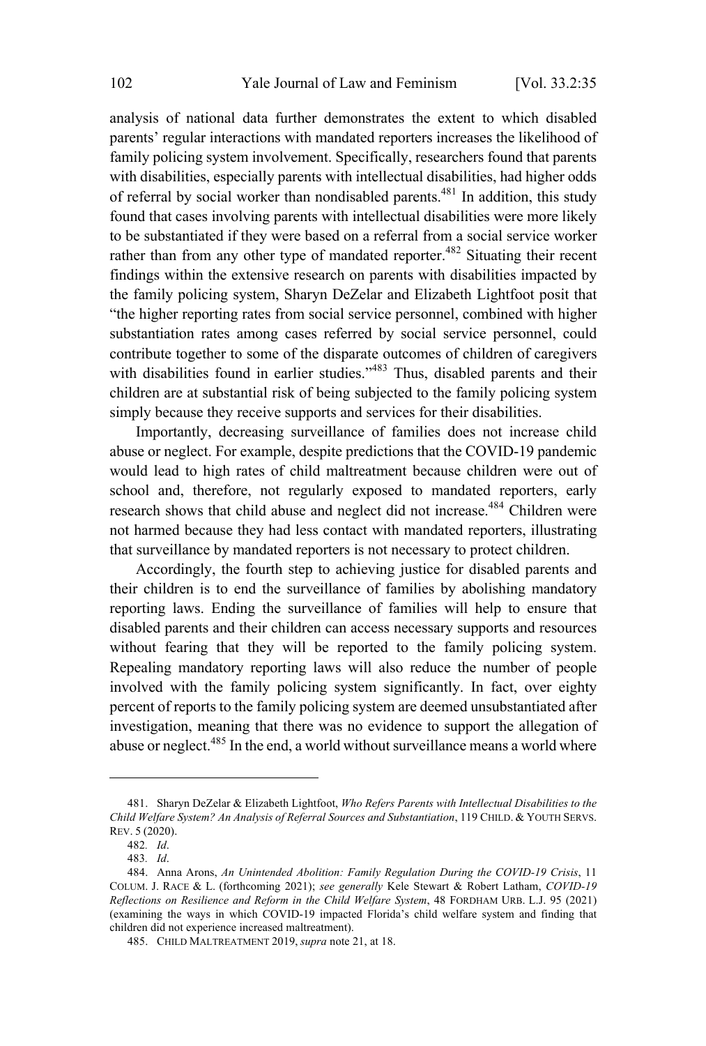analysis of national data further demonstrates the extent to which disabled parents' regular interactions with mandated reporters increases the likelihood of family policing system involvement. Specifically, researchers found that parents with disabilities, especially parents with intellectual disabilities, had higher odds of referral by social worker than nondisabled parents.[481] In addition, this study found that cases involving parents with intellectual disabilities were more likely to be substantiated if they were based on a referral from a social service worker rather than from any other type of mandated reporter.[482] Situating their recent findings within the extensive research on parents with disabilities impacted by the family policing system, Sharyn DeZelar and Elizabeth Lightfoot posit that "the higher reporting rates from social service personnel, combined with higher substantiation rates among cases referred by social service personnel, could contribute together to some of the disparate outcomes of children of caregivers with disabilities found in earlier studies."[483] Thus, disabled parents and their children are at substantial risk of being subjected to the family policing system simply because they receive supports and services for their disabilities.

Importantly, decreasing surveillance of families does not increase child abuse or neglect. For example, despite predictions that the COVID-19 pandemic would lead to high rates of child maltreatment because children were out of school and, therefore, not regularly exposed to mandated reporters, early research shows that child abuse and neglect did not increase.[484] Children were not harmed because they had less contact with mandated reporters, illustrating that surveillance by mandated reporters is not necessary to protect children.

Accordingly, the fourth step to achieving justice for disabled parents and their children is to end the surveillance of families by abolishing mandatory reporting laws. Ending the surveillance of families will help to ensure that disabled parents and their children can access necessary supports and resources without fearing that they will be reported to the family policing system. Repealing mandatory reporting laws will also reduce the number of people involved with the family policing system significantly. In fact, over eighty percent of reports to the family policing system are deemed unsubstantiated after investigation, meaning that there was no evidence to support the allegation of abuse or neglect.[485] In the end, a world without surveillance means a world where

---

481. Sharyn DeZelar & Elizabeth Lightfoot, *Who Refers Parents with Intellectual Disabilities to the Child Welfare System? An Analysis of Referral Sources and Substantiation*, 119 CHILD. & YOUTH SERVS. REV. 5 (2020).

482. *Id*.

483. *Id*.

484. Anna Arons, *An Unintended Abolition: Family Regulation During the COVID-19 Crisis*, 11 COLUM. J. RACE & L. (forthcoming 2021); *see generally* Kele Stewart & Robert Latham, *COVID-19 Reflections on Resilience and Reform in the Child Welfare System*, 48 FORDHAM URB. L.J. 95 (2021) (examining the ways in which COVID-19 impacted Florida's child welfare system and finding that children did not experience increased maltreatment).

485. CHILD MALTREATMENT 2019, *supra* note 21, at 18.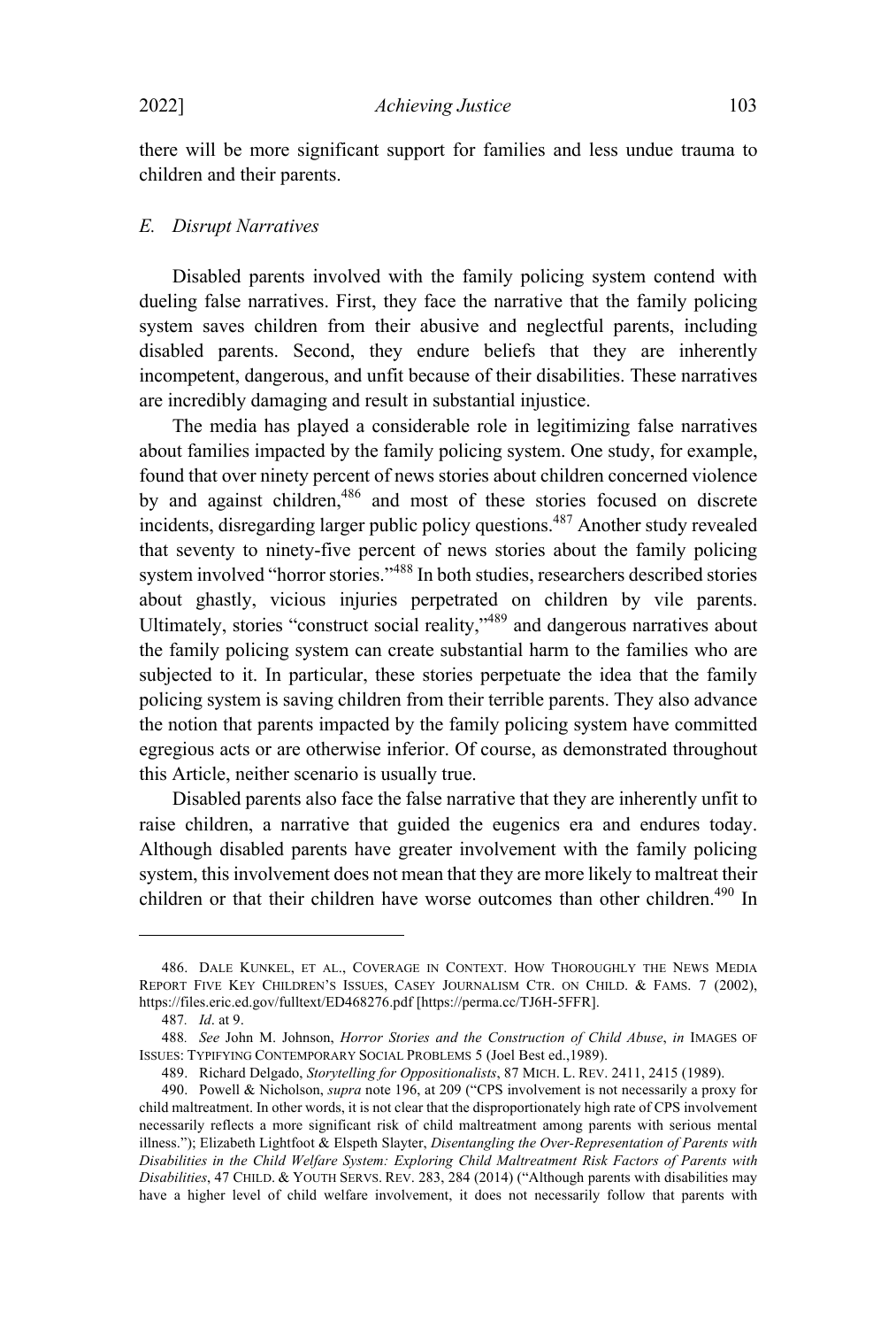there will be more significant support for families and less undue trauma to children and their parents.

### *E. Disrupt Narratives*

Disabled parents involved with the family policing system contend with dueling false narratives. First, they face the narrative that the family policing system saves children from their abusive and neglectful parents, including disabled parents. Second, they endure beliefs that they are inherently incompetent, dangerous, and unfit because of their disabilities. These narratives are incredibly damaging and result in substantial injustice.

The media has played a considerable role in legitimizing false narratives about families impacted by the family policing system. One study, for example, found that over ninety percent of news stories about children concerned violence by and against children,[486] and most of these stories focused on discrete incidents, disregarding larger public policy questions.[487] Another study revealed that seventy to ninety-five percent of news stories about the family policing system involved "horror stories."[488] In both studies, researchers described stories about ghastly, vicious injuries perpetrated on children by vile parents. Ultimately, stories "construct social reality,"[489] and dangerous narratives about the family policing system can create substantial harm to the families who are subjected to it. In particular, these stories perpetuate the idea that the family policing system is saving children from their terrible parents. They also advance the notion that parents impacted by the family policing system have committed egregious acts or are otherwise inferior. Of course, as demonstrated throughout this Article, neither scenario is usually true.

Disabled parents also face the false narrative that they are inherently unfit to raise children, a narrative that guided the eugenics era and endures today. Although disabled parents have greater involvement with the family policing system, this involvement does not mean that they are more likely to maltreat their children or that their children have worse outcomes than other children.[490] In

---

486. DALE KUNKEL, ET AL., COVERAGE IN CONTEXT. HOW THOROUGHLY THE NEWS MEDIA REPORT FIVE KEY CHILDREN'S ISSUES, CASEY JOURNALISM CTR. ON CHILD. & FAMS. 7 (2002), https://files.eric.ed.gov/fulltext/ED468276.pdf [https://perma.cc/TJ6H-5FFR].

487. *Id*. at 9.

488. *See* John M. Johnson, *Horror Stories and the Construction of Child Abuse*, *in* IMAGES OF ISSUES: TYPIFYING CONTEMPORARY SOCIAL PROBLEMS 5 (Joel Best ed.,1989).

489. Richard Delgado, *Storytelling for Oppositionalists*, 87 MICH. L. REV. 2411, 2415 (1989).

490. Powell & Nicholson, *supra* note 196, at 209 ("CPS involvement is not necessarily a proxy for child maltreatment. In other words, it is not clear that the disproportionately high rate of CPS involvement necessarily reflects a more significant risk of child maltreatment among parents with serious mental illness."); Elizabeth Lightfoot & Elspeth Slayter, *Disentangling the Over-Representation of Parents with Disabilities in the Child Welfare System: Exploring Child Maltreatment Risk Factors of Parents with Disabilities*, 47 CHILD. & YOUTH SERVS. REV. 283, 284 (2014) ("Although parents with disabilities may have a higher level of child welfare involvement, it does not necessarily follow that parents with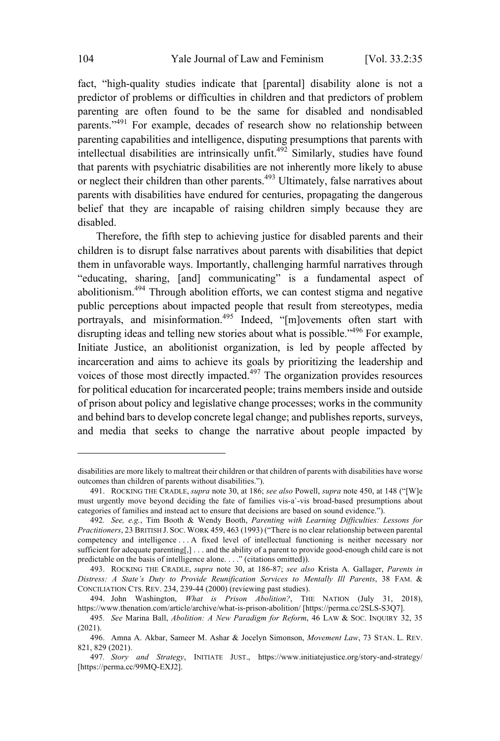fact, "high-quality studies indicate that [parental] disability alone is not a predictor of problems or difficulties in children and that predictors of problem parenting are often found to be the same for disabled and nondisabled parents."[491] For example, decades of research show no relationship between parenting capabilities and intelligence, disputing presumptions that parents with intellectual disabilities are intrinsically unfit.[492] Similarly, studies have found that parents with psychiatric disabilities are not inherently more likely to abuse or neglect their children than other parents.[493] Ultimately, false narratives about parents with disabilities have endured for centuries, propagating the dangerous belief that they are incapable of raising children simply because they are disabled.

Therefore, the fifth step to achieving justice for disabled parents and their children is to disrupt false narratives about parents with disabilities that depict them in unfavorable ways. Importantly, challenging harmful narratives through "educating, sharing, [and] communicating" is a fundamental aspect of abolitionism.[494] Through abolition efforts, we can contest stigma and negative public perceptions about impacted people that result from stereotypes, media portrayals, and misinformation.[495] Indeed, "[m]ovements often start with disrupting ideas and telling new stories about what is possible."[496] For example, Initiate Justice, an abolitionist organization, is led by people affected by incarceration and aims to achieve its goals by prioritizing the leadership and voices of those most directly impacted.[497] The organization provides resources for political education for incarcerated people; trains members inside and outside of prison about policy and legislative change processes; works in the community and behind bars to develop concrete legal change; and publishes reports, surveys, and media that seeks to change the narrative about people impacted by

---

disabilities are more likely to maltreat their children or that children of parents with disabilities have worse outcomes than children of parents without disabilities.").

491. ROCKING THE CRADLE, *supra* note 30, at 186; *see also* Powell, *supra* note 450, at 148 ("[W]e must urgently move beyond deciding the fate of families vis-a`-vis broad-based presumptions about categories of families and instead act to ensure that decisions are based on sound evidence.").

492. *See, e.g.*, Tim Booth & Wendy Booth, *Parenting with Learning Difficulties: Lessons for Practitioners*, 23 BRITISH J. SOC. WORK 459, 463 (1993) ("There is no clear relationship between parental competency and intelligence . . . A fixed level of intellectual functioning is neither necessary nor sufficient for adequate parenting[,] . . . and the ability of a parent to provide good-enough child care is not predictable on the basis of intelligence alone. . . ." (citations omitted)).

493. ROCKING THE CRADLE, *supra* note 30, at 186-87; *see also* Krista A. Gallager, *Parents in Distress: A State's Duty to Provide Reunification Services to Mentally Ill Parents*, 38 FAM. & CONCILIATION CTS. REV. 234, 239-44 (2000) (reviewing past studies).

494. John Washington, *What is Prison Abolition?*, THE NATION (July 31, 2018), https://www.thenation.com/article/archive/what-is-prison-abolition/ [https://perma.cc/2SLS-S3Q7].

495. *See* Marina Ball, *Abolition: A New Paradigm for Reform*, 46 LAW & SOC. INQUIRY 32, 35 (2021).

496. Amna A. Akbar, Sameer M. Ashar & Jocelyn Simonson, *Movement Law*, 73 STAN. L. REV. 821, 829 (2021).

497. *Story and Strategy*, INITIATE JUST., https://www.initiatejustice.org/story-and-strategy/ [https://perma.cc/99MQ-EXJ2].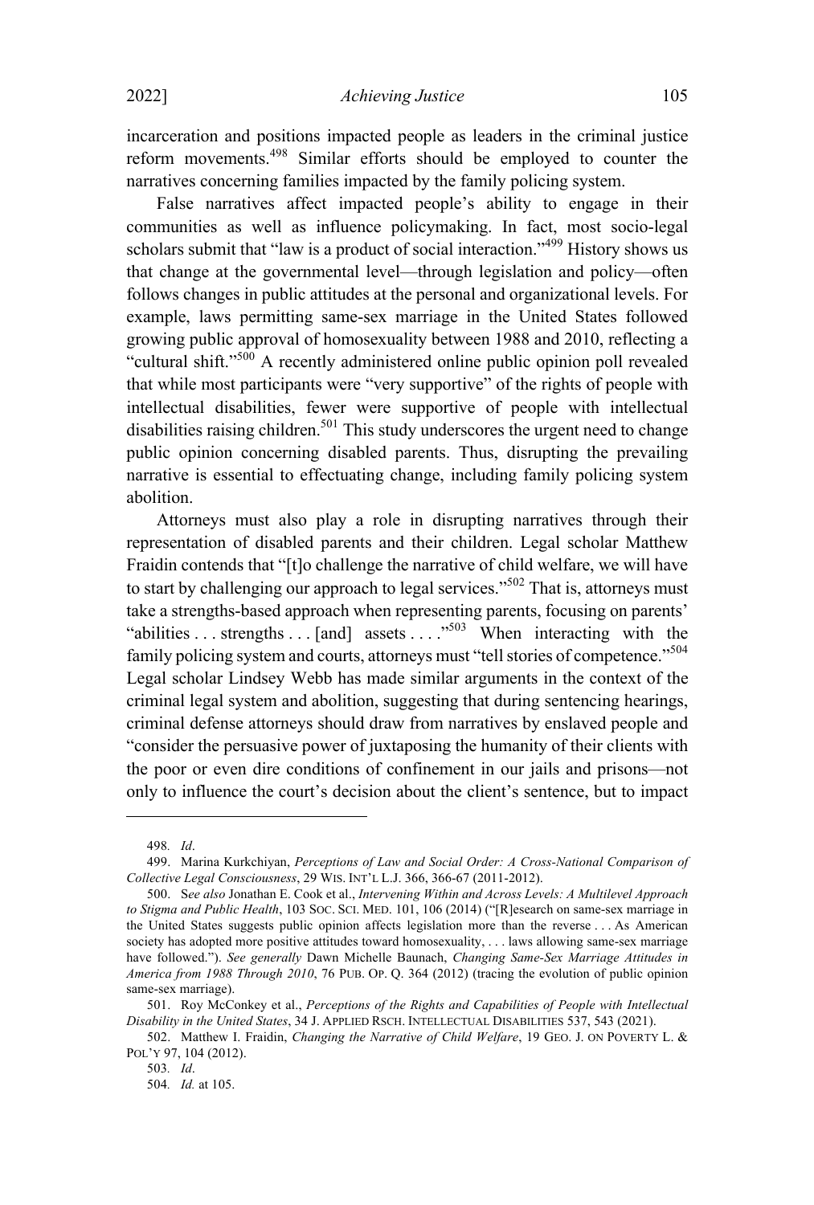incarceration and positions impacted people as leaders in the criminal justice reform movements.[498] Similar efforts should be employed to counter the narratives concerning families impacted by the family policing system.

False narratives affect impacted people's ability to engage in their communities as well as influence policymaking. In fact, most socio-legal scholars submit that "law is a product of social interaction."[499] History shows us that change at the governmental level—through legislation and policy—often follows changes in public attitudes at the personal and organizational levels. For example, laws permitting same-sex marriage in the United States followed growing public approval of homosexuality between 1988 and 2010, reflecting a "cultural shift."[500] A recently administered online public opinion poll revealed that while most participants were "very supportive" of the rights of people with intellectual disabilities, fewer were supportive of people with intellectual disabilities raising children.[501] This study underscores the urgent need to change public opinion concerning disabled parents. Thus, disrupting the prevailing narrative is essential to effectuating change, including family policing system abolition.

Attorneys must also play a role in disrupting narratives through their representation of disabled parents and their children. Legal scholar Matthew Fraidin contends that "[t]o challenge the narrative of child welfare, we will have to start by challenging our approach to legal services."[502] That is, attorneys must take a strengths-based approach when representing parents, focusing on parents' "abilities . . . strengths . . . [and] assets . . . ."[503] When interacting with the family policing system and courts, attorneys must "tell stories of competence."[504] Legal scholar Lindsey Webb has made similar arguments in the context of the criminal legal system and abolition, suggesting that during sentencing hearings, criminal defense attorneys should draw from narratives by enslaved people and "consider the persuasive power of juxtaposing the humanity of their clients with the poor or even dire conditions of confinement in our jails and prisons—not only to influence the court's decision about the client's sentence, but to impact

---

498. *Id*.

499. Marina Kurkchiyan, *Perceptions of Law and Social Order: A Cross-National Comparison of Collective Legal Consciousness*, 29 WIS. INT'L L.J. 366, 366-67 (2011-2012).

500. S*ee also* Jonathan E. Cook et al., *Intervening Within and Across Levels: A Multilevel Approach to Stigma and Public Health*, 103 SOC. SCI. MED. 101, 106 (2014) ("[R]esearch on same-sex marriage in the United States suggests public opinion affects legislation more than the reverse . . . As American society has adopted more positive attitudes toward homosexuality, . . . laws allowing same-sex marriage have followed."). *See generally* Dawn Michelle Baunach, *Changing Same-Sex Marriage Attitudes in America from 1988 Through 2010*, 76 PUB. OP. Q. 364 (2012) (tracing the evolution of public opinion same-sex marriage).

501. Roy McConkey et al., *Perceptions of the Rights and Capabilities of People with Intellectual Disability in the United States*, 34 J. APPLIED RSCH. INTELLECTUAL DISABILITIES 537, 543 (2021).

502. Matthew I. Fraidin, *Changing the Narrative of Child Welfare*, 19 GEO. J. ON POVERTY L. & POL'Y 97, 104 (2012).

503. *Id*.

504. *Id.* at 105.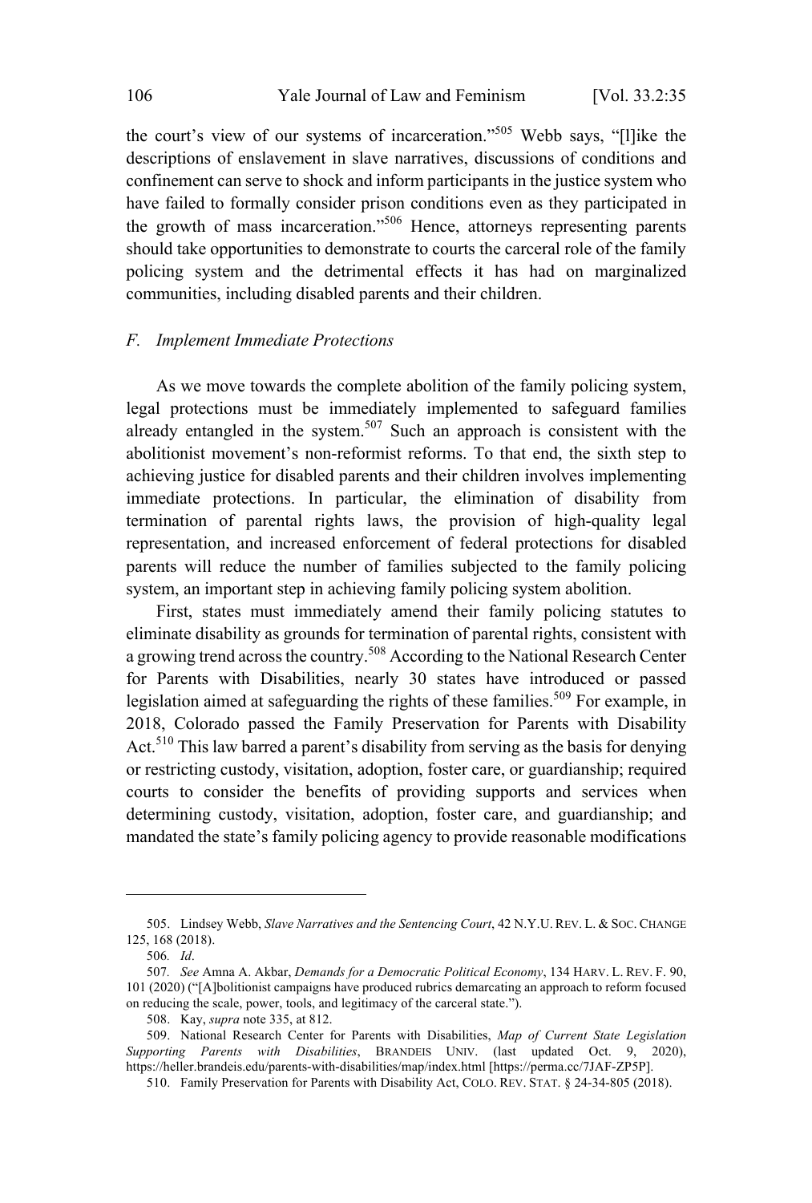the court's view of our systems of incarceration."[505] Webb says, "[l]ike the descriptions of enslavement in slave narratives, discussions of conditions and confinement can serve to shock and inform participants in the justice system who have failed to formally consider prison conditions even as they participated in the growth of mass incarceration."[506] Hence, attorneys representing parents should take opportunities to demonstrate to courts the carceral role of the family policing system and the detrimental effects it has had on marginalized communities, including disabled parents and their children.

### *F. Implement Immediate Protections*

As we move towards the complete abolition of the family policing system, legal protections must be immediately implemented to safeguard families already entangled in the system.[507] Such an approach is consistent with the abolitionist movement's non-reformist reforms. To that end, the sixth step to achieving justice for disabled parents and their children involves implementing immediate protections. In particular, the elimination of disability from termination of parental rights laws, the provision of high-quality legal representation, and increased enforcement of federal protections for disabled parents will reduce the number of families subjected to the family policing system, an important step in achieving family policing system abolition.

First, states must immediately amend their family policing statutes to eliminate disability as grounds for termination of parental rights, consistent with a growing trend across the country.[508] According to the National Research Center for Parents with Disabilities, nearly 30 states have introduced or passed legislation aimed at safeguarding the rights of these families.[509] For example, in 2018, Colorado passed the Family Preservation for Parents with Disability Act.[510] This law barred a parent's disability from serving as the basis for denying or restricting custody, visitation, adoption, foster care, or guardianship; required courts to consider the benefits of providing supports and services when determining custody, visitation, adoption, foster care, and guardianship; and mandated the state's family policing agency to provide reasonable modifications

---

505. Lindsey Webb, *Slave Narratives and the Sentencing Court*, 42 N.Y.U. REV. L. & SOC. CHANGE 125, 168 (2018).

506. *Id*.

507. *See* Amna A. Akbar, *Demands for a Democratic Political Economy*, 134 HARV. L. REV. F. 90, 101 (2020) ("[A]bolitionist campaigns have produced rubrics demarcating an approach to reform focused on reducing the scale, power, tools, and legitimacy of the carceral state.").

508. Kay, *supra* note 335, at 812.

509. National Research Center for Parents with Disabilities, *Map of Current State Legislation Supporting Parents with Disabilities*, BRANDEIS UNIV. (last updated Oct. 9, 2020), https://heller.brandeis.edu/parents-with-disabilities/map/index.html [https://perma.cc/7JAF-ZP5P].

510. Family Preservation for Parents with Disability Act, COLO. REV. STAT. § 24-34-805 (2018).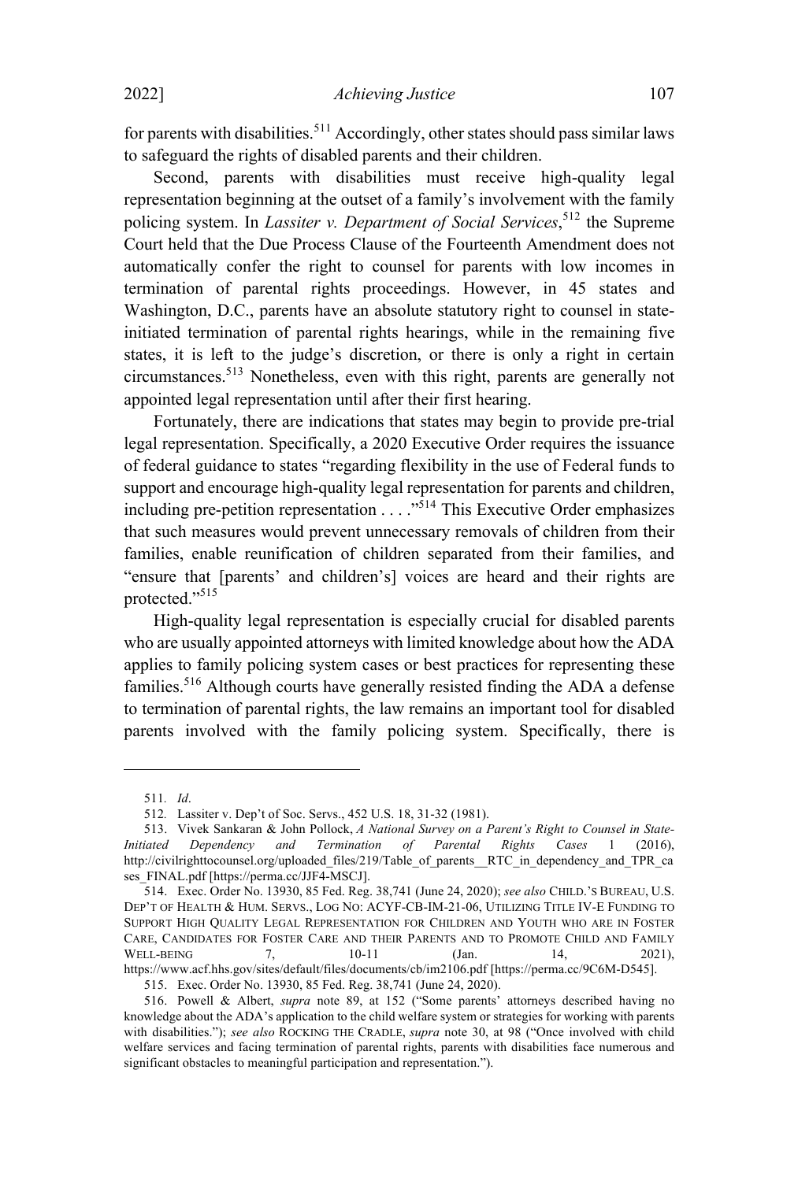for parents with disabilities.[511] Accordingly, other states should pass similar laws to safeguard the rights of disabled parents and their children.

Second, parents with disabilities must receive high-quality legal representation beginning at the outset of a family's involvement with the family policing system. In *Lassiter v. Department of Social Services*,[512] the Supreme Court held that the Due Process Clause of the Fourteenth Amendment does not automatically confer the right to counsel for parents with low incomes in termination of parental rights proceedings. However, in 45 states and Washington, D.C., parents have an absolute statutory right to counsel in state-initiated termination of parental rights hearings, while in the remaining five states, it is left to the judge's discretion, or there is only a right in certain circumstances.[513] Nonetheless, even with this right, parents are generally not appointed legal representation until after their first hearing.

Fortunately, there are indications that states may begin to provide pre-trial legal representation. Specifically, a 2020 Executive Order requires the issuance of federal guidance to states "regarding flexibility in the use of Federal funds to support and encourage high-quality legal representation for parents and children, including pre-petition representation . . . ."[514] This Executive Order emphasizes that such measures would prevent unnecessary removals of children from their families, enable reunification of children separated from their families, and "ensure that [parents' and children's] voices are heard and their rights are protected."[515]

High-quality legal representation is especially crucial for disabled parents who are usually appointed attorneys with limited knowledge about how the ADA applies to family policing system cases or best practices for representing these families.[516] Although courts have generally resisted finding the ADA a defense to termination of parental rights, the law remains an important tool for disabled parents involved with the family policing system. Specifically, there is

---

511. *Id*.

512. Lassiter v. Dep't of Soc. Servs., 452 U.S. 18, 31-32 (1981).

513. Vivek Sankaran & John Pollock, *A National Survey on a Parent's Right to Counsel in State-Initiated Dependency and Termination of Parental Rights Cases* 1 (2016), http://civilrighttocounsel.org/uploaded_files/219/Table_of_parents__RTC_in_dependency_and_TPR_cases_FINAL.pdf [https://perma.cc/JJF4-MSCJ].

514. Exec. Order No. 13930, 85 Fed. Reg. 38,741 (June 24, 2020); *see also* CHILD.'S BUREAU, U.S. DEP'T OF HEALTH & HUM. SERVS., LOG NO: ACYF-CB-IM-21-06, UTILIZING TITLE IV-E FUNDING TO SUPPORT HIGH QUALITY LEGAL REPRESENTATION FOR CHILDREN AND YOUTH WHO ARE IN FOSTER CARE, CANDIDATES FOR FOSTER CARE AND THEIR PARENTS AND TO PROMOTE CHILD AND FAMILY WELL-BEING 7, 10-11 (Jan. 14, 2021), https://www.acf.hhs.gov/sites/default/files/documents/cb/im2106.pdf [https://perma.cc/9C6M-D545].

515. Exec. Order No. 13930, 85 Fed. Reg. 38,741 (June 24, 2020).

516. Powell & Albert, *supra* note 89, at 152 ("Some parents' attorneys described having no knowledge about the ADA's application to the child welfare system or strategies for working with parents with disabilities."); *see also* ROCKING THE CRADLE, *supra* note 30, at 98 ("Once involved with child welfare services and facing termination of parental rights, parents with disabilities face numerous and significant obstacles to meaningful participation and representation.").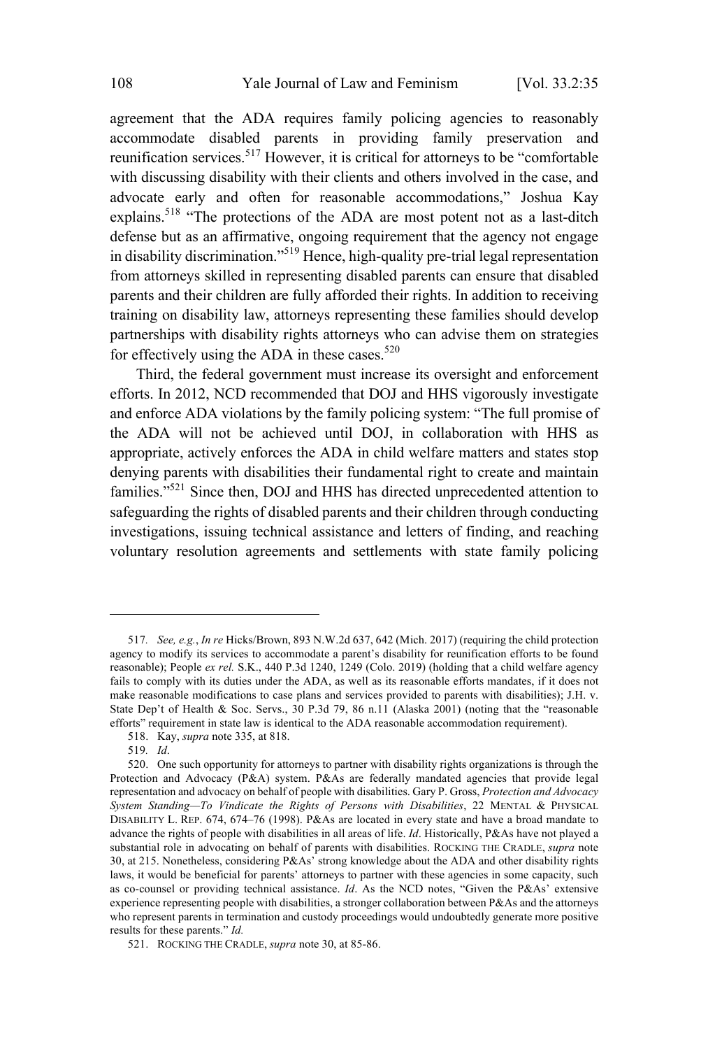agreement that the ADA requires family policing agencies to reasonably accommodate disabled parents in providing family preservation and reunification services.[517] However, it is critical for attorneys to be "comfortable with discussing disability with their clients and others involved in the case, and advocate early and often for reasonable accommodations," Joshua Kay explains.[518] "The protections of the ADA are most potent not as a last-ditch defense but as an affirmative, ongoing requirement that the agency not engage in disability discrimination."[519] Hence, high-quality pre-trial legal representation from attorneys skilled in representing disabled parents can ensure that disabled parents and their children are fully afforded their rights. In addition to receiving training on disability law, attorneys representing these families should develop partnerships with disability rights attorneys who can advise them on strategies for effectively using the ADA in these cases.[520]

Third, the federal government must increase its oversight and enforcement efforts. In 2012, NCD recommended that DOJ and HHS vigorously investigate and enforce ADA violations by the family policing system: "The full promise of the ADA will not be achieved until DOJ, in collaboration with HHS as appropriate, actively enforces the ADA in child welfare matters and states stop denying parents with disabilities their fundamental right to create and maintain families."[521] Since then, DOJ and HHS has directed unprecedented attention to safeguarding the rights of disabled parents and their children through conducting investigations, issuing technical assistance and letters of finding, and reaching voluntary resolution agreements and settlements with state family policing

---

517. *See, e.g.*, *In re* Hicks/Brown, 893 N.W.2d 637, 642 (Mich. 2017) (requiring the child protection agency to modify its services to accommodate a parent's disability for reunification efforts to be found reasonable); People *ex rel.* S.K., 440 P.3d 1240, 1249 (Colo. 2019) (holding that a child welfare agency fails to comply with its duties under the ADA, as well as its reasonable efforts mandates, if it does not make reasonable modifications to case plans and services provided to parents with disabilities); J.H. v. State Dep't of Health & Soc. Servs., 30 P.3d 79, 86 n.11 (Alaska 2001) (noting that the "reasonable efforts" requirement in state law is identical to the ADA reasonable accommodation requirement).

518. Kay, *supra* note 335, at 818.

519. *Id*.

520. One such opportunity for attorneys to partner with disability rights organizations is through the Protection and Advocacy (P&A) system. P&As are federally mandated agencies that provide legal representation and advocacy on behalf of people with disabilities. Gary P. Gross, *Protection and Advocacy System Standing—To Vindicate the Rights of Persons with Disabilities*, 22 MENTAL & PHYSICAL DISABILITY L. REP. 674, 674–76 (1998). P&As are located in every state and have a broad mandate to advance the rights of people with disabilities in all areas of life. *Id*. Historically, P&As have not played a substantial role in advocating on behalf of parents with disabilities. ROCKING THE CRADLE, *supra* note 30, at 215. Nonetheless, considering P&As' strong knowledge about the ADA and other disability rights laws, it would be beneficial for parents' attorneys to partner with these agencies in some capacity, such as co-counsel or providing technical assistance. *Id*. As the NCD notes, "Given the P&As' extensive experience representing people with disabilities, a stronger collaboration between P&As and the attorneys who represent parents in termination and custody proceedings would undoubtedly generate more positive results for these parents." *Id.*

521. ROCKING THE CRADLE, *supra* note 30, at 85-86.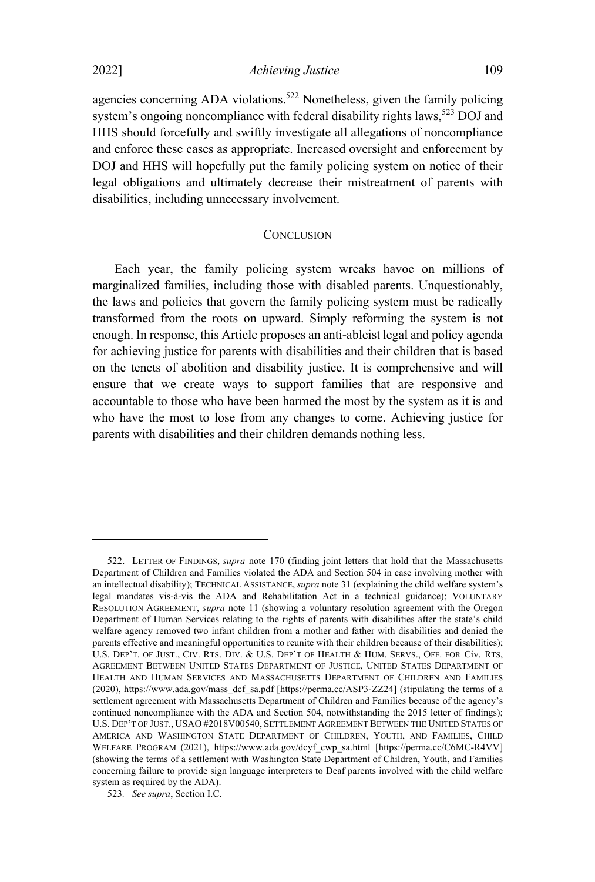agencies concerning ADA violations.[522] Nonetheless, given the family policing system's ongoing noncompliance with federal disability rights laws,[523] DOJ and HHS should forcefully and swiftly investigate all allegations of noncompliance and enforce these cases as appropriate. Increased oversight and enforcement by DOJ and HHS will hopefully put the family policing system on notice of their legal obligations and ultimately decrease their mistreatment of parents with disabilities, including unnecessary involvement.

## CONCLUSION

Each year, the family policing system wreaks havoc on millions of marginalized families, including those with disabled parents. Unquestionably, the laws and policies that govern the family policing system must be radically transformed from the roots on upward. Simply reforming the system is not enough. In response, this Article proposes an anti-ableist legal and policy agenda for achieving justice for parents with disabilities and their children that is based on the tenets of abolition and disability justice. It is comprehensive and will ensure that we create ways to support families that are responsive and accountable to those who have been harmed the most by the system as it is and who have the most to lose from any changes to come. Achieving justice for parents with disabilities and their children demands nothing less.

---

522. LETTER OF FINDINGS, *supra* note 170 (finding joint letters that hold that the Massachusetts Department of Children and Families violated the ADA and Section 504 in case involving mother with an intellectual disability); TECHNICAL ASSISTANCE, *supra* note 31 (explaining the child welfare system's legal mandates vis-à-vis the ADA and Rehabilitation Act in a technical guidance); VOLUNTARY RESOLUTION AGREEMENT, *supra* note 11 (showing a voluntary resolution agreement with the Oregon Department of Human Services relating to the rights of parents with disabilities after the state's child welfare agency removed two infant children from a mother and father with disabilities and denied the parents effective and meaningful opportunities to reunite with their children because of their disabilities); U.S. DEP'T. OF JUST., CIV. RTS. DIV. & U.S. DEP'T OF HEALTH & HUM. SERVS., OFF. FOR CIV. RTS, AGREEMENT BETWEEN UNITED STATES DEPARTMENT OF JUSTICE, UNITED STATES DEPARTMENT OF HEALTH AND HUMAN SERVICES AND MASSACHUSETTS DEPARTMENT OF CHILDREN AND FAMILIES (2020), https://www.ada.gov/mass_dcf_sa.pdf [https://perma.cc/ASP3-ZZ24] (stipulating the terms of a settlement agreement with Massachusetts Department of Children and Families because of the agency's continued noncompliance with the ADA and Section 504, notwithstanding the 2015 letter of findings); U.S. DEP'T OF JUST., USAO #2018V00540, SETTLEMENT AGREEMENT BETWEEN THE UNITED STATES OF AMERICA AND WASHINGTON STATE DEPARTMENT OF CHILDREN, YOUTH, AND FAMILIES, CHILD WELFARE PROGRAM (2021), https://www.ada.gov/dcyf_cwp_sa.html [https://perma.cc/C6MC-R4VV] (showing the terms of a settlement with Washington State Department of Children, Youth, and Families concerning failure to provide sign language interpreters to Deaf parents involved with the child welfare system as required by the ADA).

523. *See supra*, Section I.C.